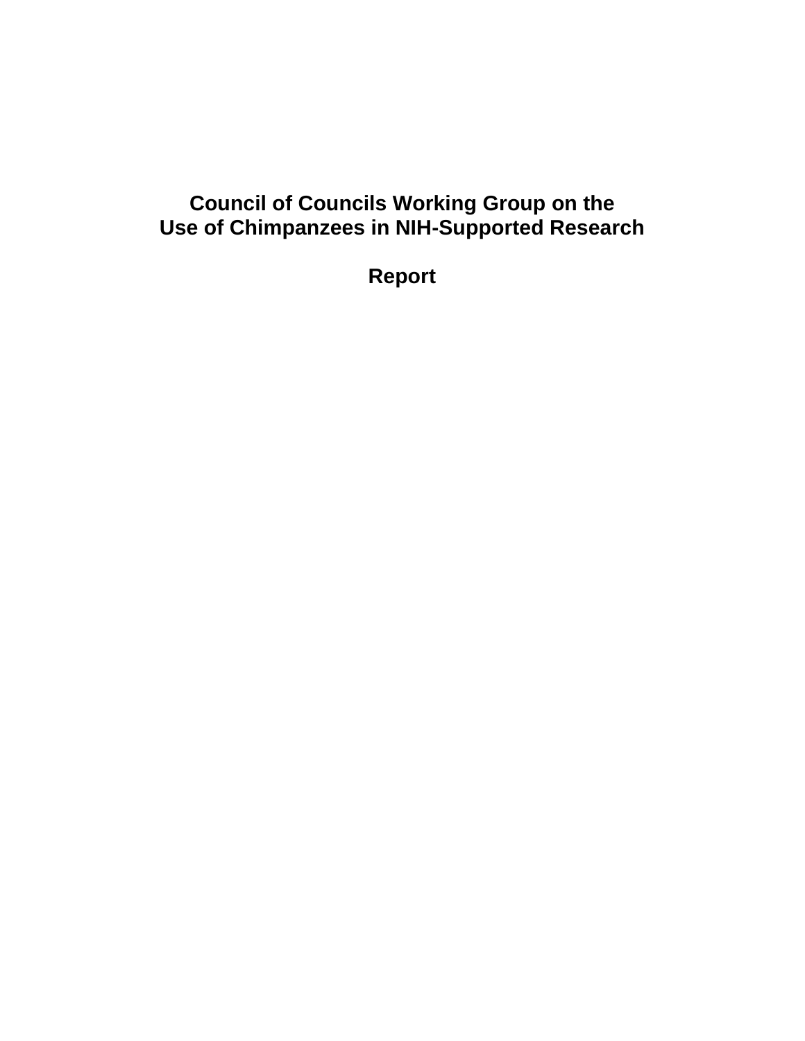# Council of Councils Working Group on the Use of Chimpanzees in NIH-Supported Research

## Report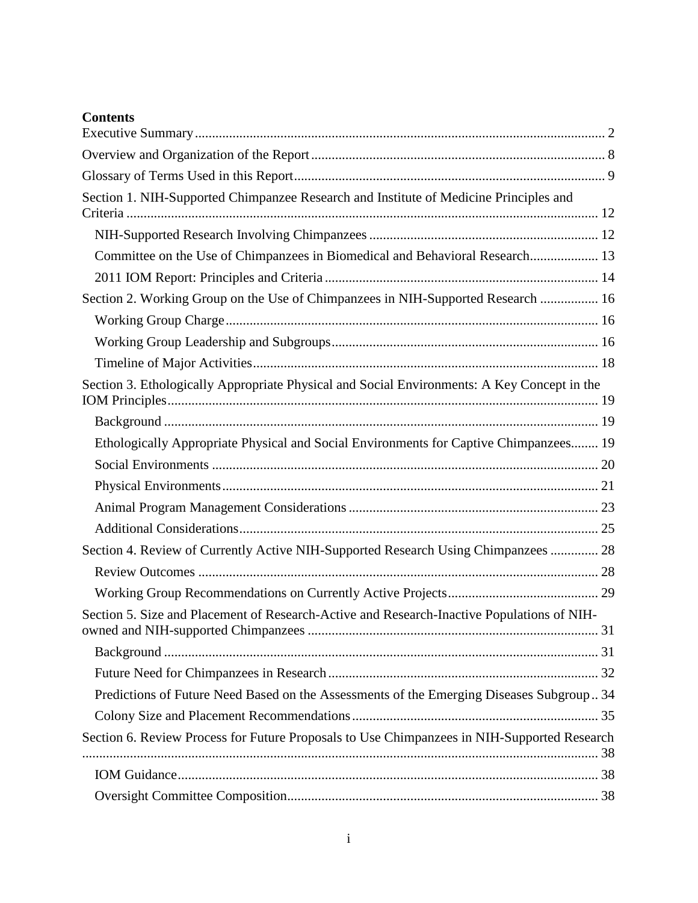**Contents**

Executive Summary ........ 2

Overview and Organization of the Report ........ 8

Glossary of Terms Used in this Report ........ 9

Section 1. NIH-Supported Chimpanzee Research and Institute of Medicine Principles and Criteria ........ 12

- NIH-Supported Research Involving Chimpanzees ........ 12
- Committee on the Use of Chimpanzees in Biomedical and Behavioral Research ........ 13
- 2011 IOM Report: Principles and Criteria ........ 14

Section 2. Working Group on the Use of Chimpanzees in NIH-Supported Research ........ 16

- Working Group Charge ........ 16
- Working Group Leadership and Subgroups ........ 16
- Timeline of Major Activities ........ 18

Section 3. Ethologically Appropriate Physical and Social Environments: A Key Concept in the IOM Principles ........ 19

- Background ........ 19
- Ethologically Appropriate Physical and Social Environments for Captive Chimpanzees ........ 19
- Social Environments ........ 20
- Physical Environments ........ 21
- Animal Program Management Considerations ........ 23
- Additional Considerations ........ 25

Section 4. Review of Currently Active NIH-Supported Research Using Chimpanzees ........ 28

- Review Outcomes ........ 28
- Working Group Recommendations on Currently Active Projects ........ 29

Section 5. Size and Placement of Research-Active and Research-Inactive Populations of NIH-owned and NIH-supported Chimpanzees ........ 31

- Background ........ 31
- Future Need for Chimpanzees in Research ........ 32
- Predictions of Future Need Based on the Assessments of the Emerging Diseases Subgroup ........ 34
- Colony Size and Placement Recommendations ........ 35

Section 6. Review Process for Future Proposals to Use Chimpanzees in NIH-Supported Research ........ 38

- IOM Guidance ........ 38
- Oversight Committee Composition ........ 38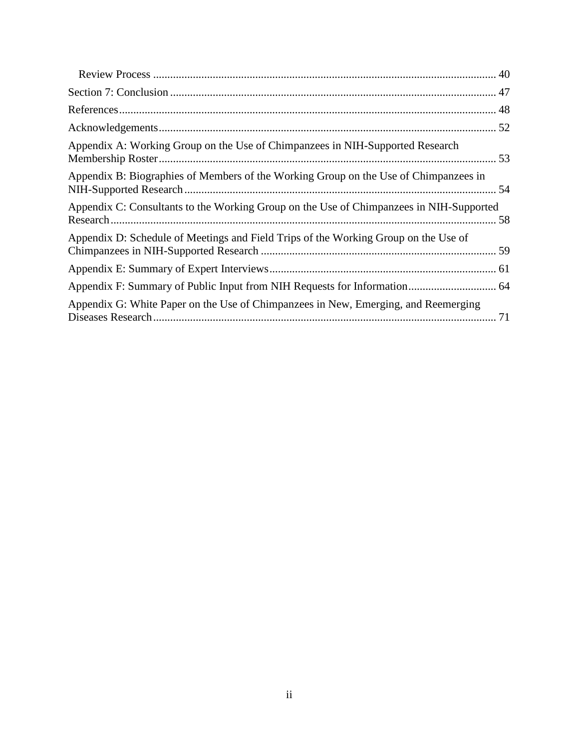Review Process ........................................................................................................ 40

Section 7: Conclusion .................................................................................................. 47

References .................................................................................................................... 48

Acknowledgements ...................................................................................................... 52

Appendix A: Working Group on the Use of Chimpanzees in NIH-Supported Research Membership Roster ...................................................................................................... 53

Appendix B: Biographies of Members of the Working Group on the Use of Chimpanzees in NIH-Supported Research ............................................................................................ 54

Appendix C: Consultants to the Working Group on the Use of Chimpanzees in NIH-Supported Research ....................................................................................................................... 58

Appendix D: Schedule of Meetings and Field Trips of the Working Group on the Use of Chimpanzees in NIH-Supported Research .................................................................. 59

Appendix E: Summary of Expert Interviews ............................................................... 61

Appendix F: Summary of Public Input from NIH Requests for Information ............... 64

Appendix G: White Paper on the Use of Chimpanzees in New, Emerging, and Reemerging Diseases Research ........................................................................................................ 71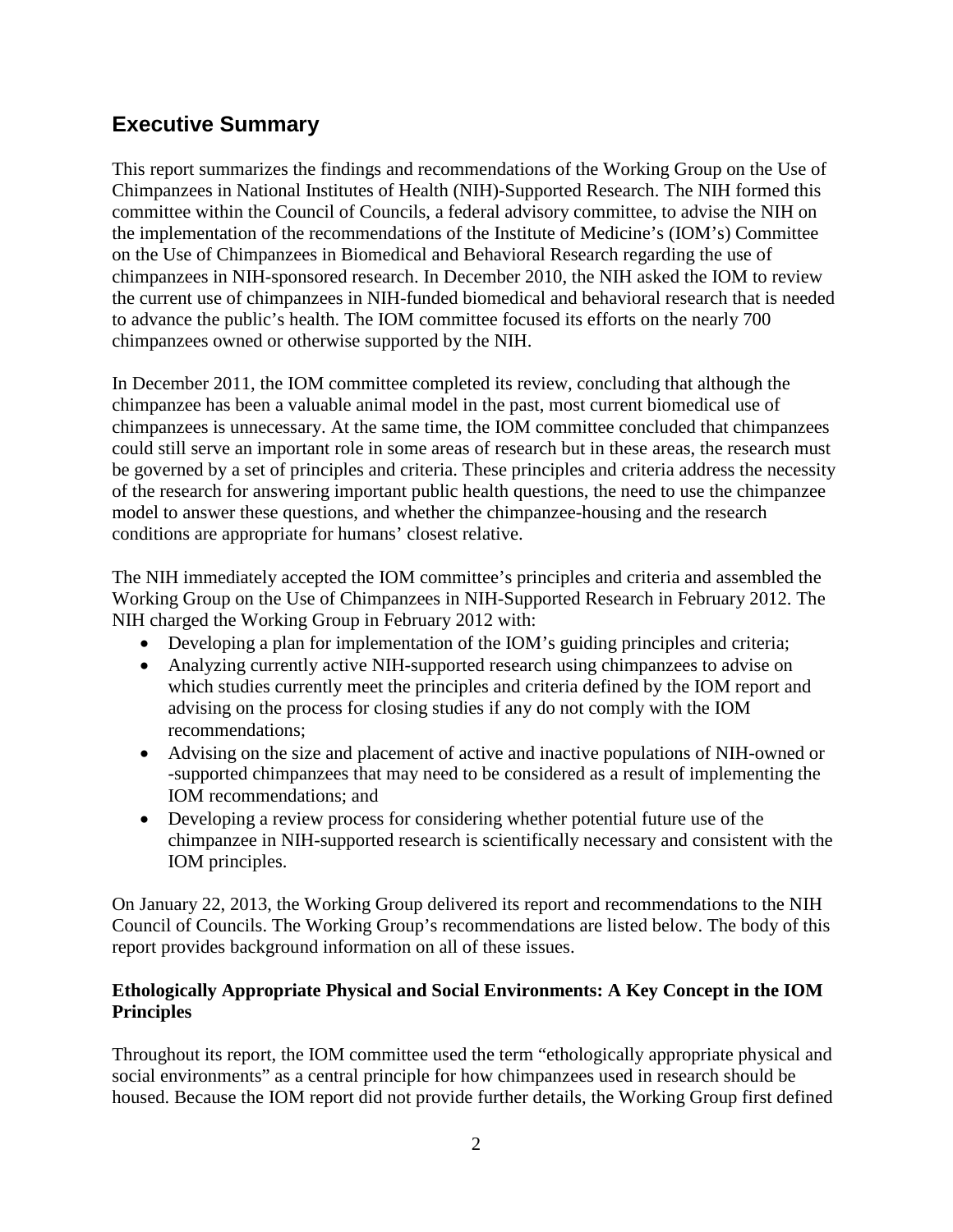## Executive Summary

This report summarizes the findings and recommendations of the Working Group on the Use of Chimpanzees in National Institutes of Health (NIH)-Supported Research. The NIH formed this committee within the Council of Councils, a federal advisory committee, to advise the NIH on the implementation of the recommendations of the Institute of Medicine's (IOM's) Committee on the Use of Chimpanzees in Biomedical and Behavioral Research regarding the use of chimpanzees in NIH-sponsored research. In December 2010, the NIH asked the IOM to review the current use of chimpanzees in NIH-funded biomedical and behavioral research that is needed to advance the public's health. The IOM committee focused its efforts on the nearly 700 chimpanzees owned or otherwise supported by the NIH.

In December 2011, the IOM committee completed its review, concluding that although the chimpanzee has been a valuable animal model in the past, most current biomedical use of chimpanzees is unnecessary. At the same time, the IOM committee concluded that chimpanzees could still serve an important role in some areas of research but in these areas, the research must be governed by a set of principles and criteria. These principles and criteria address the necessity of the research for answering important public health questions, the need to use the chimpanzee model to answer these questions, and whether the chimpanzee-housing and the research conditions are appropriate for humans' closest relative.

The NIH immediately accepted the IOM committee's principles and criteria and assembled the Working Group on the Use of Chimpanzees in NIH-Supported Research in February 2012. The NIH charged the Working Group in February 2012 with:

- Developing a plan for implementation of the IOM's guiding principles and criteria;
- Analyzing currently active NIH-supported research using chimpanzees to advise on which studies currently meet the principles and criteria defined by the IOM report and advising on the process for closing studies if any do not comply with the IOM recommendations;
- Advising on the size and placement of active and inactive populations of NIH-owned or -supported chimpanzees that may need to be considered as a result of implementing the IOM recommendations; and
- Developing a review process for considering whether potential future use of the chimpanzee in NIH-supported research is scientifically necessary and consistent with the IOM principles.

On January 22, 2013, the Working Group delivered its report and recommendations to the NIH Council of Councils. The Working Group's recommendations are listed below. The body of this report provides background information on all of these issues.

**Ethologically Appropriate Physical and Social Environments: A Key Concept in the IOM Principles**

Throughout its report, the IOM committee used the term "ethologically appropriate physical and social environments" as a central principle for how chimpanzees used in research should be housed. Because the IOM report did not provide further details, the Working Group first defined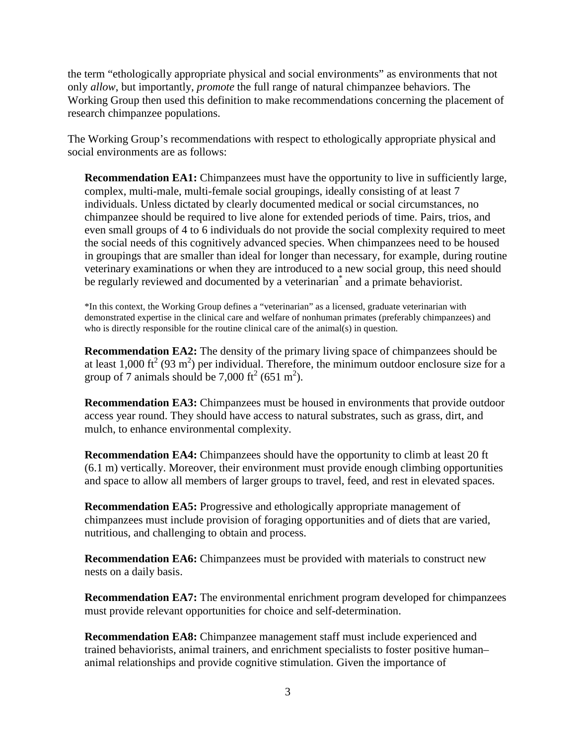the term "ethologically appropriate physical and social environments" as environments that not only *allow*, but importantly, *promote* the full range of natural chimpanzee behaviors. The Working Group then used this definition to make recommendations concerning the placement of research chimpanzee populations.

The Working Group's recommendations with respect to ethologically appropriate physical and social environments are as follows:

**Recommendation EA1:** Chimpanzees must have the opportunity to live in sufficiently large, complex, multi-male, multi-female social groupings, ideally consisting of at least 7 individuals. Unless dictated by clearly documented medical or social circumstances, no chimpanzee should be required to live alone for extended periods of time. Pairs, trios, and even small groups of 4 to 6 individuals do not provide the social complexity required to meet the social needs of this cognitively advanced species. When chimpanzees need to be housed in groupings that are smaller than ideal for longer than necessary, for example, during routine veterinary examinations or when they are introduced to a new social group, this need should be regularly reviewed and documented by a veterinarian* and a primate behaviorist.

*In this context, the Working Group defines a "veterinarian" as a licensed, graduate veterinarian with demonstrated expertise in the clinical care and welfare of nonhuman primates (preferably chimpanzees) and who is directly responsible for the routine clinical care of the animal(s) in question.

**Recommendation EA2:** The density of the primary living space of chimpanzees should be at least 1,000 $ft^2$ (93 $m^2$) per individual. Therefore, the minimum outdoor enclosure size for a group of 7 animals should be 7,000 $ft^2$ (651 $m^2$).

**Recommendation EA3:** Chimpanzees must be housed in environments that provide outdoor access year round. They should have access to natural substrates, such as grass, dirt, and mulch, to enhance environmental complexity.

**Recommendation EA4:** Chimpanzees should have the opportunity to climb at least 20 ft (6.1 m) vertically. Moreover, their environment must provide enough climbing opportunities and space to allow all members of larger groups to travel, feed, and rest in elevated spaces.

**Recommendation EA5:** Progressive and ethologically appropriate management of chimpanzees must include provision of foraging opportunities and of diets that are varied, nutritious, and challenging to obtain and process.

**Recommendation EA6:** Chimpanzees must be provided with materials to construct new nests on a daily basis.

**Recommendation EA7:** The environmental enrichment program developed for chimpanzees must provide relevant opportunities for choice and self-determination.

**Recommendation EA8:** Chimpanzee management staff must include experienced and trained behaviorists, animal trainers, and enrichment specialists to foster positive human–animal relationships and provide cognitive stimulation. Given the importance of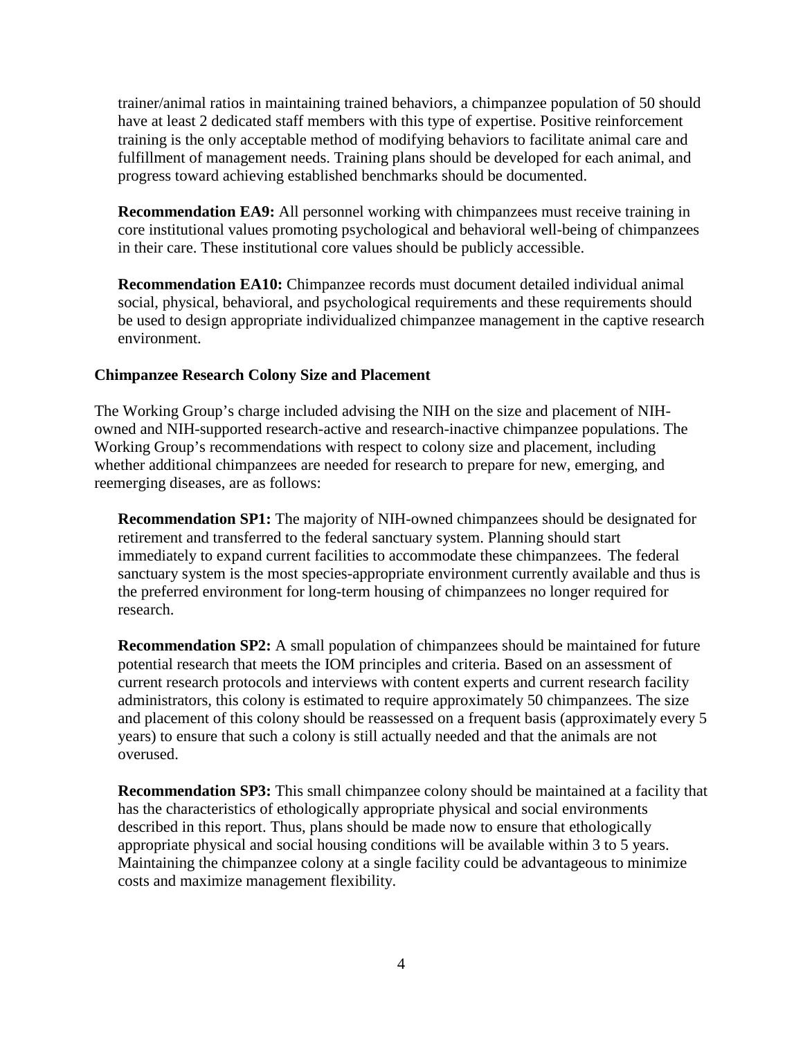trainer/animal ratios in maintaining trained behaviors, a chimpanzee population of 50 should have at least 2 dedicated staff members with this type of expertise. Positive reinforcement training is the only acceptable method of modifying behaviors to facilitate animal care and fulfillment of management needs. Training plans should be developed for each animal, and progress toward achieving established benchmarks should be documented.

**Recommendation EA9:** All personnel working with chimpanzees must receive training in core institutional values promoting psychological and behavioral well-being of chimpanzees in their care. These institutional core values should be publicly accessible.

**Recommendation EA10:** Chimpanzee records must document detailed individual animal social, physical, behavioral, and psychological requirements and these requirements should be used to design appropriate individualized chimpanzee management in the captive research environment.

### Chimpanzee Research Colony Size and Placement

The Working Group's charge included advising the NIH on the size and placement of NIH-owned and NIH-supported research-active and research-inactive chimpanzee populations. The Working Group's recommendations with respect to colony size and placement, including whether additional chimpanzees are needed for research to prepare for new, emerging, and reemerging diseases, are as follows:

**Recommendation SP1:** The majority of NIH-owned chimpanzees should be designated for retirement and transferred to the federal sanctuary system. Planning should start immediately to expand current facilities to accommodate these chimpanzees. The federal sanctuary system is the most species-appropriate environment currently available and thus is the preferred environment for long-term housing of chimpanzees no longer required for research.

**Recommendation SP2:** A small population of chimpanzees should be maintained for future potential research that meets the IOM principles and criteria. Based on an assessment of current research protocols and interviews with content experts and current research facility administrators, this colony is estimated to require approximately 50 chimpanzees. The size and placement of this colony should be reassessed on a frequent basis (approximately every 5 years) to ensure that such a colony is still actually needed and that the animals are not overused.

**Recommendation SP3:** This small chimpanzee colony should be maintained at a facility that has the characteristics of ethologically appropriate physical and social environments described in this report. Thus, plans should be made now to ensure that ethologically appropriate physical and social housing conditions will be available within 3 to 5 years. Maintaining the chimpanzee colony at a single facility could be advantageous to minimize costs and maximize management flexibility.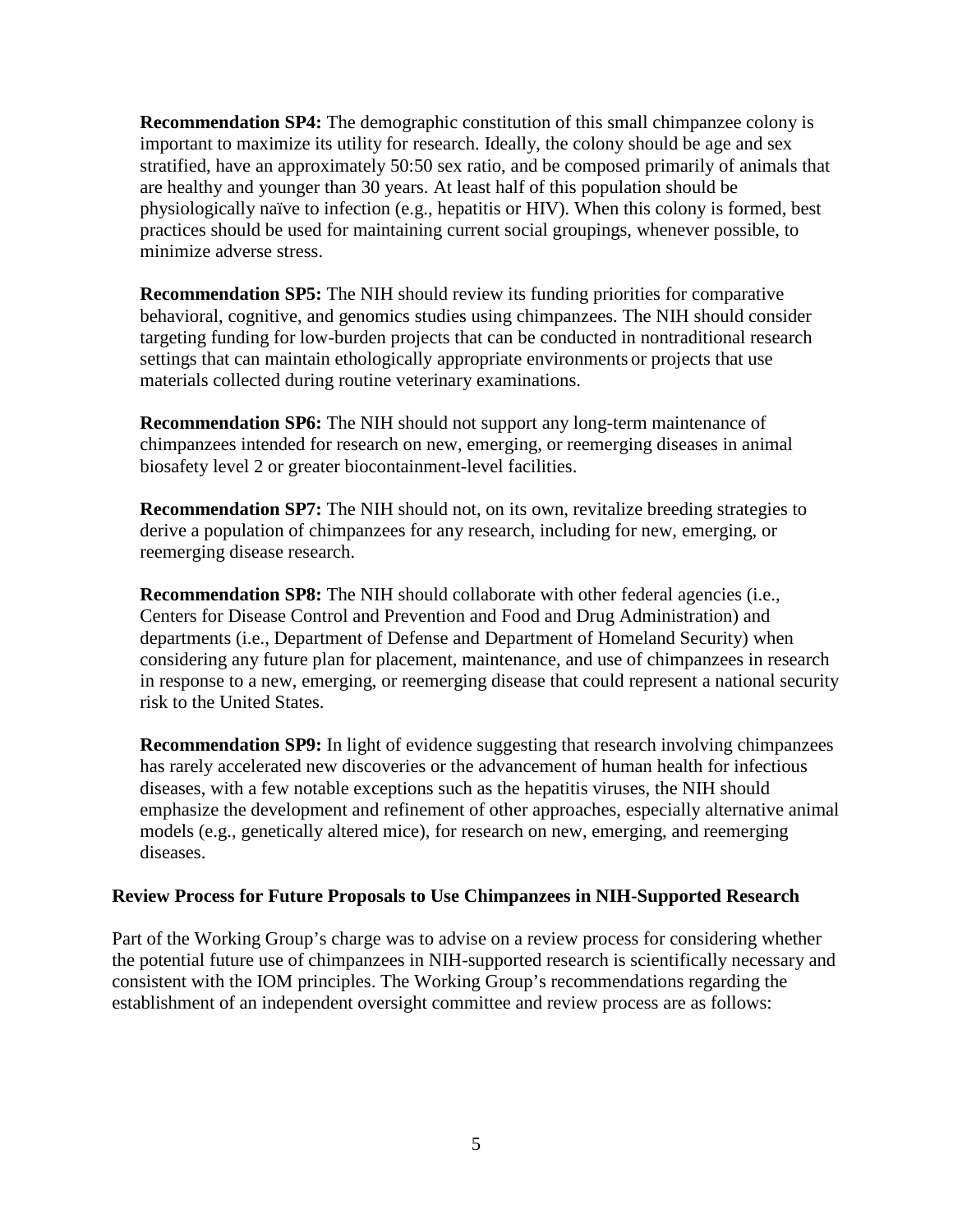**Recommendation SP4:** The demographic constitution of this small chimpanzee colony is important to maximize its utility for research. Ideally, the colony should be age and sex stratified, have an approximately 50:50 sex ratio, and be composed primarily of animals that are healthy and younger than 30 years. At least half of this population should be physiologically naïve to infection (e.g., hepatitis or HIV). When this colony is formed, best practices should be used for maintaining current social groupings, whenever possible, to minimize adverse stress.

**Recommendation SP5:** The NIH should review its funding priorities for comparative behavioral, cognitive, and genomics studies using chimpanzees. The NIH should consider targeting funding for low-burden projects that can be conducted in nontraditional research settings that can maintain ethologically appropriate environments or projects that use materials collected during routine veterinary examinations.

**Recommendation SP6:** The NIH should not support any long-term maintenance of chimpanzees intended for research on new, emerging, or reemerging diseases in animal biosafety level 2 or greater biocontainment-level facilities.

**Recommendation SP7:** The NIH should not, on its own, revitalize breeding strategies to derive a population of chimpanzees for any research, including for new, emerging, or reemerging disease research.

**Recommendation SP8:** The NIH should collaborate with other federal agencies (i.e., Centers for Disease Control and Prevention and Food and Drug Administration) and departments (i.e., Department of Defense and Department of Homeland Security) when considering any future plan for placement, maintenance, and use of chimpanzees in research in response to a new, emerging, or reemerging disease that could represent a national security risk to the United States.

**Recommendation SP9:** In light of evidence suggesting that research involving chimpanzees has rarely accelerated new discoveries or the advancement of human health for infectious diseases, with a few notable exceptions such as the hepatitis viruses, the NIH should emphasize the development and refinement of other approaches, especially alternative animal models (e.g., genetically altered mice), for research on new, emerging, and reemerging diseases.

### Review Process for Future Proposals to Use Chimpanzees in NIH-Supported Research

Part of the Working Group's charge was to advise on a review process for considering whether the potential future use of chimpanzees in NIH-supported research is scientifically necessary and consistent with the IOM principles. The Working Group's recommendations regarding the establishment of an independent oversight committee and review process are as follows: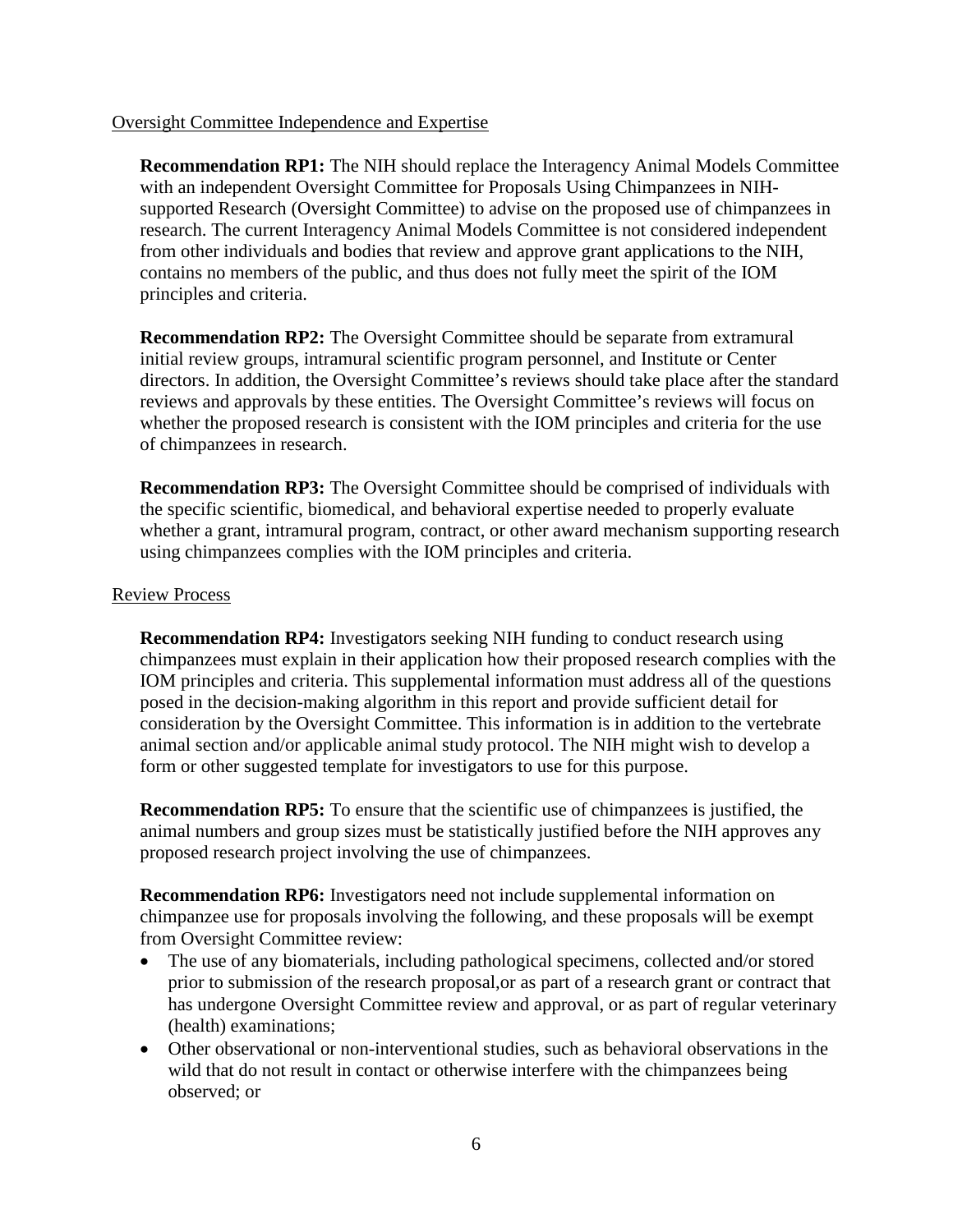Oversight Committee Independence and Expertise

**Recommendation RP1:** The NIH should replace the Interagency Animal Models Committee with an independent Oversight Committee for Proposals Using Chimpanzees in NIH-supported Research (Oversight Committee) to advise on the proposed use of chimpanzees in research. The current Interagency Animal Models Committee is not considered independent from other individuals and bodies that review and approve grant applications to the NIH, contains no members of the public, and thus does not fully meet the spirit of the IOM principles and criteria.

**Recommendation RP2:** The Oversight Committee should be separate from extramural initial review groups, intramural scientific program personnel, and Institute or Center directors. In addition, the Oversight Committee's reviews should take place after the standard reviews and approvals by these entities. The Oversight Committee's reviews will focus on whether the proposed research is consistent with the IOM principles and criteria for the use of chimpanzees in research.

**Recommendation RP3:** The Oversight Committee should be comprised of individuals with the specific scientific, biomedical, and behavioral expertise needed to properly evaluate whether a grant, intramural program, contract, or other award mechanism supporting research using chimpanzees complies with the IOM principles and criteria.

Review Process

**Recommendation RP4:** Investigators seeking NIH funding to conduct research using chimpanzees must explain in their application how their proposed research complies with the IOM principles and criteria. This supplemental information must address all of the questions posed in the decision-making algorithm in this report and provide sufficient detail for consideration by the Oversight Committee. This information is in addition to the vertebrate animal section and/or applicable animal study protocol. The NIH might wish to develop a form or other suggested template for investigators to use for this purpose.

**Recommendation RP5:** To ensure that the scientific use of chimpanzees is justified, the animal numbers and group sizes must be statistically justified before the NIH approves any proposed research project involving the use of chimpanzees.

**Recommendation RP6:** Investigators need not include supplemental information on chimpanzee use for proposals involving the following, and these proposals will be exempt from Oversight Committee review:

- The use of any biomaterials, including pathological specimens, collected and/or stored prior to submission of the research proposal,or as part of a research grant or contract that has undergone Oversight Committee review and approval, or as part of regular veterinary (health) examinations;
- Other observational or non-interventional studies, such as behavioral observations in the wild that do not result in contact or otherwise interfere with the chimpanzees being observed; or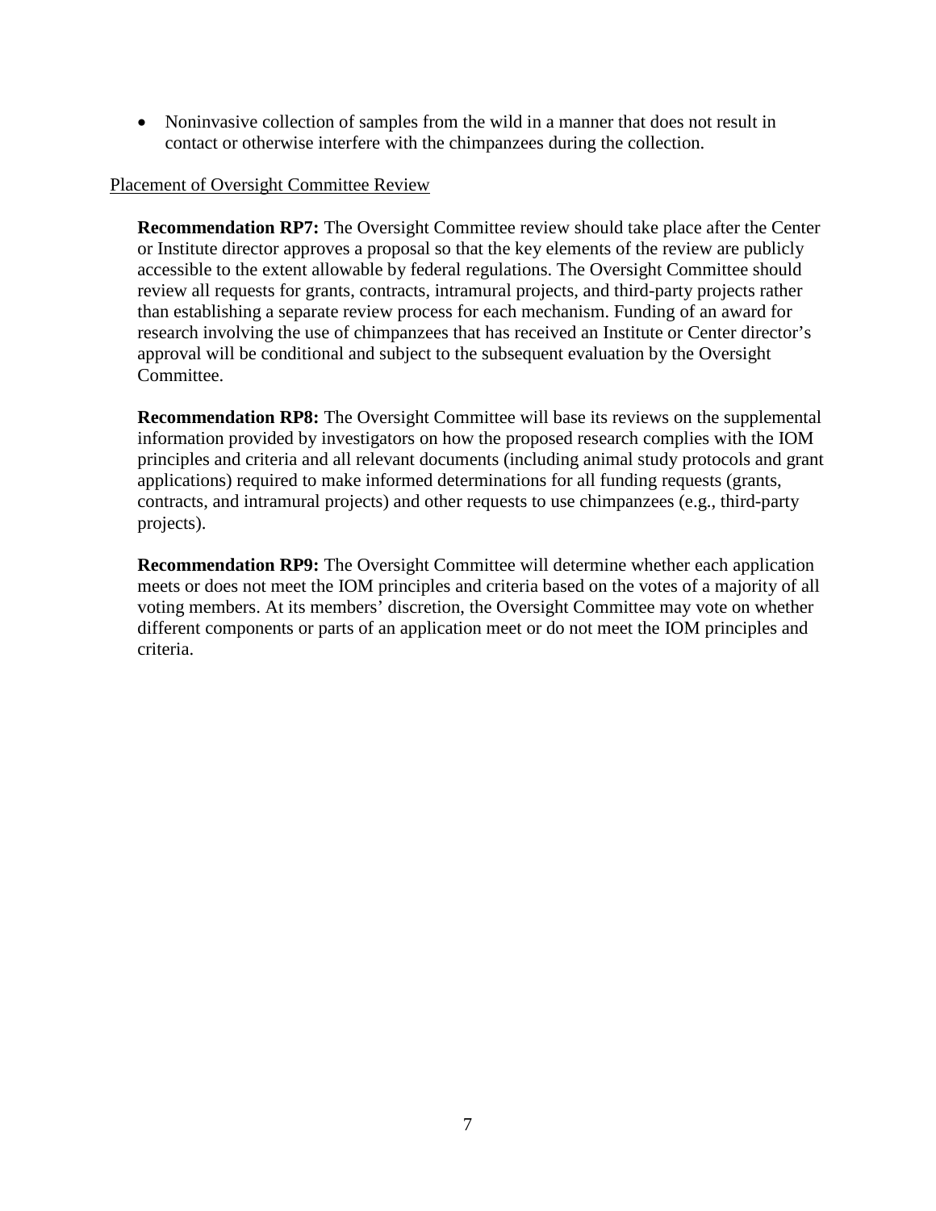- Noninvasive collection of samples from the wild in a manner that does not result in contact or otherwise interfere with the chimpanzees during the collection.

Placement of Oversight Committee Review

**Recommendation RP7:** The Oversight Committee review should take place after the Center or Institute director approves a proposal so that the key elements of the review are publicly accessible to the extent allowable by federal regulations. The Oversight Committee should review all requests for grants, contracts, intramural projects, and third-party projects rather than establishing a separate review process for each mechanism. Funding of an award for research involving the use of chimpanzees that has received an Institute or Center director's approval will be conditional and subject to the subsequent evaluation by the Oversight Committee.

**Recommendation RP8:** The Oversight Committee will base its reviews on the supplemental information provided by investigators on how the proposed research complies with the IOM principles and criteria and all relevant documents (including animal study protocols and grant applications) required to make informed determinations for all funding requests (grants, contracts, and intramural projects) and other requests to use chimpanzees (e.g., third-party projects).

**Recommendation RP9:** The Oversight Committee will determine whether each application meets or does not meet the IOM principles and criteria based on the votes of a majority of all voting members. At its members' discretion, the Oversight Committee may vote on whether different components or parts of an application meet or do not meet the IOM principles and criteria.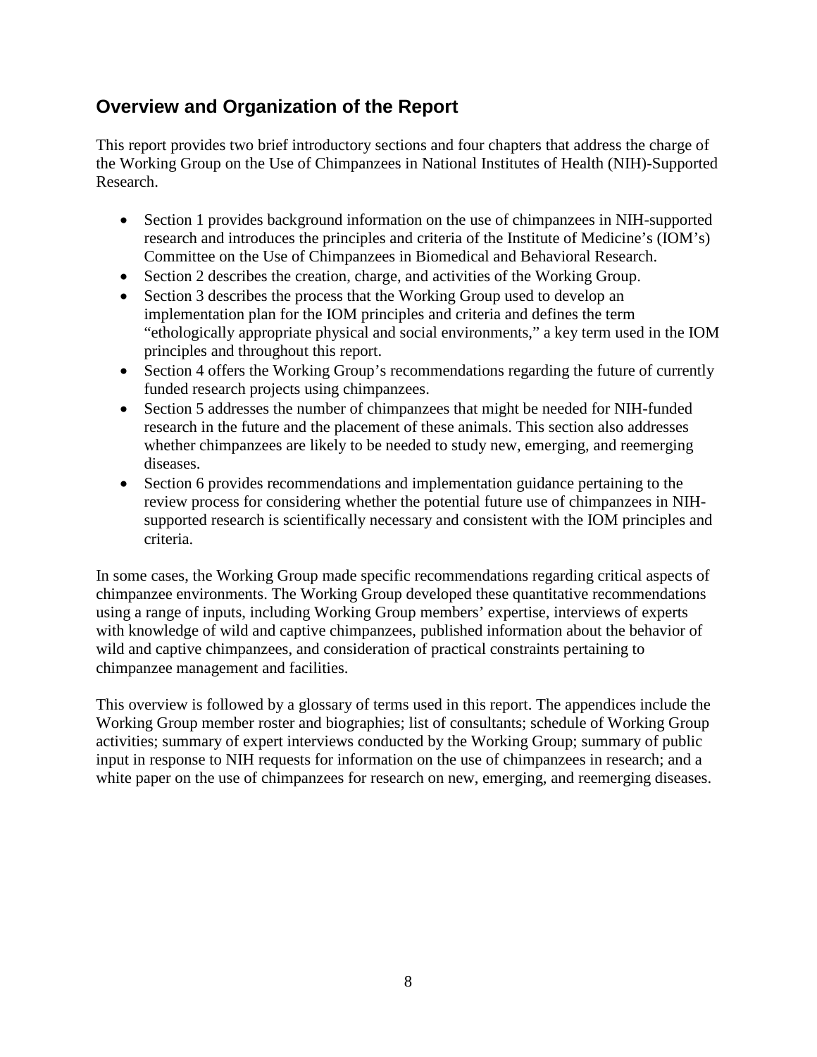## Overview and Organization of the Report

This report provides two brief introductory sections and four chapters that address the charge of the Working Group on the Use of Chimpanzees in National Institutes of Health (NIH)-Supported Research.

- Section 1 provides background information on the use of chimpanzees in NIH-supported research and introduces the principles and criteria of the Institute of Medicine's (IOM's) Committee on the Use of Chimpanzees in Biomedical and Behavioral Research.
- Section 2 describes the creation, charge, and activities of the Working Group.
- Section 3 describes the process that the Working Group used to develop an implementation plan for the IOM principles and criteria and defines the term "ethologically appropriate physical and social environments," a key term used in the IOM principles and throughout this report.
- Section 4 offers the Working Group's recommendations regarding the future of currently funded research projects using chimpanzees.
- Section 5 addresses the number of chimpanzees that might be needed for NIH-funded research in the future and the placement of these animals. This section also addresses whether chimpanzees are likely to be needed to study new, emerging, and reemerging diseases.
- Section 6 provides recommendations and implementation guidance pertaining to the review process for considering whether the potential future use of chimpanzees in NIH-supported research is scientifically necessary and consistent with the IOM principles and criteria.

In some cases, the Working Group made specific recommendations regarding critical aspects of chimpanzee environments. The Working Group developed these quantitative recommendations using a range of inputs, including Working Group members' expertise, interviews of experts with knowledge of wild and captive chimpanzees, published information about the behavior of wild and captive chimpanzees, and consideration of practical constraints pertaining to chimpanzee management and facilities.

This overview is followed by a glossary of terms used in this report. The appendices include the Working Group member roster and biographies; list of consultants; schedule of Working Group activities; summary of expert interviews conducted by the Working Group; summary of public input in response to NIH requests for information on the use of chimpanzees in research; and a white paper on the use of chimpanzees for research on new, emerging, and reemerging diseases.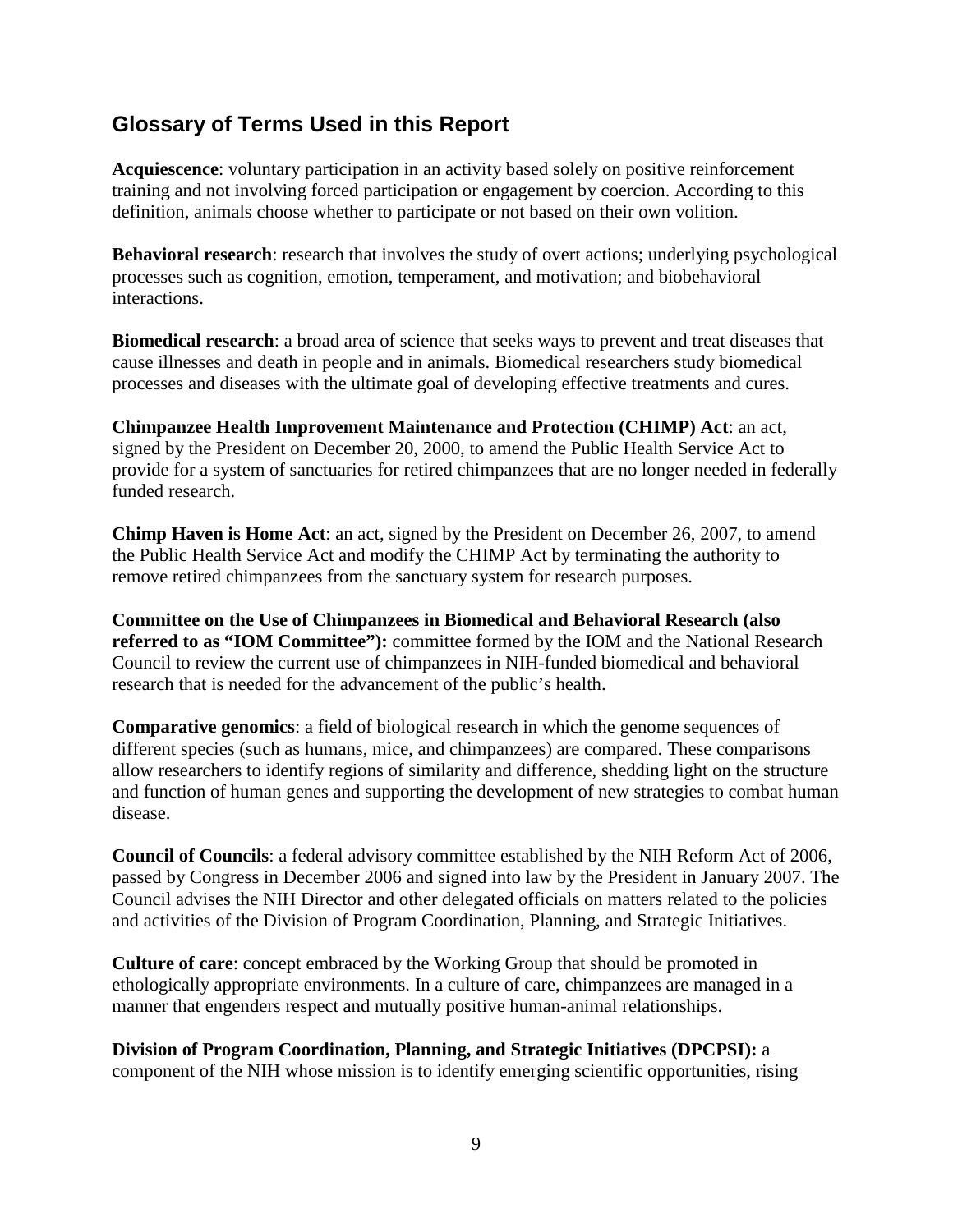## Glossary of Terms Used in this Report

**Acquiescence**: voluntary participation in an activity based solely on positive reinforcement training and not involving forced participation or engagement by coercion. According to this definition, animals choose whether to participate or not based on their own volition.

**Behavioral research**: research that involves the study of overt actions; underlying psychological processes such as cognition, emotion, temperament, and motivation; and biobehavioral interactions.

**Biomedical research**: a broad area of science that seeks ways to prevent and treat diseases that cause illnesses and death in people and in animals. Biomedical researchers study biomedical processes and diseases with the ultimate goal of developing effective treatments and cures.

**Chimpanzee Health Improvement Maintenance and Protection (CHIMP) Act**: an act, signed by the President on December 20, 2000, to amend the Public Health Service Act to provide for a system of sanctuaries for retired chimpanzees that are no longer needed in federally funded research.

**Chimp Haven is Home Act**: an act, signed by the President on December 26, 2007, to amend the Public Health Service Act and modify the CHIMP Act by terminating the authority to remove retired chimpanzees from the sanctuary system for research purposes.

**Committee on the Use of Chimpanzees in Biomedical and Behavioral Research (also referred to as "IOM Committee"):** committee formed by the IOM and the National Research Council to review the current use of chimpanzees in NIH-funded biomedical and behavioral research that is needed for the advancement of the public's health.

**Comparative genomics**: a field of biological research in which the genome sequences of different species (such as humans, mice, and chimpanzees) are compared. These comparisons allow researchers to identify regions of similarity and difference, shedding light on the structure and function of human genes and supporting the development of new strategies to combat human disease.

**Council of Councils**: a federal advisory committee established by the NIH Reform Act of 2006, passed by Congress in December 2006 and signed into law by the President in January 2007. The Council advises the NIH Director and other delegated officials on matters related to the policies and activities of the Division of Program Coordination, Planning, and Strategic Initiatives.

**Culture of care**: concept embraced by the Working Group that should be promoted in ethologically appropriate environments. In a culture of care, chimpanzees are managed in a manner that engenders respect and mutually positive human-animal relationships.

**Division of Program Coordination, Planning, and Strategic Initiatives (DPCPSI):** a component of the NIH whose mission is to identify emerging scientific opportunities, rising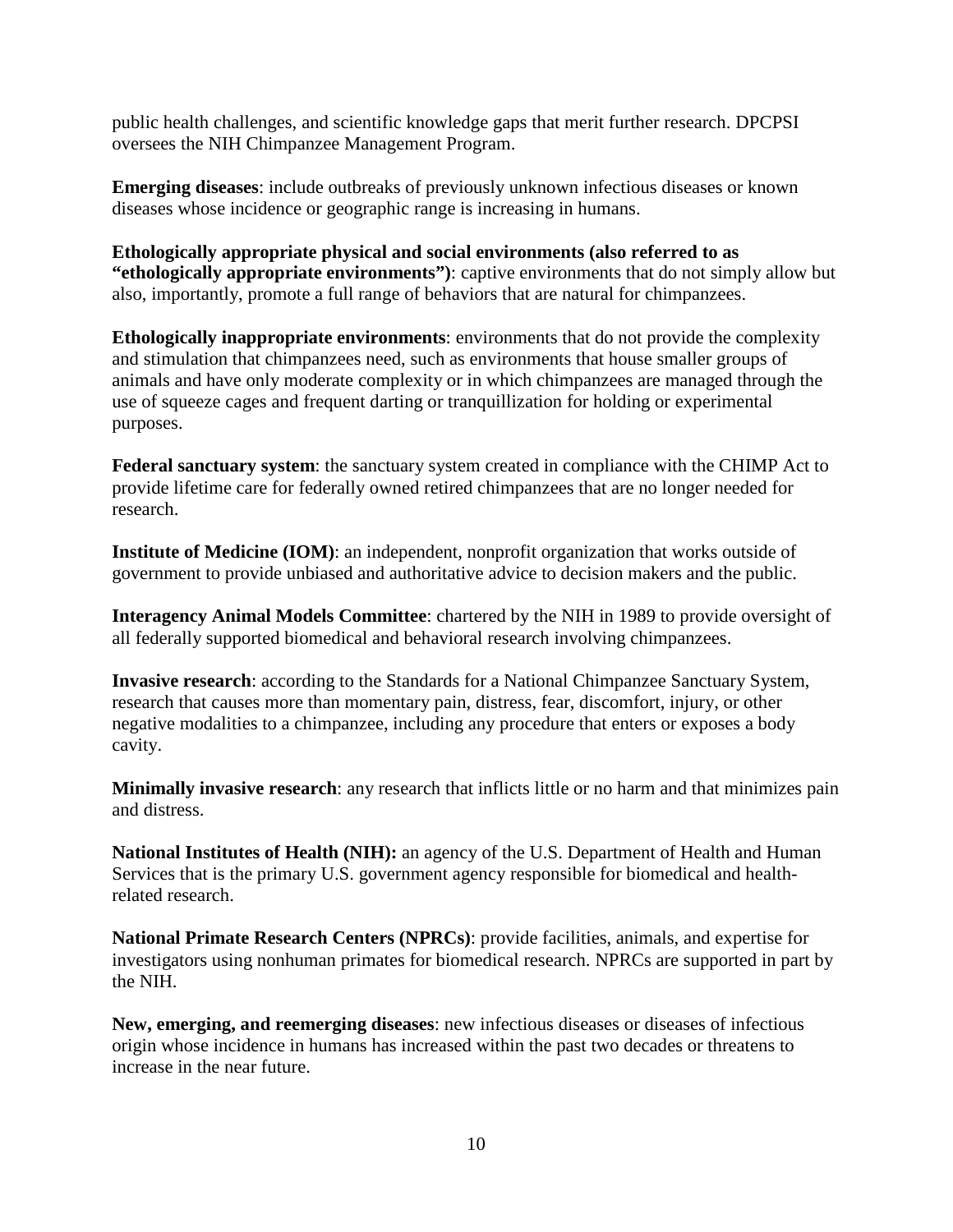public health challenges, and scientific knowledge gaps that merit further research. DPCPSI oversees the NIH Chimpanzee Management Program.

**Emerging diseases**: include outbreaks of previously unknown infectious diseases or known diseases whose incidence or geographic range is increasing in humans.

**Ethologically appropriate physical and social environments (also referred to as "ethologically appropriate environments")**: captive environments that do not simply allow but also, importantly, promote a full range of behaviors that are natural for chimpanzees.

**Ethologically inappropriate environments**: environments that do not provide the complexity and stimulation that chimpanzees need, such as environments that house smaller groups of animals and have only moderate complexity or in which chimpanzees are managed through the use of squeeze cages and frequent darting or tranquillization for holding or experimental purposes.

**Federal sanctuary system**: the sanctuary system created in compliance with the CHIMP Act to provide lifetime care for federally owned retired chimpanzees that are no longer needed for research.

**Institute of Medicine (IOM)**: an independent, nonprofit organization that works outside of government to provide unbiased and authoritative advice to decision makers and the public.

**Interagency Animal Models Committee**: chartered by the NIH in 1989 to provide oversight of all federally supported biomedical and behavioral research involving chimpanzees.

**Invasive research**: according to the Standards for a National Chimpanzee Sanctuary System, research that causes more than momentary pain, distress, fear, discomfort, injury, or other negative modalities to a chimpanzee, including any procedure that enters or exposes a body cavity.

**Minimally invasive research**: any research that inflicts little or no harm and that minimizes pain and distress.

**National Institutes of Health (NIH):** an agency of the U.S. Department of Health and Human Services that is the primary U.S. government agency responsible for biomedical and health-related research.

**National Primate Research Centers (NPRCs)**: provide facilities, animals, and expertise for investigators using nonhuman primates for biomedical research. NPRCs are supported in part by the NIH.

**New, emerging, and reemerging diseases**: new infectious diseases or diseases of infectious origin whose incidence in humans has increased within the past two decades or threatens to increase in the near future.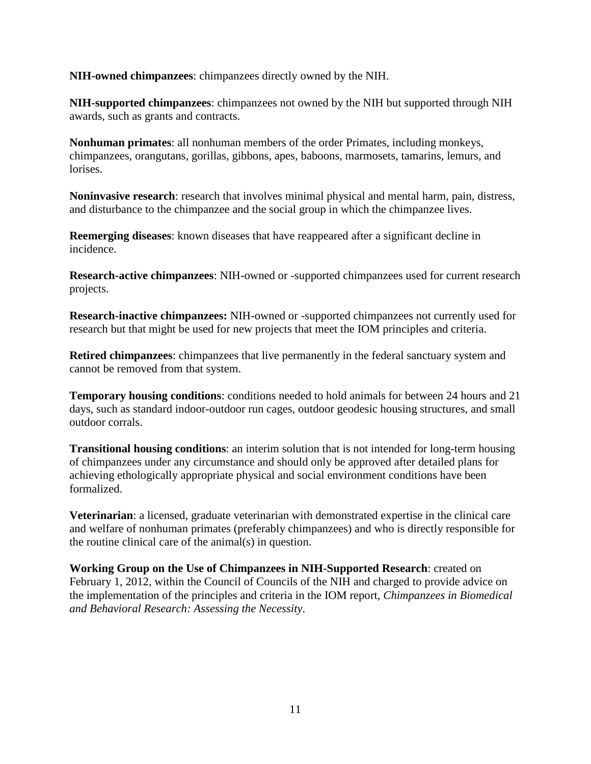**NIH-owned chimpanzees**: chimpanzees directly owned by the NIH.

**NIH-supported chimpanzees**: chimpanzees not owned by the NIH but supported through NIH awards, such as grants and contracts.

**Nonhuman primates**: all nonhuman members of the order Primates, including monkeys, chimpanzees, orangutans, gorillas, gibbons, apes, baboons, marmosets, tamarins, lemurs, and lorises.

**Noninvasive research**: research that involves minimal physical and mental harm, pain, distress, and disturbance to the chimpanzee and the social group in which the chimpanzee lives.

**Reemerging diseases**: known diseases that have reappeared after a significant decline in incidence.

**Research-active chimpanzees**: NIH-owned or -supported chimpanzees used for current research projects.

**Research-inactive chimpanzees:** NIH-owned or -supported chimpanzees not currently used for research but that might be used for new projects that meet the IOM principles and criteria.

**Retired chimpanzees**: chimpanzees that live permanently in the federal sanctuary system and cannot be removed from that system.

**Temporary housing conditions**: conditions needed to hold animals for between 24 hours and 21 days, such as standard indoor-outdoor run cages, outdoor geodesic housing structures, and small outdoor corrals.

**Transitional housing conditions**: an interim solution that is not intended for long-term housing of chimpanzees under any circumstance and should only be approved after detailed plans for achieving ethologically appropriate physical and social environment conditions have been formalized.

**Veterinarian**: a licensed, graduate veterinarian with demonstrated expertise in the clinical care and welfare of nonhuman primates (preferably chimpanzees) and who is directly responsible for the routine clinical care of the animal(s) in question.

**Working Group on the Use of Chimpanzees in NIH-Supported Research**: created on February 1, 2012, within the Council of Councils of the NIH and charged to provide advice on the implementation of the principles and criteria in the IOM report, *Chimpanzees in Biomedical and Behavioral Research: Assessing the Necessity*.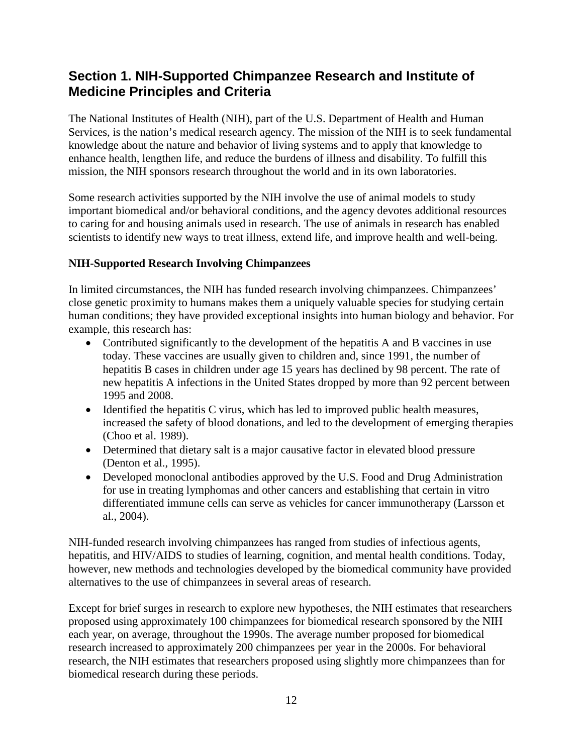## Section 1. NIH-Supported Chimpanzee Research and Institute of Medicine Principles and Criteria

The National Institutes of Health (NIH), part of the U.S. Department of Health and Human Services, is the nation's medical research agency. The mission of the NIH is to seek fundamental knowledge about the nature and behavior of living systems and to apply that knowledge to enhance health, lengthen life, and reduce the burdens of illness and disability. To fulfill this mission, the NIH sponsors research throughout the world and in its own laboratories.

Some research activities supported by the NIH involve the use of animal models to study important biomedical and/or behavioral conditions, and the agency devotes additional resources to caring for and housing animals used in research. The use of animals in research has enabled scientists to identify new ways to treat illness, extend life, and improve health and well-being.

### NIH-Supported Research Involving Chimpanzees

In limited circumstances, the NIH has funded research involving chimpanzees. Chimpanzees' close genetic proximity to humans makes them a uniquely valuable species for studying certain human conditions; they have provided exceptional insights into human biology and behavior. For example, this research has:

- Contributed significantly to the development of the hepatitis A and B vaccines in use today. These vaccines are usually given to children and, since 1991, the number of hepatitis B cases in children under age 15 years has declined by 98 percent. The rate of new hepatitis A infections in the United States dropped by more than 92 percent between 1995 and 2008.
- Identified the hepatitis C virus, which has led to improved public health measures, increased the safety of blood donations, and led to the development of emerging therapies (Choo et al. 1989).
- Determined that dietary salt is a major causative factor in elevated blood pressure (Denton et al., 1995).
- Developed monoclonal antibodies approved by the U.S. Food and Drug Administration for use in treating lymphomas and other cancers and establishing that certain in vitro differentiated immune cells can serve as vehicles for cancer immunotherapy (Larsson et al., 2004).

NIH-funded research involving chimpanzees has ranged from studies of infectious agents, hepatitis, and HIV/AIDS to studies of learning, cognition, and mental health conditions. Today, however, new methods and technologies developed by the biomedical community have provided alternatives to the use of chimpanzees in several areas of research.

Except for brief surges in research to explore new hypotheses, the NIH estimates that researchers proposed using approximately 100 chimpanzees for biomedical research sponsored by the NIH each year, on average, throughout the 1990s. The average number proposed for biomedical research increased to approximately 200 chimpanzees per year in the 2000s. For behavioral research, the NIH estimates that researchers proposed using slightly more chimpanzees than for biomedical research during these periods.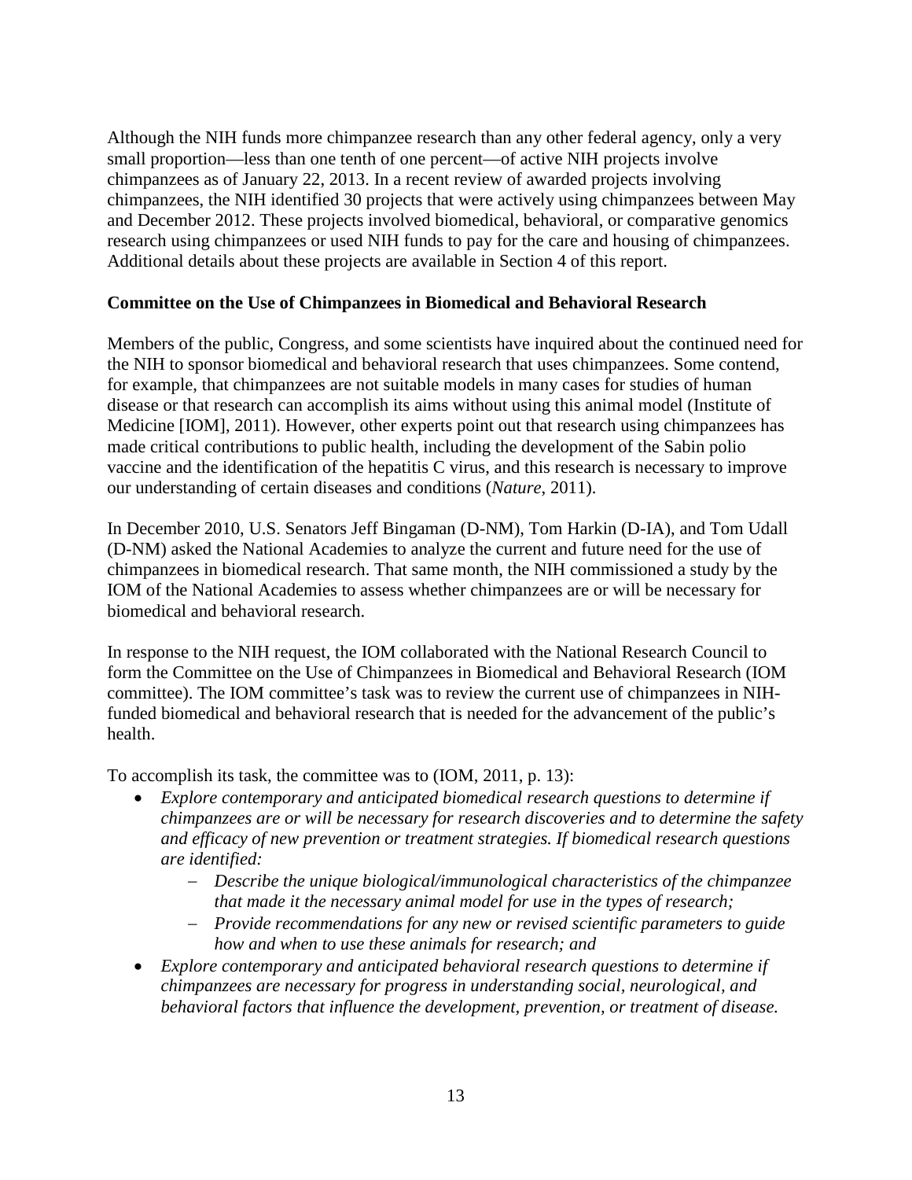Although the NIH funds more chimpanzee research than any other federal agency, only a very small proportion—less than one tenth of one percent—of active NIH projects involve chimpanzees as of January 22, 2013. In a recent review of awarded projects involving chimpanzees, the NIH identified 30 projects that were actively using chimpanzees between May and December 2012. These projects involved biomedical, behavioral, or comparative genomics research using chimpanzees or used NIH funds to pay for the care and housing of chimpanzees. Additional details about these projects are available in Section 4 of this report.

**Committee on the Use of Chimpanzees in Biomedical and Behavioral Research**

Members of the public, Congress, and some scientists have inquired about the continued need for the NIH to sponsor biomedical and behavioral research that uses chimpanzees. Some contend, for example, that chimpanzees are not suitable models in many cases for studies of human disease or that research can accomplish its aims without using this animal model (Institute of Medicine [IOM], 2011). However, other experts point out that research using chimpanzees has made critical contributions to public health, including the development of the Sabin polio vaccine and the identification of the hepatitis C virus, and this research is necessary to improve our understanding of certain diseases and conditions (*Nature*, 2011).

In December 2010, U.S. Senators Jeff Bingaman (D-NM), Tom Harkin (D-IA), and Tom Udall (D-NM) asked the National Academies to analyze the current and future need for the use of chimpanzees in biomedical research. That same month, the NIH commissioned a study by the IOM of the National Academies to assess whether chimpanzees are or will be necessary for biomedical and behavioral research.

In response to the NIH request, the IOM collaborated with the National Research Council to form the Committee on the Use of Chimpanzees in Biomedical and Behavioral Research (IOM committee). The IOM committee's task was to review the current use of chimpanzees in NIH-funded biomedical and behavioral research that is needed for the advancement of the public's health.

To accomplish its task, the committee was to (IOM, 2011, p. 13):

- *Explore contemporary and anticipated biomedical research questions to determine if chimpanzees are or will be necessary for research discoveries and to determine the safety and efficacy of new prevention or treatment strategies. If biomedical research questions are identified:*
  - *Describe the unique biological/immunological characteristics of the chimpanzee that made it the necessary animal model for use in the types of research;*
  - *Provide recommendations for any new or revised scientific parameters to guide how and when to use these animals for research; and*
- *Explore contemporary and anticipated behavioral research questions to determine if chimpanzees are necessary for progress in understanding social, neurological, and behavioral factors that influence the development, prevention, or treatment of disease.*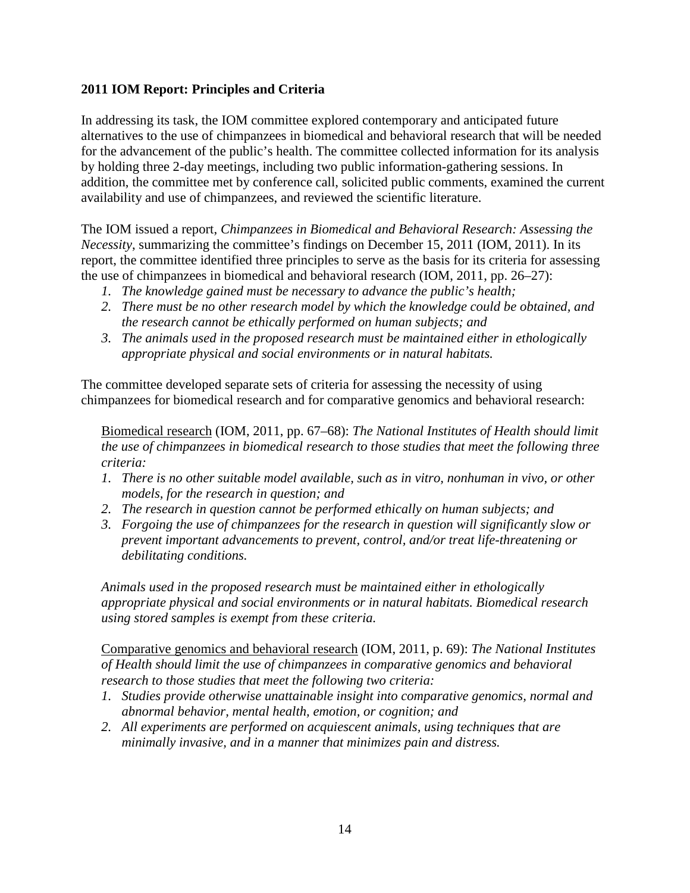### 2011 IOM Report: Principles and Criteria

In addressing its task, the IOM committee explored contemporary and anticipated future alternatives to the use of chimpanzees in biomedical and behavioral research that will be needed for the advancement of the public's health. The committee collected information for its analysis by holding three 2-day meetings, including two public information-gathering sessions. In addition, the committee met by conference call, solicited public comments, examined the current availability and use of chimpanzees, and reviewed the scientific literature.

The IOM issued a report, *Chimpanzees in Biomedical and Behavioral Research: Assessing the Necessity*, summarizing the committee's findings on December 15, 2011 (IOM, 2011). In its report, the committee identified three principles to serve as the basis for its criteria for assessing the use of chimpanzees in biomedical and behavioral research (IOM, 2011, pp. 26–27):

1. *The knowledge gained must be necessary to advance the public's health;*
2. *There must be no other research model by which the knowledge could be obtained, and the research cannot be ethically performed on human subjects; and*
3. *The animals used in the proposed research must be maintained either in ethologically appropriate physical and social environments or in natural habitats.*

The committee developed separate sets of criteria for assessing the necessity of using chimpanzees for biomedical research and for comparative genomics and behavioral research:

> <u>Biomedical research</u> (IOM, 2011, pp. 67–68): *The National Institutes of Health should limit the use of chimpanzees in biomedical research to those studies that meet the following three criteria:*
>
> 1. *There is no other suitable model available, such as in vitro, nonhuman in vivo, or other models, for the research in question; and*
> 2. *The research in question cannot be performed ethically on human subjects; and*
> 3. *Forgoing the use of chimpanzees for the research in question will significantly slow or prevent important advancements to prevent, control, and/or treat life-threatening or debilitating conditions.*
>
> *Animals used in the proposed research must be maintained either in ethologically appropriate physical and social environments or in natural habitats. Biomedical research using stored samples is exempt from these criteria.*
>
> <u>Comparative genomics and behavioral research</u> (IOM, 2011, p. 69): *The National Institutes of Health should limit the use of chimpanzees in comparative genomics and behavioral research to those studies that meet the following two criteria:*
>
> 1. *Studies provide otherwise unattainable insight into comparative genomics, normal and abnormal behavior, mental health, emotion, or cognition; and*
> 2. *All experiments are performed on acquiescent animals, using techniques that are minimally invasive, and in a manner that minimizes pain and distress.*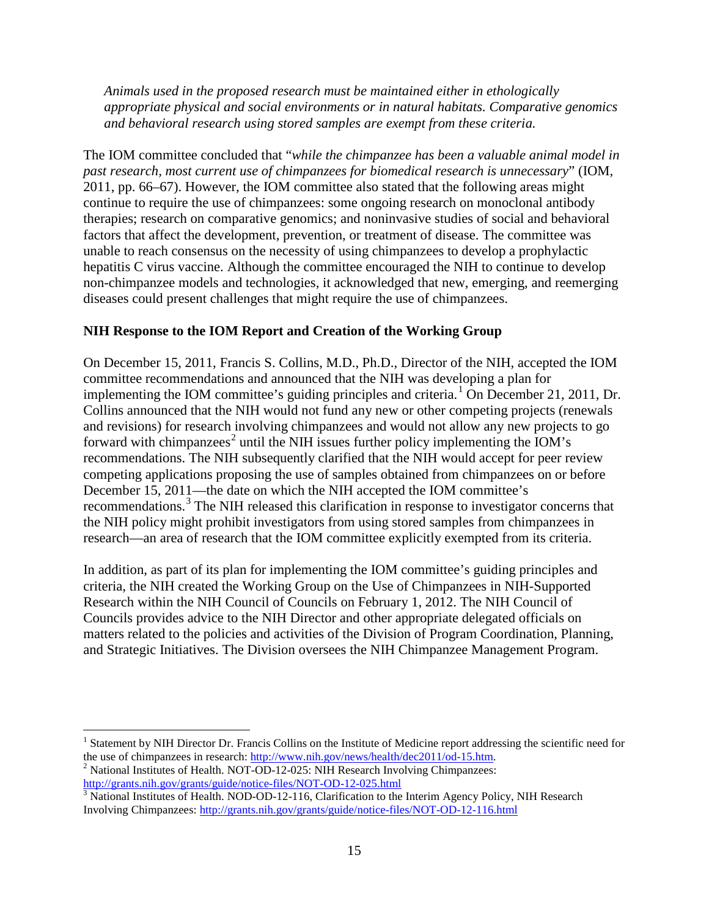*Animals used in the proposed research must be maintained either in ethologically appropriate physical and social environments or in natural habitats. Comparative genomics and behavioral research using stored samples are exempt from these criteria.*

The IOM committee concluded that "*while the chimpanzee has been a valuable animal model in past research, most current use of chimpanzees for biomedical research is unnecessary*" (IOM, 2011, pp. 66–67). However, the IOM committee also stated that the following areas might continue to require the use of chimpanzees: some ongoing research on monoclonal antibody therapies; research on comparative genomics; and noninvasive studies of social and behavioral factors that affect the development, prevention, or treatment of disease. The committee was unable to reach consensus on the necessity of using chimpanzees to develop a prophylactic hepatitis C virus vaccine. Although the committee encouraged the NIH to continue to develop non-chimpanzee models and technologies, it acknowledged that new, emerging, and reemerging diseases could present challenges that might require the use of chimpanzees.

**NIH Response to the IOM Report and Creation of the Working Group**

On December 15, 2011, Francis S. Collins, M.D., Ph.D., Director of the NIH, accepted the IOM committee recommendations and announced that the NIH was developing a plan for implementing the IOM committee's guiding principles and criteria.[1] On December 21, 2011, Dr. Collins announced that the NIH would not fund any new or other competing projects (renewals and revisions) for research involving chimpanzees and would not allow any new projects to go forward with chimpanzees[2] until the NIH issues further policy implementing the IOM's recommendations. The NIH subsequently clarified that the NIH would accept for peer review competing applications proposing the use of samples obtained from chimpanzees on or before December 15, 2011—the date on which the NIH accepted the IOM committee's recommendations.[3] The NIH released this clarification in response to investigator concerns that the NIH policy might prohibit investigators from using stored samples from chimpanzees in research—an area of research that the IOM committee explicitly exempted from its criteria.

In addition, as part of its plan for implementing the IOM committee's guiding principles and criteria, the NIH created the Working Group on the Use of Chimpanzees in NIH-Supported Research within the NIH Council of Councils on February 1, 2012. The NIH Council of Councils provides advice to the NIH Director and other appropriate delegated officials on matters related to the policies and activities of the Division of Program Coordination, Planning, and Strategic Initiatives. The Division oversees the NIH Chimpanzee Management Program.

---

[1] Statement by NIH Director Dr. Francis Collins on the Institute of Medicine report addressing the scientific need for the use of chimpanzees in research: http://www.nih.gov/news/health/dec2011/od-15.htm.

[2] National Institutes of Health. NOT-OD-12-025: NIH Research Involving Chimpanzees: http://grants.nih.gov/grants/guide/notice-files/NOT-OD-12-025.html

[3] National Institutes of Health. NOD-OD-12-116, Clarification to the Interim Agency Policy, NIH Research Involving Chimpanzees: http://grants.nih.gov/grants/guide/notice-files/NOT-OD-12-116.html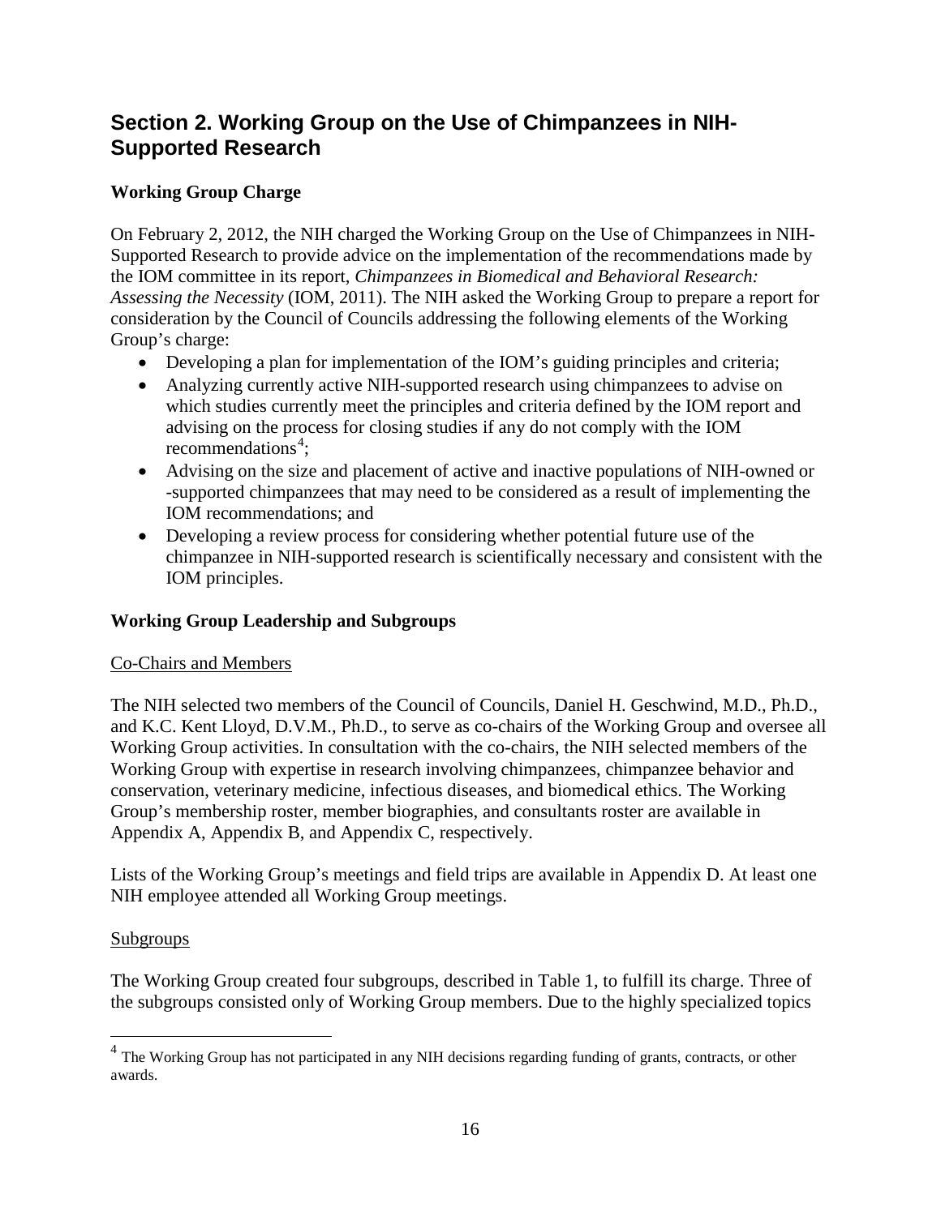## Section 2. Working Group on the Use of Chimpanzees in NIH-Supported Research

### Working Group Charge

On February 2, 2012, the NIH charged the Working Group on the Use of Chimpanzees in NIH-Supported Research to provide advice on the implementation of the recommendations made by the IOM committee in its report, *Chimpanzees in Biomedical and Behavioral Research: Assessing the Necessity* (IOM, 2011). The NIH asked the Working Group to prepare a report for consideration by the Council of Councils addressing the following elements of the Working Group's charge:

- Developing a plan for implementation of the IOM's guiding principles and criteria;
- Analyzing currently active NIH-supported research using chimpanzees to advise on which studies currently meet the principles and criteria defined by the IOM report and advising on the process for closing studies if any do not comply with the IOM recommendations[4];
- Advising on the size and placement of active and inactive populations of NIH-owned or -supported chimpanzees that may need to be considered as a result of implementing the IOM recommendations; and
- Developing a review process for considering whether potential future use of the chimpanzee in NIH-supported research is scientifically necessary and consistent with the IOM principles.

### Working Group Leadership and Subgroups

Co-Chairs and Members

The NIH selected two members of the Council of Councils, Daniel H. Geschwind, M.D., Ph.D., and K.C. Kent Lloyd, D.V.M., Ph.D., to serve as co-chairs of the Working Group and oversee all Working Group activities. In consultation with the co-chairs, the NIH selected members of the Working Group with expertise in research involving chimpanzees, chimpanzee behavior and conservation, veterinary medicine, infectious diseases, and biomedical ethics. The Working Group's membership roster, member biographies, and consultants roster are available in Appendix A, Appendix B, and Appendix C, respectively.

Lists of the Working Group's meetings and field trips are available in Appendix D. At least one NIH employee attended all Working Group meetings.

Subgroups

The Working Group created four subgroups, described in Table 1, to fulfill its charge. Three of the subgroups consisted only of Working Group members. Due to the highly specialized topics

[4] The Working Group has not participated in any NIH decisions regarding funding of grants, contracts, or other awards.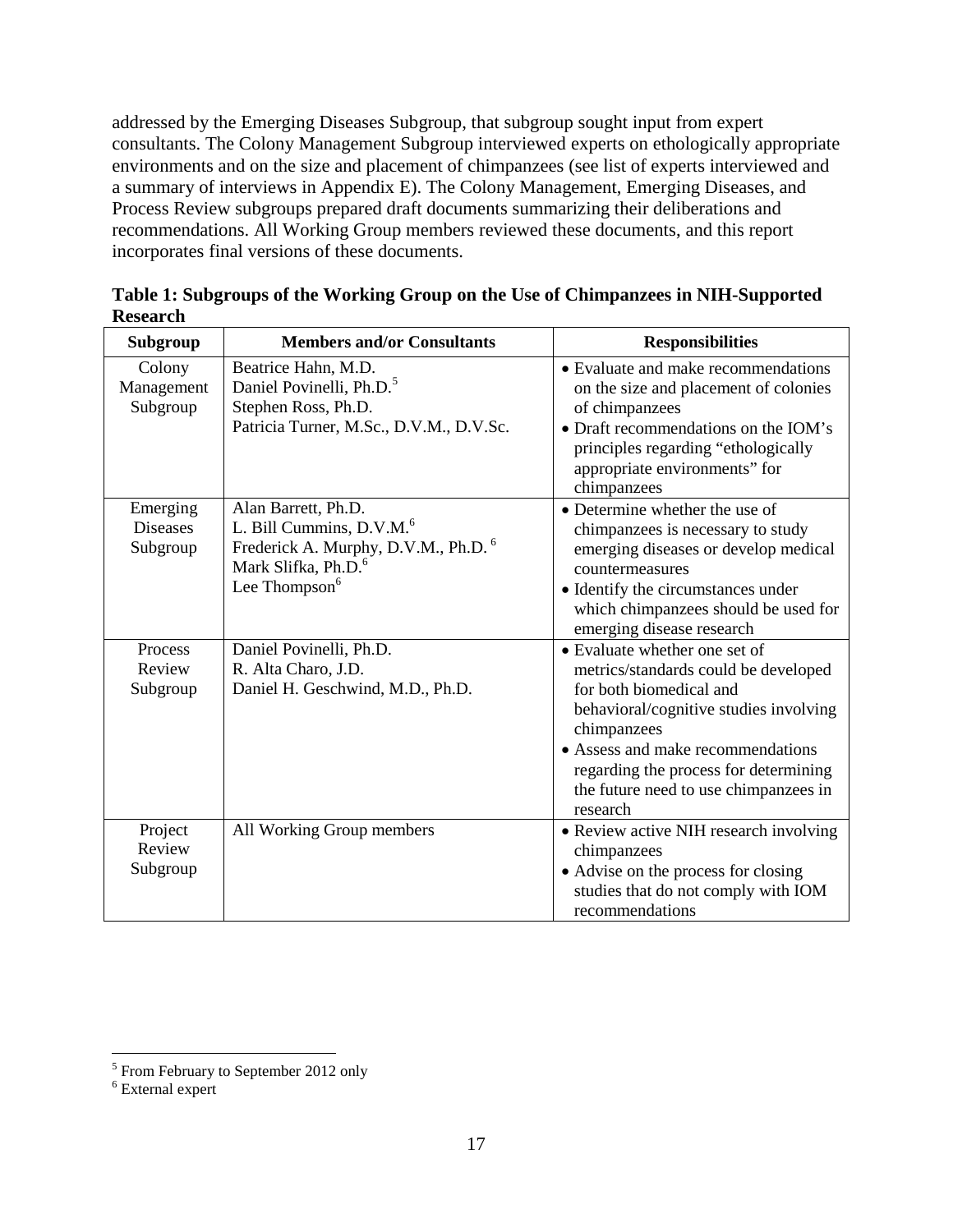addressed by the Emerging Diseases Subgroup, that subgroup sought input from expert consultants. The Colony Management Subgroup interviewed experts on ethologically appropriate environments and on the size and placement of chimpanzees (see list of experts interviewed and a summary of interviews in Appendix E). The Colony Management, Emerging Diseases, and Process Review subgroups prepared draft documents summarizing their deliberations and recommendations. All Working Group members reviewed these documents, and this report incorporates final versions of these documents.

**Table 1: Subgroups of the Working Group on the Use of Chimpanzees in NIH-Supported Research**

| Subgroup | Members and/or Consultants | Responsibilities |
|---|---|---|
| Colony Management Subgroup | Beatrice Hahn, M.D.<br>Daniel Povinelli, Ph.D.[5]<br>Stephen Ross, Ph.D.<br>Patricia Turner, M.Sc., D.V.M., D.V.Sc. | • Evaluate and make recommendations on the size and placement of colonies of chimpanzees<br>• Draft recommendations on the IOM's principles regarding "ethologically appropriate environments" for chimpanzees |
| Emerging Diseases Subgroup | Alan Barrett, Ph.D.<br>L. Bill Cummins, D.V.M.[6]<br>Frederick A. Murphy, D.V.M., Ph.D.[6]<br>Mark Slifka, Ph.D.[6]<br>Lee Thompson[6] | • Determine whether the use of chimpanzees is necessary to study emerging diseases or develop medical countermeasures<br>• Identify the circumstances under which chimpanzees should be used for emerging disease research |
| Process Review Subgroup | Daniel Povinelli, Ph.D.<br>R. Alta Charo, J.D.<br>Daniel H. Geschwind, M.D., Ph.D. | • Evaluate whether one set of metrics/standards could be developed for both biomedical and behavioral/cognitive studies involving chimpanzees<br>• Assess and make recommendations regarding the process for determining the future need to use chimpanzees in research |
| Project Review Subgroup | All Working Group members | • Review active NIH research involving chimpanzees<br>• Advise on the process for closing studies that do not comply with IOM recommendations |

[5] From February to September 2012 only

[6] External expert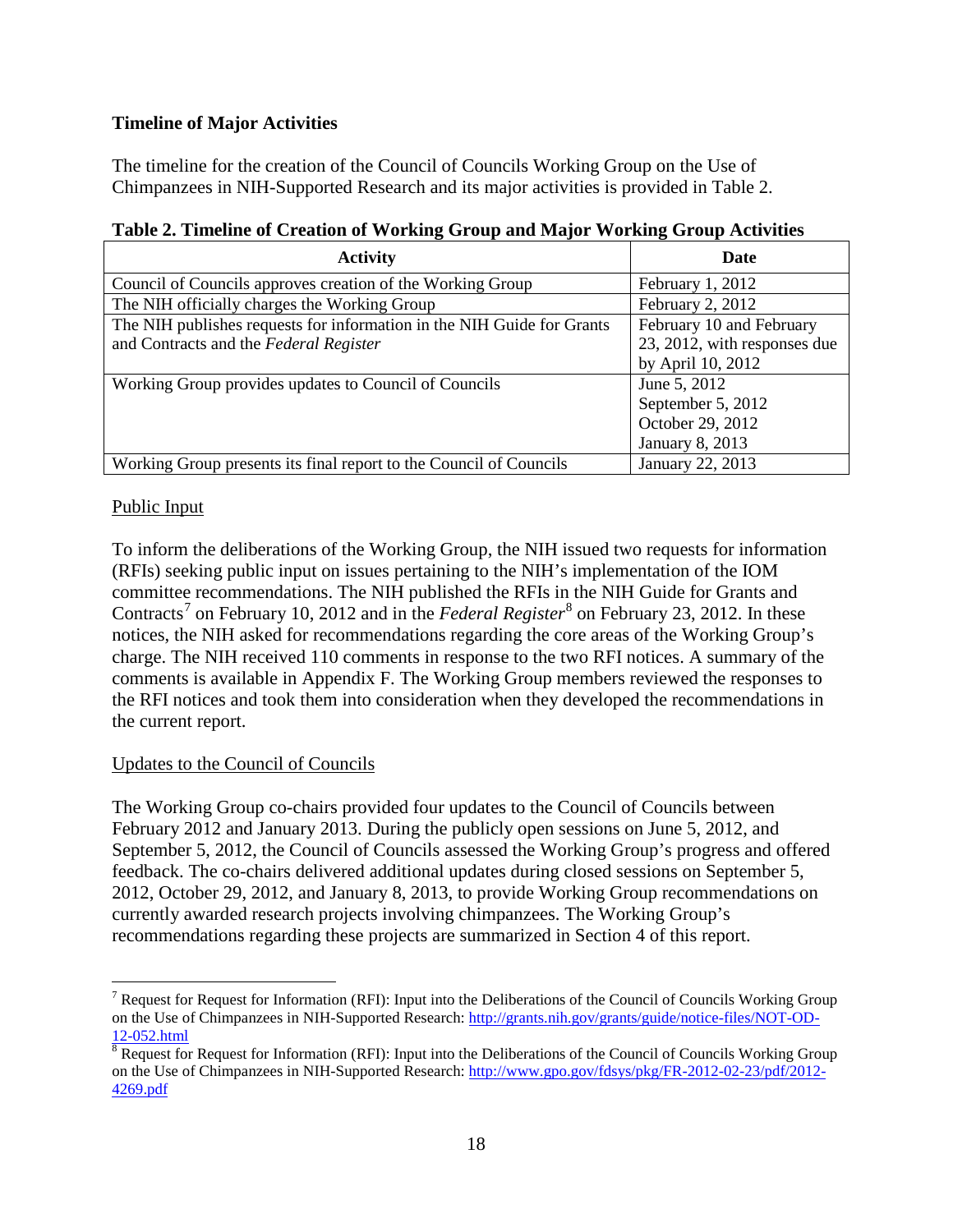**Timeline of Major Activities**

The timeline for the creation of the Council of Councils Working Group on the Use of Chimpanzees in NIH-Supported Research and its major activities is provided in Table 2.

**Table 2. Timeline of Creation of Working Group and Major Working Group Activities**

| Activity | Date |
|---|---|
| Council of Councils approves creation of the Working Group | February 1, 2012 |
| The NIH officially charges the Working Group | February 2, 2012 |
| The NIH publishes requests for information in the NIH Guide for Grants and Contracts and the *Federal Register* | February 10 and February 23, 2012, with responses due by April 10, 2012 |
| Working Group provides updates to Council of Councils | June 5, 2012<br>September 5, 2012<br>October 29, 2012<br>January 8, 2013 |
| Working Group presents its final report to the Council of Councils | January 22, 2013 |

Public Input

To inform the deliberations of the Working Group, the NIH issued two requests for information (RFIs) seeking public input on issues pertaining to the NIH's implementation of the IOM committee recommendations. The NIH published the RFIs in the NIH Guide for Grants and Contracts[7] on February 10, 2012 and in the *Federal Register*[8] on February 23, 2012. In these notices, the NIH asked for recommendations regarding the core areas of the Working Group's charge. The NIH received 110 comments in response to the two RFI notices. A summary of the comments is available in Appendix F. The Working Group members reviewed the responses to the RFI notices and took them into consideration when they developed the recommendations in the current report.

Updates to the Council of Councils

The Working Group co-chairs provided four updates to the Council of Councils between February 2012 and January 2013. During the publicly open sessions on June 5, 2012, and September 5, 2012, the Council of Councils assessed the Working Group's progress and offered feedback. The co-chairs delivered additional updates during closed sessions on September 5, 2012, October 29, 2012, and January 8, 2013, to provide Working Group recommendations on currently awarded research projects involving chimpanzees. The Working Group's recommendations regarding these projects are summarized in Section 4 of this report.

---

[7] Request for Request for Information (RFI): Input into the Deliberations of the Council of Councils Working Group on the Use of Chimpanzees in NIH-Supported Research: http://grants.nih.gov/grants/guide/notice-files/NOT-OD-12-052.html

[8] Request for Request for Information (RFI): Input into the Deliberations of the Council of Councils Working Group on the Use of Chimpanzees in NIH-Supported Research: http://www.gpo.gov/fdsys/pkg/FR-2012-02-23/pdf/2012-4269.pdf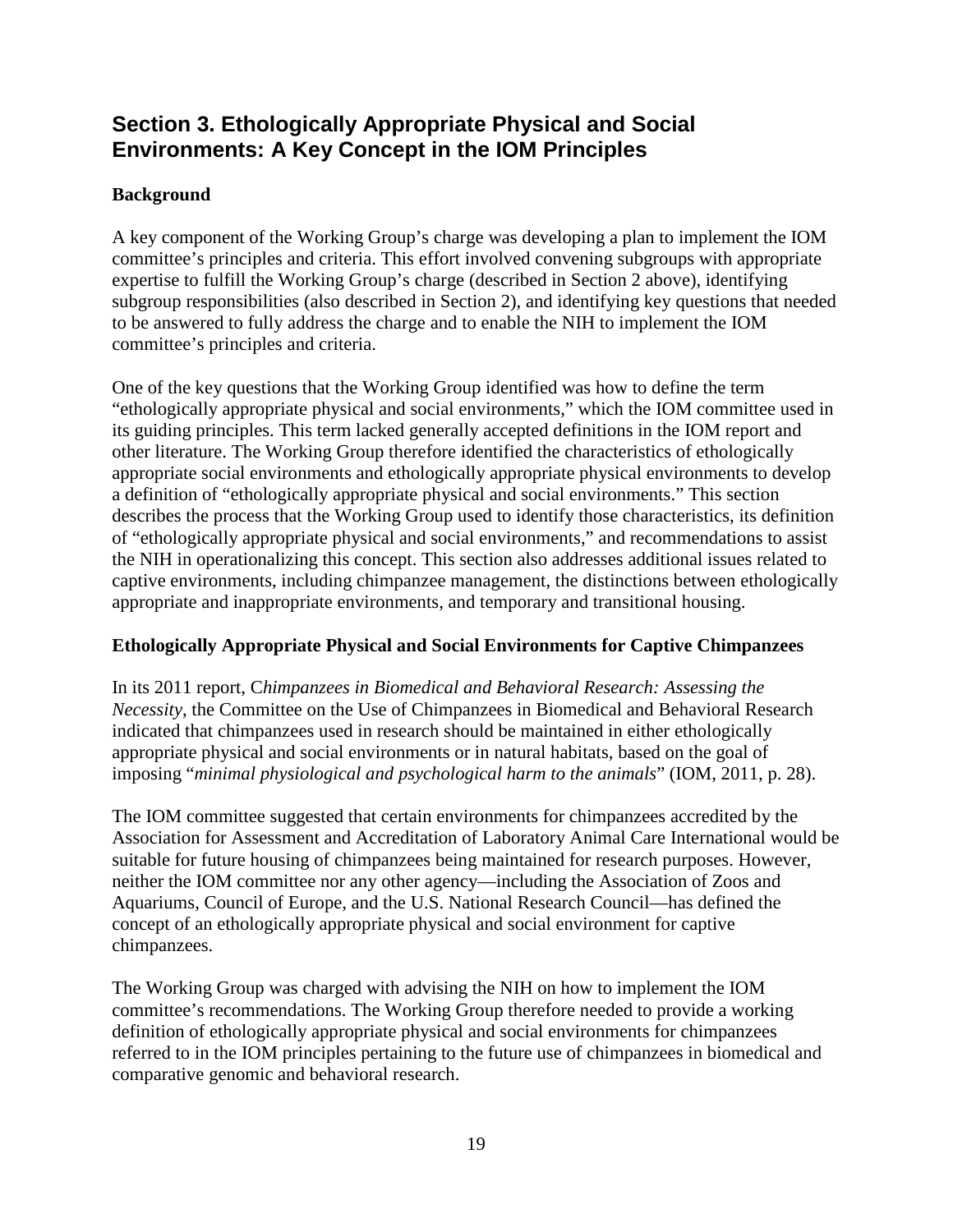## Section 3. Ethologically Appropriate Physical and Social Environments: A Key Concept in the IOM Principles

### Background

A key component of the Working Group's charge was developing a plan to implement the IOM committee's principles and criteria. This effort involved convening subgroups with appropriate expertise to fulfill the Working Group's charge (described in Section 2 above), identifying subgroup responsibilities (also described in Section 2), and identifying key questions that needed to be answered to fully address the charge and to enable the NIH to implement the IOM committee's principles and criteria.

One of the key questions that the Working Group identified was how to define the term "ethologically appropriate physical and social environments," which the IOM committee used in its guiding principles. This term lacked generally accepted definitions in the IOM report and other literature. The Working Group therefore identified the characteristics of ethologically appropriate social environments and ethologically appropriate physical environments to develop a definition of "ethologically appropriate physical and social environments." This section describes the process that the Working Group used to identify those characteristics, its definition of "ethologically appropriate physical and social environments," and recommendations to assist the NIH in operationalizing this concept. This section also addresses additional issues related to captive environments, including chimpanzee management, the distinctions between ethologically appropriate and inappropriate environments, and temporary and transitional housing.

### Ethologically Appropriate Physical and Social Environments for Captive Chimpanzees

In its 2011 report, C*himpanzees in Biomedical and Behavioral Research: Assessing the Necessity*, the Committee on the Use of Chimpanzees in Biomedical and Behavioral Research indicated that chimpanzees used in research should be maintained in either ethologically appropriate physical and social environments or in natural habitats, based on the goal of imposing "*minimal physiological and psychological harm to the animals*" (IOM, 2011, p. 28).

The IOM committee suggested that certain environments for chimpanzees accredited by the Association for Assessment and Accreditation of Laboratory Animal Care International would be suitable for future housing of chimpanzees being maintained for research purposes. However, neither the IOM committee nor any other agency—including the Association of Zoos and Aquariums, Council of Europe, and the U.S. National Research Council—has defined the concept of an ethologically appropriate physical and social environment for captive chimpanzees.

The Working Group was charged with advising the NIH on how to implement the IOM committee's recommendations. The Working Group therefore needed to provide a working definition of ethologically appropriate physical and social environments for chimpanzees referred to in the IOM principles pertaining to the future use of chimpanzees in biomedical and comparative genomic and behavioral research.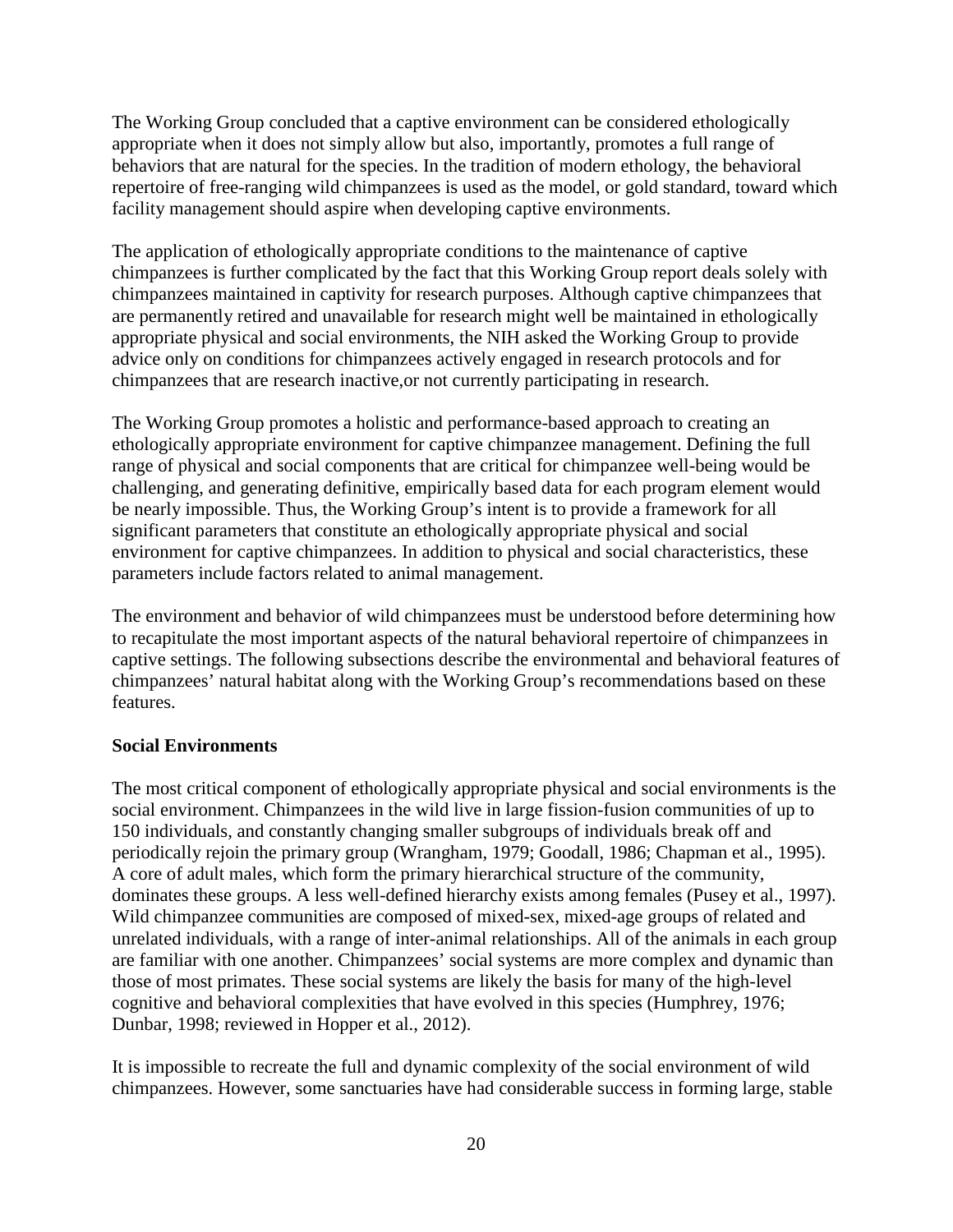The Working Group concluded that a captive environment can be considered ethologically appropriate when it does not simply allow but also, importantly, promotes a full range of behaviors that are natural for the species. In the tradition of modern ethology, the behavioral repertoire of free-ranging wild chimpanzees is used as the model, or gold standard, toward which facility management should aspire when developing captive environments.

The application of ethologically appropriate conditions to the maintenance of captive chimpanzees is further complicated by the fact that this Working Group report deals solely with chimpanzees maintained in captivity for research purposes. Although captive chimpanzees that are permanently retired and unavailable for research might well be maintained in ethologically appropriate physical and social environments, the NIH asked the Working Group to provide advice only on conditions for chimpanzees actively engaged in research protocols and for chimpanzees that are research inactive,or not currently participating in research.

The Working Group promotes a holistic and performance-based approach to creating an ethologically appropriate environment for captive chimpanzee management. Defining the full range of physical and social components that are critical for chimpanzee well-being would be challenging, and generating definitive, empirically based data for each program element would be nearly impossible. Thus, the Working Group's intent is to provide a framework for all significant parameters that constitute an ethologically appropriate physical and social environment for captive chimpanzees. In addition to physical and social characteristics, these parameters include factors related to animal management.

The environment and behavior of wild chimpanzees must be understood before determining how to recapitulate the most important aspects of the natural behavioral repertoire of chimpanzees in captive settings. The following subsections describe the environmental and behavioral features of chimpanzees' natural habitat along with the Working Group's recommendations based on these features.

**Social Environments**

The most critical component of ethologically appropriate physical and social environments is the social environment. Chimpanzees in the wild live in large fission-fusion communities of up to 150 individuals, and constantly changing smaller subgroups of individuals break off and periodically rejoin the primary group (Wrangham, 1979; Goodall, 1986; Chapman et al., 1995). A core of adult males, which form the primary hierarchical structure of the community, dominates these groups. A less well-defined hierarchy exists among females (Pusey et al., 1997). Wild chimpanzee communities are composed of mixed-sex, mixed-age groups of related and unrelated individuals, with a range of inter-animal relationships. All of the animals in each group are familiar with one another. Chimpanzees' social systems are more complex and dynamic than those of most primates. These social systems are likely the basis for many of the high-level cognitive and behavioral complexities that have evolved in this species (Humphrey, 1976; Dunbar, 1998; reviewed in Hopper et al., 2012).

It is impossible to recreate the full and dynamic complexity of the social environment of wild chimpanzees. However, some sanctuaries have had considerable success in forming large, stable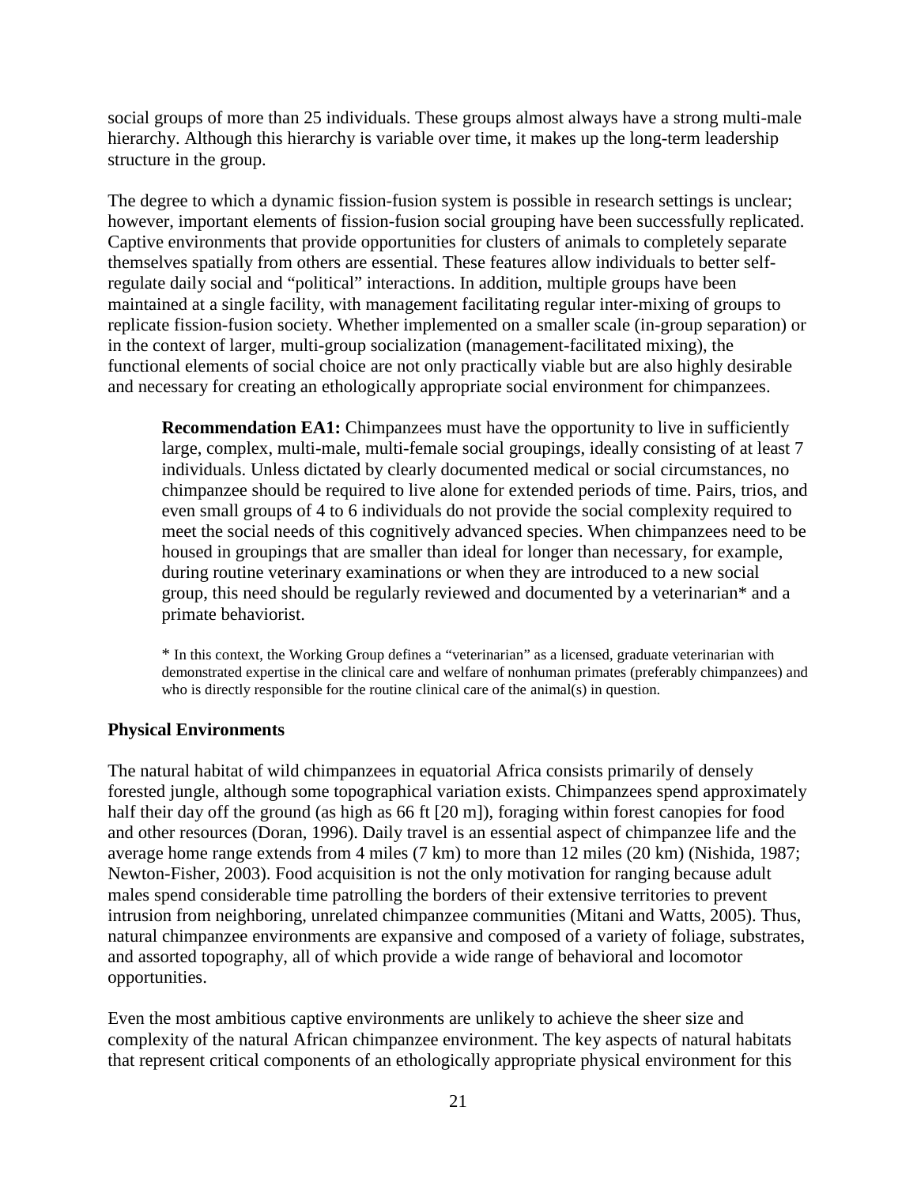social groups of more than 25 individuals. These groups almost always have a strong multi-male hierarchy. Although this hierarchy is variable over time, it makes up the long-term leadership structure in the group.

The degree to which a dynamic fission-fusion system is possible in research settings is unclear; however, important elements of fission-fusion social grouping have been successfully replicated. Captive environments that provide opportunities for clusters of animals to completely separate themselves spatially from others are essential. These features allow individuals to better self-regulate daily social and "political" interactions. In addition, multiple groups have been maintained at a single facility, with management facilitating regular inter-mixing of groups to replicate fission-fusion society. Whether implemented on a smaller scale (in-group separation) or in the context of larger, multi-group socialization (management-facilitated mixing), the functional elements of social choice are not only practically viable but are also highly desirable and necessary for creating an ethologically appropriate social environment for chimpanzees.

> **Recommendation EA1:** Chimpanzees must have the opportunity to live in sufficiently large, complex, multi-male, multi-female social groupings, ideally consisting of at least 7 individuals. Unless dictated by clearly documented medical or social circumstances, no chimpanzee should be required to live alone for extended periods of time. Pairs, trios, and even small groups of 4 to 6 individuals do not provide the social complexity required to meet the social needs of this cognitively advanced species. When chimpanzees need to be housed in groupings that are smaller than ideal for longer than necessary, for example, during routine veterinary examinations or when they are introduced to a new social group, this need should be regularly reviewed and documented by a veterinarian* and a primate behaviorist.
>
> * In this context, the Working Group defines a "veterinarian" as a licensed, graduate veterinarian with demonstrated expertise in the clinical care and welfare of nonhuman primates (preferably chimpanzees) and who is directly responsible for the routine clinical care of the animal(s) in question.

### Physical Environments

The natural habitat of wild chimpanzees in equatorial Africa consists primarily of densely forested jungle, although some topographical variation exists. Chimpanzees spend approximately half their day off the ground (as high as 66 ft [20 m]), foraging within forest canopies for food and other resources (Doran, 1996). Daily travel is an essential aspect of chimpanzee life and the average home range extends from 4 miles (7 km) to more than 12 miles (20 km) (Nishida, 1987; Newton-Fisher, 2003). Food acquisition is not the only motivation for ranging because adult males spend considerable time patrolling the borders of their extensive territories to prevent intrusion from neighboring, unrelated chimpanzee communities (Mitani and Watts, 2005). Thus, natural chimpanzee environments are expansive and composed of a variety of foliage, substrates, and assorted topography, all of which provide a wide range of behavioral and locomotor opportunities.

Even the most ambitious captive environments are unlikely to achieve the sheer size and complexity of the natural African chimpanzee environment. The key aspects of natural habitats that represent critical components of an ethologically appropriate physical environment for this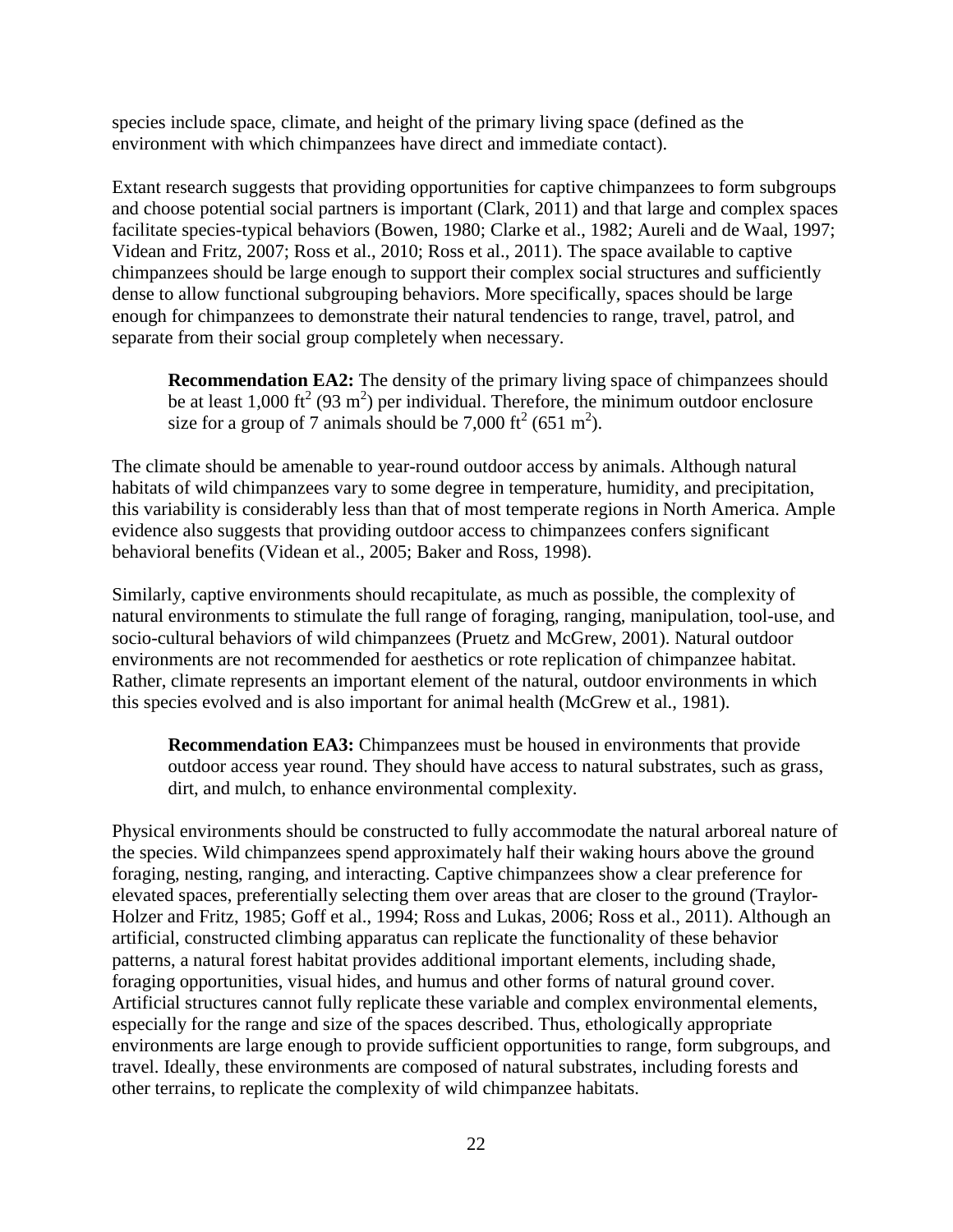species include space, climate, and height of the primary living space (defined as the environment with which chimpanzees have direct and immediate contact).

Extant research suggests that providing opportunities for captive chimpanzees to form subgroups and choose potential social partners is important (Clark, 2011) and that large and complex spaces facilitate species-typical behaviors (Bowen, 1980; Clarke et al., 1982; Aureli and de Waal, 1997; Videan and Fritz, 2007; Ross et al., 2010; Ross et al., 2011). The space available to captive chimpanzees should be large enough to support their complex social structures and sufficiently dense to allow functional subgrouping behaviors. More specifically, spaces should be large enough for chimpanzees to demonstrate their natural tendencies to range, travel, patrol, and separate from their social group completely when necessary.

> **Recommendation EA2:** The density of the primary living space of chimpanzees should be at least 1,000 $ft^2$ (93 $m^2$) per individual. Therefore, the minimum outdoor enclosure size for a group of 7 animals should be 7,000 $ft^2$ (651 $m^2$).

The climate should be amenable to year-round outdoor access by animals. Although natural habitats of wild chimpanzees vary to some degree in temperature, humidity, and precipitation, this variability is considerably less than that of most temperate regions in North America. Ample evidence also suggests that providing outdoor access to chimpanzees confers significant behavioral benefits (Videan et al., 2005; Baker and Ross, 1998).

Similarly, captive environments should recapitulate, as much as possible, the complexity of natural environments to stimulate the full range of foraging, ranging, manipulation, tool-use, and socio-cultural behaviors of wild chimpanzees (Pruetz and McGrew, 2001). Natural outdoor environments are not recommended for aesthetics or rote replication of chimpanzee habitat. Rather, climate represents an important element of the natural, outdoor environments in which this species evolved and is also important for animal health (McGrew et al., 1981).

> **Recommendation EA3:** Chimpanzees must be housed in environments that provide outdoor access year round. They should have access to natural substrates, such as grass, dirt, and mulch, to enhance environmental complexity.

Physical environments should be constructed to fully accommodate the natural arboreal nature of the species. Wild chimpanzees spend approximately half their waking hours above the ground foraging, nesting, ranging, and interacting. Captive chimpanzees show a clear preference for elevated spaces, preferentially selecting them over areas that are closer to the ground (Traylor-Holzer and Fritz, 1985; Goff et al., 1994; Ross and Lukas, 2006; Ross et al., 2011). Although an artificial, constructed climbing apparatus can replicate the functionality of these behavior patterns, a natural forest habitat provides additional important elements, including shade, foraging opportunities, visual hides, and humus and other forms of natural ground cover. Artificial structures cannot fully replicate these variable and complex environmental elements, especially for the range and size of the spaces described. Thus, ethologically appropriate environments are large enough to provide sufficient opportunities to range, form subgroups, and travel. Ideally, these environments are composed of natural substrates, including forests and other terrains, to replicate the complexity of wild chimpanzee habitats.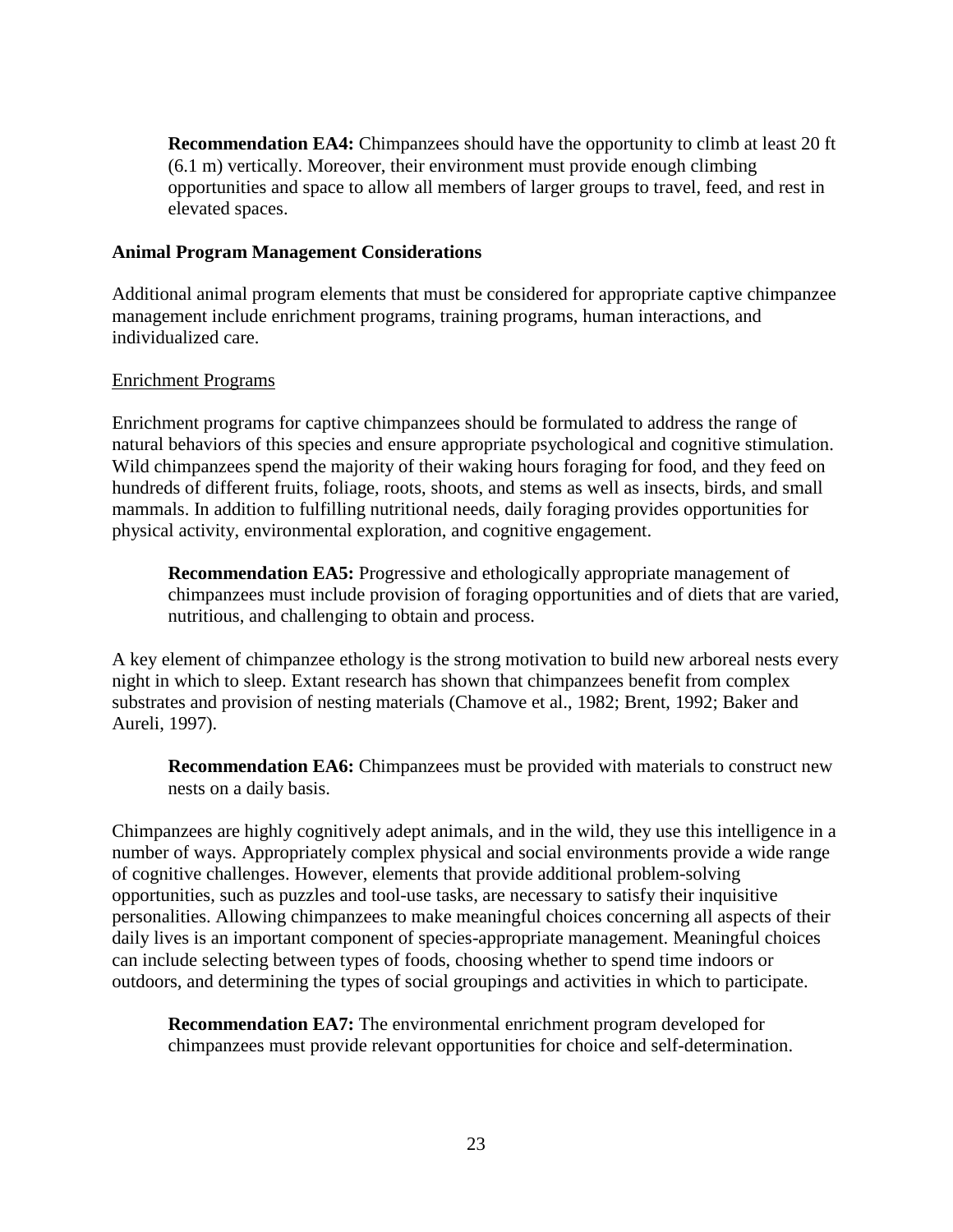**Recommendation EA4:** Chimpanzees should have the opportunity to climb at least 20 ft (6.1 m) vertically. Moreover, their environment must provide enough climbing opportunities and space to allow all members of larger groups to travel, feed, and rest in elevated spaces.

**Animal Program Management Considerations**

Additional animal program elements that must be considered for appropriate captive chimpanzee management include enrichment programs, training programs, human interactions, and individualized care.

<u>Enrichment Programs</u>

Enrichment programs for captive chimpanzees should be formulated to address the range of natural behaviors of this species and ensure appropriate psychological and cognitive stimulation. Wild chimpanzees spend the majority of their waking hours foraging for food, and they feed on hundreds of different fruits, foliage, roots, shoots, and stems as well as insects, birds, and small mammals. In addition to fulfilling nutritional needs, daily foraging provides opportunities for physical activity, environmental exploration, and cognitive engagement.

**Recommendation EA5:** Progressive and ethologically appropriate management of chimpanzees must include provision of foraging opportunities and of diets that are varied, nutritious, and challenging to obtain and process.

A key element of chimpanzee ethology is the strong motivation to build new arboreal nests every night in which to sleep. Extant research has shown that chimpanzees benefit from complex substrates and provision of nesting materials (Chamove et al., 1982; Brent, 1992; Baker and Aureli, 1997).

**Recommendation EA6:** Chimpanzees must be provided with materials to construct new nests on a daily basis.

Chimpanzees are highly cognitively adept animals, and in the wild, they use this intelligence in a number of ways. Appropriately complex physical and social environments provide a wide range of cognitive challenges. However, elements that provide additional problem-solving opportunities, such as puzzles and tool-use tasks, are necessary to satisfy their inquisitive personalities. Allowing chimpanzees to make meaningful choices concerning all aspects of their daily lives is an important component of species-appropriate management. Meaningful choices can include selecting between types of foods, choosing whether to spend time indoors or outdoors, and determining the types of social groupings and activities in which to participate.

**Recommendation EA7:** The environmental enrichment program developed for chimpanzees must provide relevant opportunities for choice and self-determination.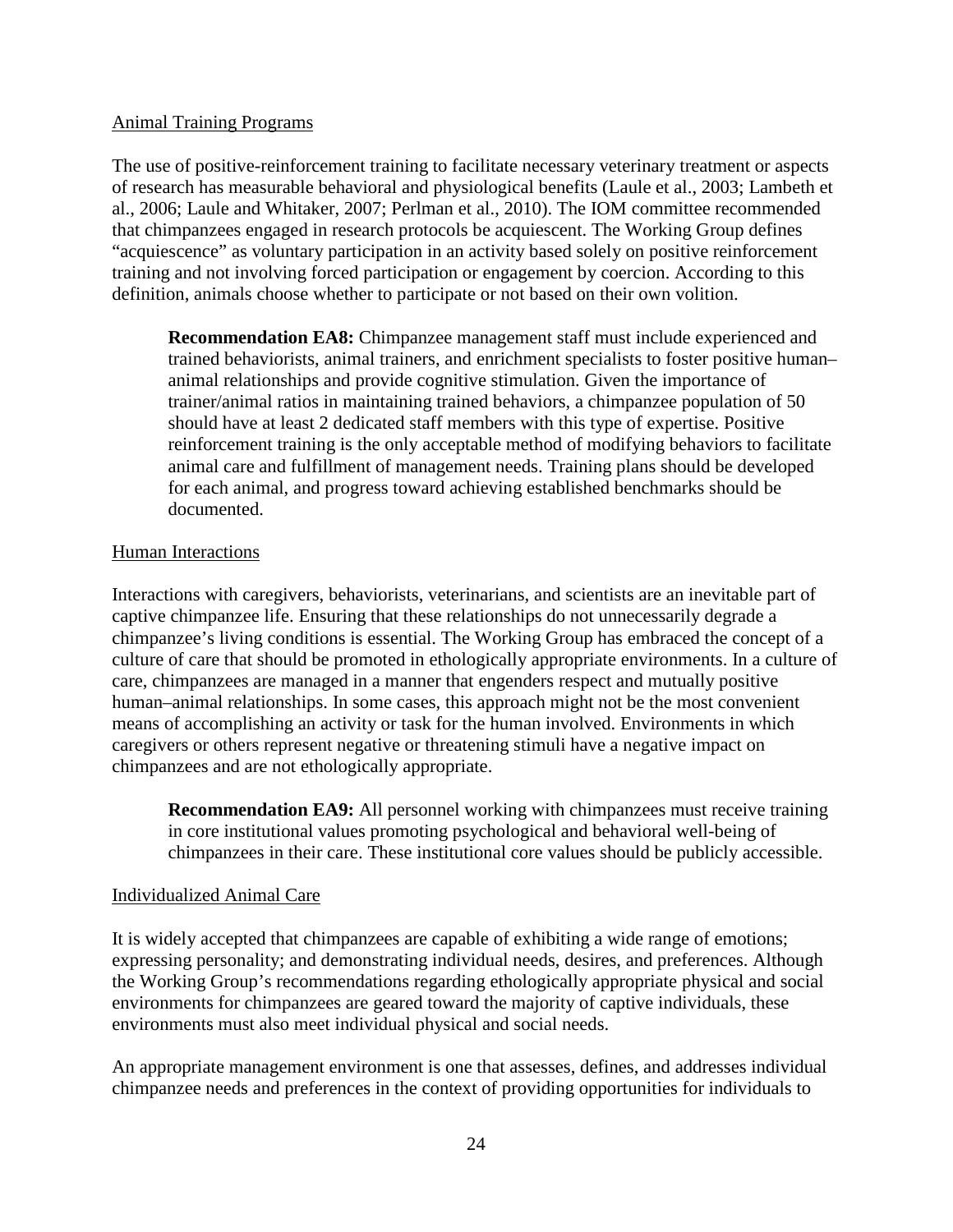### Animal Training Programs

The use of positive-reinforcement training to facilitate necessary veterinary treatment or aspects of research has measurable behavioral and physiological benefits (Laule et al., 2003; Lambeth et al., 2006; Laule and Whitaker, 2007; Perlman et al., 2010). The IOM committee recommended that chimpanzees engaged in research protocols be acquiescent. The Working Group defines "acquiescence" as voluntary participation in an activity based solely on positive reinforcement training and not involving forced participation or engagement by coercion. According to this definition, animals choose whether to participate or not based on their own volition.

> **Recommendation EA8:** Chimpanzee management staff must include experienced and trained behaviorists, animal trainers, and enrichment specialists to foster positive human–animal relationships and provide cognitive stimulation. Given the importance of trainer/animal ratios in maintaining trained behaviors, a chimpanzee population of 50 should have at least 2 dedicated staff members with this type of expertise. Positive reinforcement training is the only acceptable method of modifying behaviors to facilitate animal care and fulfillment of management needs. Training plans should be developed for each animal, and progress toward achieving established benchmarks should be documented.

### Human Interactions

Interactions with caregivers, behaviorists, veterinarians, and scientists are an inevitable part of captive chimpanzee life. Ensuring that these relationships do not unnecessarily degrade a chimpanzee's living conditions is essential. The Working Group has embraced the concept of a culture of care that should be promoted in ethologically appropriate environments. In a culture of care, chimpanzees are managed in a manner that engenders respect and mutually positive human–animal relationships. In some cases, this approach might not be the most convenient means of accomplishing an activity or task for the human involved. Environments in which caregivers or others represent negative or threatening stimuli have a negative impact on chimpanzees and are not ethologically appropriate.

> **Recommendation EA9:** All personnel working with chimpanzees must receive training in core institutional values promoting psychological and behavioral well-being of chimpanzees in their care. These institutional core values should be publicly accessible.

### Individualized Animal Care

It is widely accepted that chimpanzees are capable of exhibiting a wide range of emotions; expressing personality; and demonstrating individual needs, desires, and preferences. Although the Working Group's recommendations regarding ethologically appropriate physical and social environments for chimpanzees are geared toward the majority of captive individuals, these environments must also meet individual physical and social needs.

An appropriate management environment is one that assesses, defines, and addresses individual chimpanzee needs and preferences in the context of providing opportunities for individuals to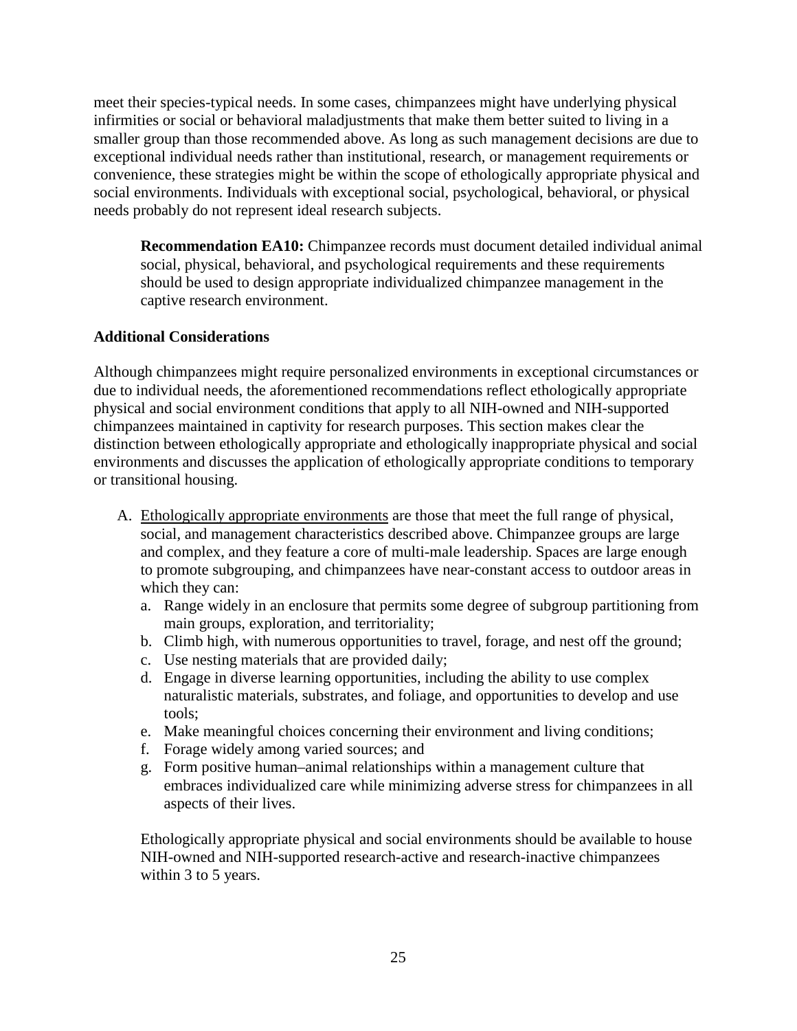meet their species-typical needs. In some cases, chimpanzees might have underlying physical infirmities or social or behavioral maladjustments that make them better suited to living in a smaller group than those recommended above. As long as such management decisions are due to exceptional individual needs rather than institutional, research, or management requirements or convenience, these strategies might be within the scope of ethologically appropriate physical and social environments. Individuals with exceptional social, psychological, behavioral, or physical needs probably do not represent ideal research subjects.

> **Recommendation EA10:** Chimpanzee records must document detailed individual animal social, physical, behavioral, and psychological requirements and these requirements should be used to design appropriate individualized chimpanzee management in the captive research environment.

**Additional Considerations**

Although chimpanzees might require personalized environments in exceptional circumstances or due to individual needs, the aforementioned recommendations reflect ethologically appropriate physical and social environment conditions that apply to all NIH-owned and NIH-supported chimpanzees maintained in captivity for research purposes. This section makes clear the distinction between ethologically appropriate and ethologically inappropriate physical and social environments and discusses the application of ethologically appropriate conditions to temporary or transitional housing.

A. Ethologically appropriate environments are those that meet the full range of physical, social, and management characteristics described above. Chimpanzee groups are large and complex, and they feature a core of multi-male leadership. Spaces are large enough to promote subgrouping, and chimpanzees have near-constant access to outdoor areas in which they can:
   a. Range widely in an enclosure that permits some degree of subgroup partitioning from main groups, exploration, and territoriality;
   b. Climb high, with numerous opportunities to travel, forage, and nest off the ground;
   c. Use nesting materials that are provided daily;
   d. Engage in diverse learning opportunities, including the ability to use complex naturalistic materials, substrates, and foliage, and opportunities to develop and use tools;
   e. Make meaningful choices concerning their environment and living conditions;
   f. Forage widely among varied sources; and
   g. Form positive human–animal relationships within a management culture that embraces individualized care while minimizing adverse stress for chimpanzees in all aspects of their lives.

   Ethologically appropriate physical and social environments should be available to house NIH-owned and NIH-supported research-active and research-inactive chimpanzees within 3 to 5 years.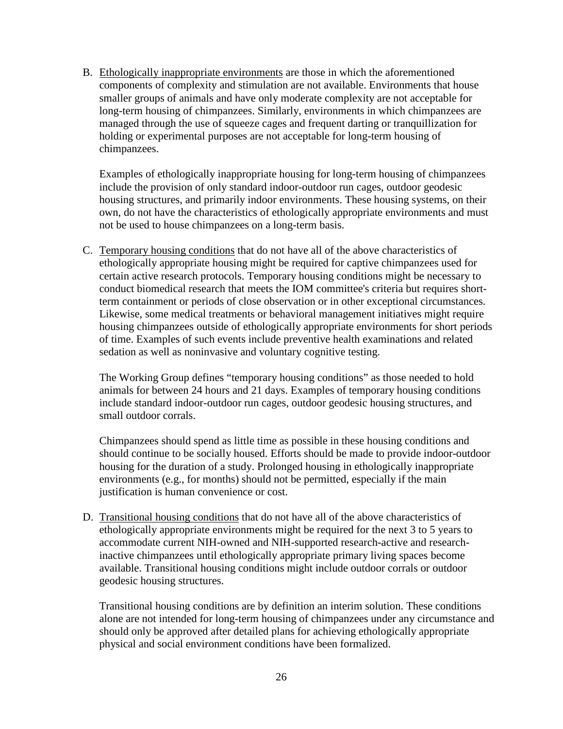B. <u>Ethologically inappropriate environments</u> are those in which the aforementioned components of complexity and stimulation are not available. Environments that house smaller groups of animals and have only moderate complexity are not acceptable for long-term housing of chimpanzees. Similarly, environments in which chimpanzees are managed through the use of squeeze cages and frequent darting or tranquillization for holding or experimental purposes are not acceptable for long-term housing of chimpanzees.

   Examples of ethologically inappropriate housing for long-term housing of chimpanzees include the provision of only standard indoor-outdoor run cages, outdoor geodesic housing structures, and primarily indoor environments. These housing systems, on their own, do not have the characteristics of ethologically appropriate environments and must not be used to house chimpanzees on a long-term basis.

C. <u>Temporary housing conditions</u> that do not have all of the above characteristics of ethologically appropriate housing might be required for captive chimpanzees used for certain active research protocols. Temporary housing conditions might be necessary to conduct biomedical research that meets the IOM committee's criteria but requires short-term containment or periods of close observation or in other exceptional circumstances. Likewise, some medical treatments or behavioral management initiatives might require housing chimpanzees outside of ethologically appropriate environments for short periods of time. Examples of such events include preventive health examinations and related sedation as well as noninvasive and voluntary cognitive testing.

   The Working Group defines "temporary housing conditions" as those needed to hold animals for between 24 hours and 21 days. Examples of temporary housing conditions include standard indoor-outdoor run cages, outdoor geodesic housing structures, and small outdoor corrals.

   Chimpanzees should spend as little time as possible in these housing conditions and should continue to be socially housed. Efforts should be made to provide indoor-outdoor housing for the duration of a study. Prolonged housing in ethologically inappropriate environments (e.g., for months) should not be permitted, especially if the main justification is human convenience or cost.

D. <u>Transitional housing conditions</u> that do not have all of the above characteristics of ethologically appropriate environments might be required for the next 3 to 5 years to accommodate current NIH-owned and NIH-supported research-active and research-inactive chimpanzees until ethologically appropriate primary living spaces become available. Transitional housing conditions might include outdoor corrals or outdoor geodesic housing structures.

   Transitional housing conditions are by definition an interim solution. These conditions alone are not intended for long-term housing of chimpanzees under any circumstance and should only be approved after detailed plans for achieving ethologically appropriate physical and social environment conditions have been formalized.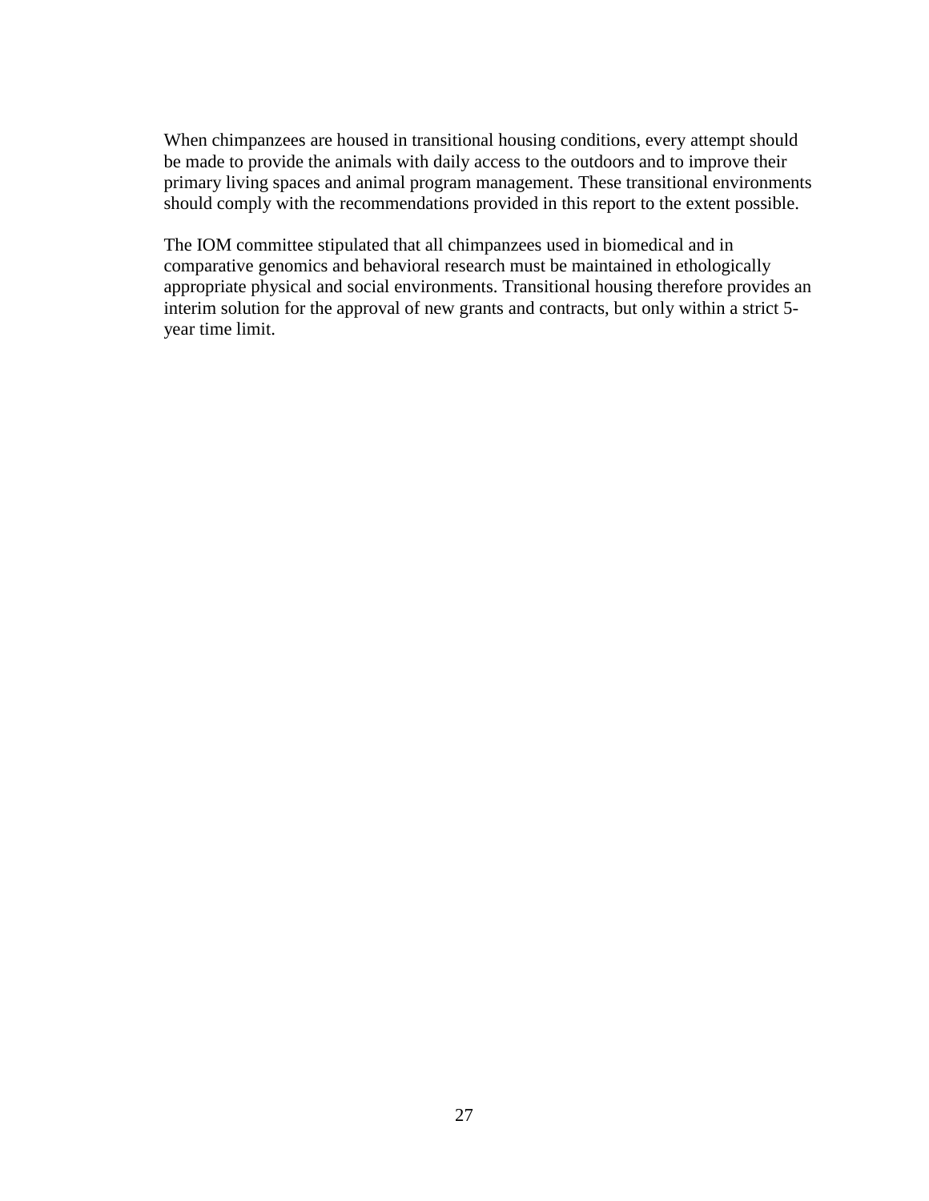When chimpanzees are housed in transitional housing conditions, every attempt should be made to provide the animals with daily access to the outdoors and to improve their primary living spaces and animal program management. These transitional environments should comply with the recommendations provided in this report to the extent possible.

The IOM committee stipulated that all chimpanzees used in biomedical and in comparative genomics and behavioral research must be maintained in ethologically appropriate physical and social environments. Transitional housing therefore provides an interim solution for the approval of new grants and contracts, but only within a strict 5-year time limit.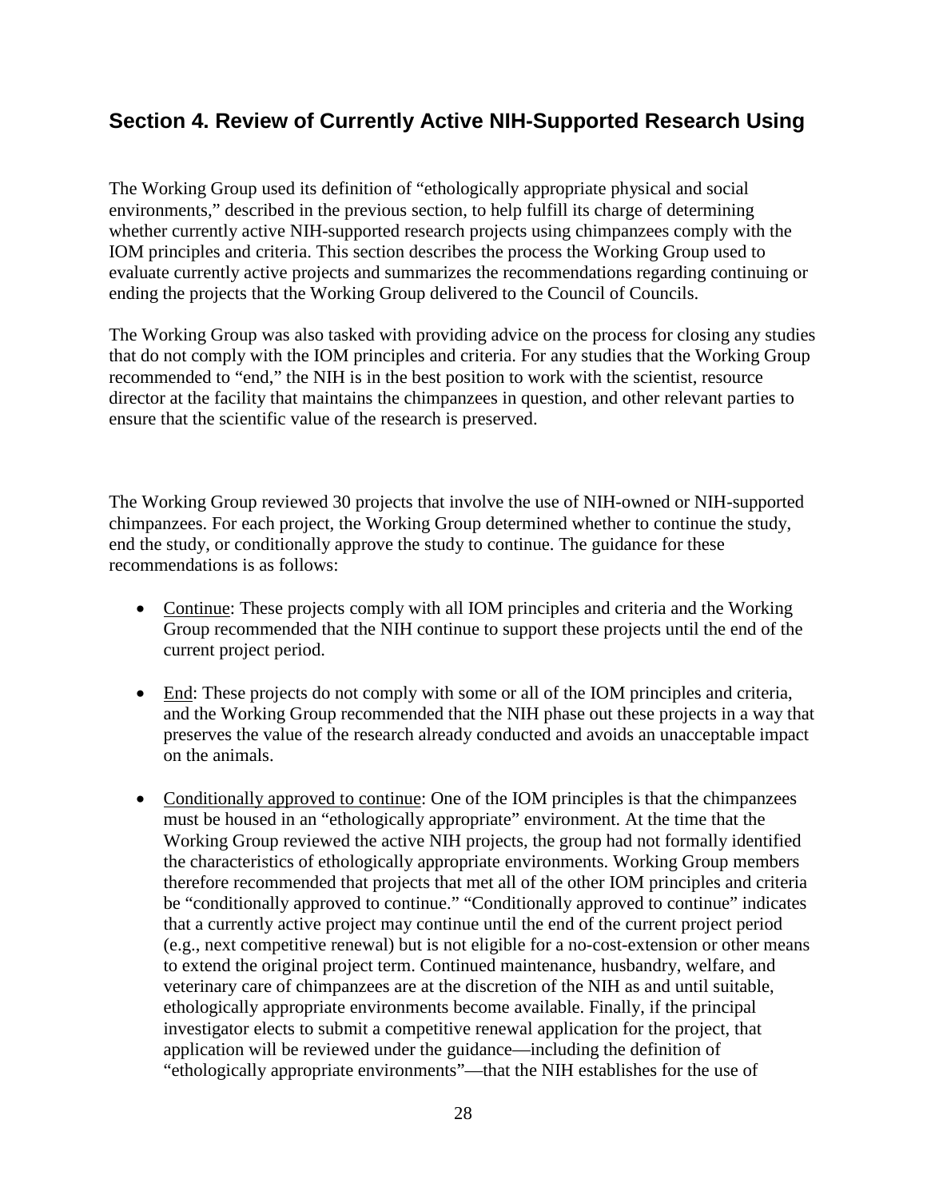## Section 4. Review of Currently Active NIH-Supported Research Using

The Working Group used its definition of "ethologically appropriate physical and social environments," described in the previous section, to help fulfill its charge of determining whether currently active NIH-supported research projects using chimpanzees comply with the IOM principles and criteria. This section describes the process the Working Group used to evaluate currently active projects and summarizes the recommendations regarding continuing or ending the projects that the Working Group delivered to the Council of Councils.

The Working Group was also tasked with providing advice on the process for closing any studies that do not comply with the IOM principles and criteria. For any studies that the Working Group recommended to "end," the NIH is in the best position to work with the scientist, resource director at the facility that maintains the chimpanzees in question, and other relevant parties to ensure that the scientific value of the research is preserved.

The Working Group reviewed 30 projects that involve the use of NIH-owned or NIH-supported chimpanzees. For each project, the Working Group determined whether to continue the study, end the study, or conditionally approve the study to continue. The guidance for these recommendations is as follows:

- Continue: These projects comply with all IOM principles and criteria and the Working Group recommended that the NIH continue to support these projects until the end of the current project period.
- End: These projects do not comply with some or all of the IOM principles and criteria, and the Working Group recommended that the NIH phase out these projects in a way that preserves the value of the research already conducted and avoids an unacceptable impact on the animals.
- Conditionally approved to continue: One of the IOM principles is that the chimpanzees must be housed in an "ethologically appropriate" environment. At the time that the Working Group reviewed the active NIH projects, the group had not formally identified the characteristics of ethologically appropriate environments. Working Group members therefore recommended that projects that met all of the other IOM principles and criteria be "conditionally approved to continue." "Conditionally approved to continue" indicates that a currently active project may continue until the end of the current project period (e.g., next competitive renewal) but is not eligible for a no-cost-extension or other means to extend the original project term. Continued maintenance, husbandry, welfare, and veterinary care of chimpanzees are at the discretion of the NIH as and until suitable, ethologically appropriate environments become available. Finally, if the principal investigator elects to submit a competitive renewal application for the project, that application will be reviewed under the guidance—including the definition of "ethologically appropriate environments"—that the NIH establishes for the use of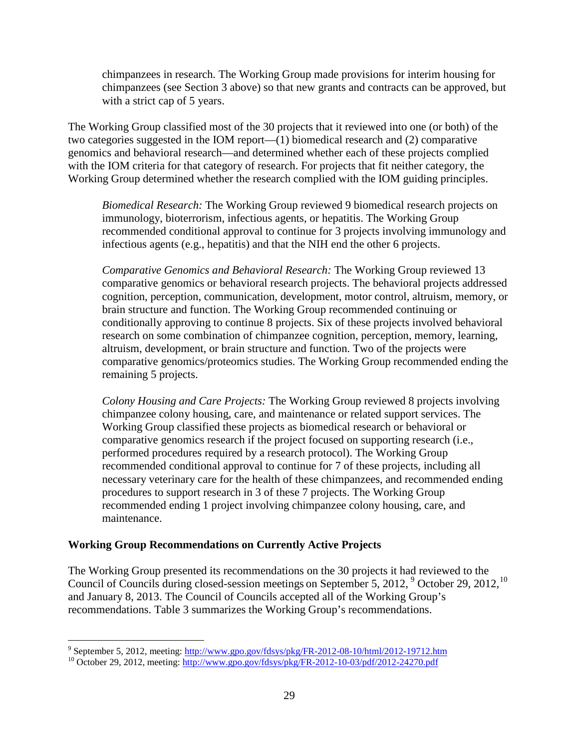chimpanzees in research. The Working Group made provisions for interim housing for chimpanzees (see Section 3 above) so that new grants and contracts can be approved, but with a strict cap of 5 years.

The Working Group classified most of the 30 projects that it reviewed into one (or both) of the two categories suggested in the IOM report—(1) biomedical research and (2) comparative genomics and behavioral research—and determined whether each of these projects complied with the IOM criteria for that category of research. For projects that fit neither category, the Working Group determined whether the research complied with the IOM guiding principles.

> *Biomedical Research:* The Working Group reviewed 9 biomedical research projects on immunology, bioterrorism, infectious agents, or hepatitis. The Working Group recommended conditional approval to continue for 3 projects involving immunology and infectious agents (e.g., hepatitis) and that the NIH end the other 6 projects.
>
> *Comparative Genomics and Behavioral Research:* The Working Group reviewed 13 comparative genomics or behavioral research projects. The behavioral projects addressed cognition, perception, communication, development, motor control, altruism, memory, or brain structure and function. The Working Group recommended continuing or conditionally approving to continue 8 projects. Six of these projects involved behavioral research on some combination of chimpanzee cognition, perception, memory, learning, altruism, development, or brain structure and function. Two of the projects were comparative genomics/proteomics studies. The Working Group recommended ending the remaining 5 projects.
>
> *Colony Housing and Care Projects:* The Working Group reviewed 8 projects involving chimpanzee colony housing, care, and maintenance or related support services. The Working Group classified these projects as biomedical research or behavioral or comparative genomics research if the project focused on supporting research (i.e., performed procedures required by a research protocol). The Working Group recommended conditional approval to continue for 7 of these projects, including all necessary veterinary care for the health of these chimpanzees, and recommended ending procedures to support research in 3 of these 7 projects. The Working Group recommended ending 1 project involving chimpanzee colony housing, care, and maintenance.

**Working Group Recommendations on Currently Active Projects**

The Working Group presented its recommendations on the 30 projects it had reviewed to the Council of Councils during closed-session meetings on September 5, 2012, [9] October 29, 2012, [10] and January 8, 2013. The Council of Councils accepted all of the Working Group's recommendations. Table 3 summarizes the Working Group's recommendations.

[9] September 5, 2012, meeting: http://www.gpo.gov/fdsys/pkg/FR-2012-08-10/html/2012-19712.htm

[10] October 29, 2012, meeting: http://www.gpo.gov/fdsys/pkg/FR-2012-10-03/pdf/2012-24270.pdf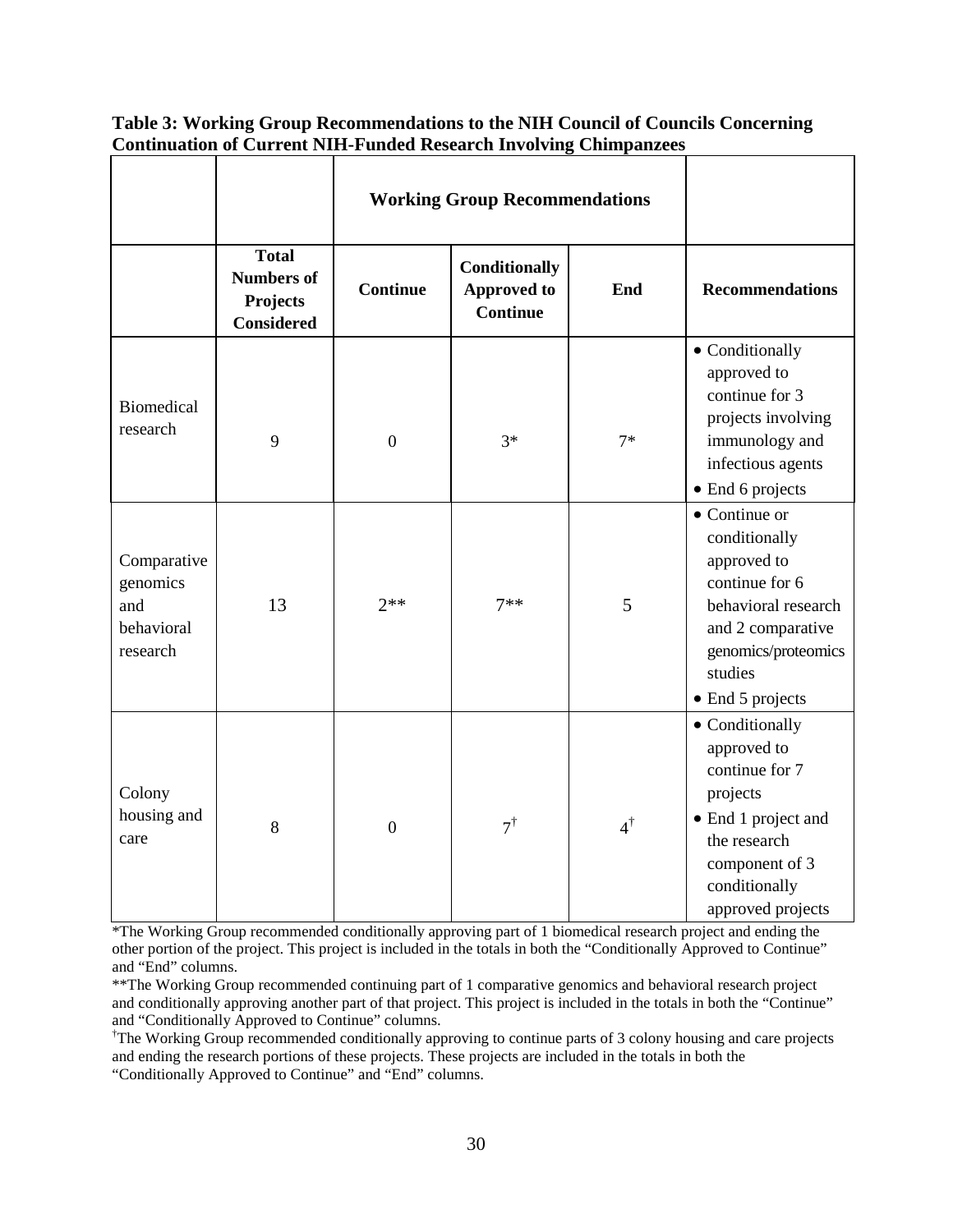**Table 3: Working Group Recommendations to the NIH Council of Councils Concerning Continuation of Current NIH-Funded Research Involving Chimpanzees**

| | | Working Group Recommendations | | | |
|---|---|---|---|---|---|
| | **Total Numbers of Projects Considered** | **Continue** | **Conditionally Approved to Continue** | **End** | **Recommendations** |
| Biomedical research | 9 | 0 | 3* | 7* | • Conditionally approved to continue for 3 projects involving immunology and infectious agents • End 6 projects |
| Comparative genomics and behavioral research | 13 | 2** | 7** | 5 | • Continue or conditionally approved to continue for 6 behavioral research and 2 comparative genomics/proteomics studies • End 5 projects |
| Colony housing and care | 8 | 0 | 7† | 4† | • Conditionally approved to continue for 7 projects • End 1 project and the research component of 3 conditionally approved projects |

*The Working Group recommended conditionally approving part of 1 biomedical research project and ending the other portion of the project. This project is included in the totals in both the "Conditionally Approved to Continue" and "End" columns.

**The Working Group recommended continuing part of 1 comparative genomics and behavioral research project and conditionally approving another part of that project. This project is included in the totals in both the "Continue" and "Conditionally Approved to Continue" columns.

†The Working Group recommended conditionally approving to continue parts of 3 colony housing and care projects and ending the research portions of these projects. These projects are included in the totals in both the "Conditionally Approved to Continue" and "End" columns.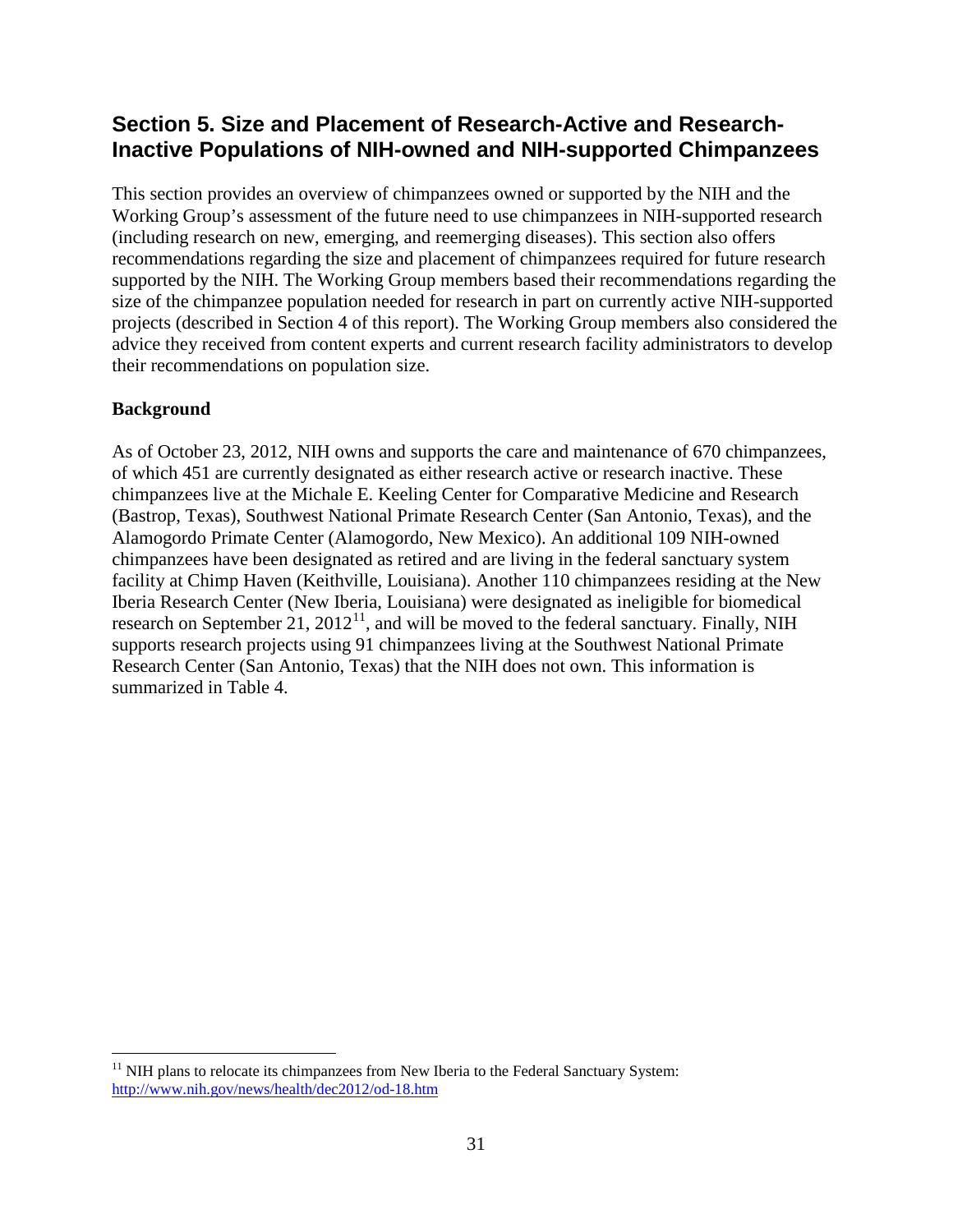## Section 5. Size and Placement of Research-Active and Research-Inactive Populations of NIH-owned and NIH-supported Chimpanzees

This section provides an overview of chimpanzees owned or supported by the NIH and the Working Group's assessment of the future need to use chimpanzees in NIH-supported research (including research on new, emerging, and reemerging diseases). This section also offers recommendations regarding the size and placement of chimpanzees required for future research supported by the NIH. The Working Group members based their recommendations regarding the size of the chimpanzee population needed for research in part on currently active NIH-supported projects (described in Section 4 of this report). The Working Group members also considered the advice they received from content experts and current research facility administrators to develop their recommendations on population size.

**Background**

As of October 23, 2012, NIH owns and supports the care and maintenance of 670 chimpanzees, of which 451 are currently designated as either research active or research inactive. These chimpanzees live at the Michale E. Keeling Center for Comparative Medicine and Research (Bastrop, Texas), Southwest National Primate Research Center (San Antonio, Texas), and the Alamogordo Primate Center (Alamogordo, New Mexico). An additional 109 NIH-owned chimpanzees have been designated as retired and are living in the federal sanctuary system facility at Chimp Haven (Keithville, Louisiana). Another 110 chimpanzees residing at the New Iberia Research Center (New Iberia, Louisiana) were designated as ineligible for biomedical research on September 21, 2012[11], and will be moved to the federal sanctuary. Finally, NIH supports research projects using 91 chimpanzees living at the Southwest National Primate Research Center (San Antonio, Texas) that the NIH does not own. This information is summarized in Table 4.

---

[11] NIH plans to relocate its chimpanzees from New Iberia to the Federal Sanctuary System: http://www.nih.gov/news/health/dec2012/od-18.htm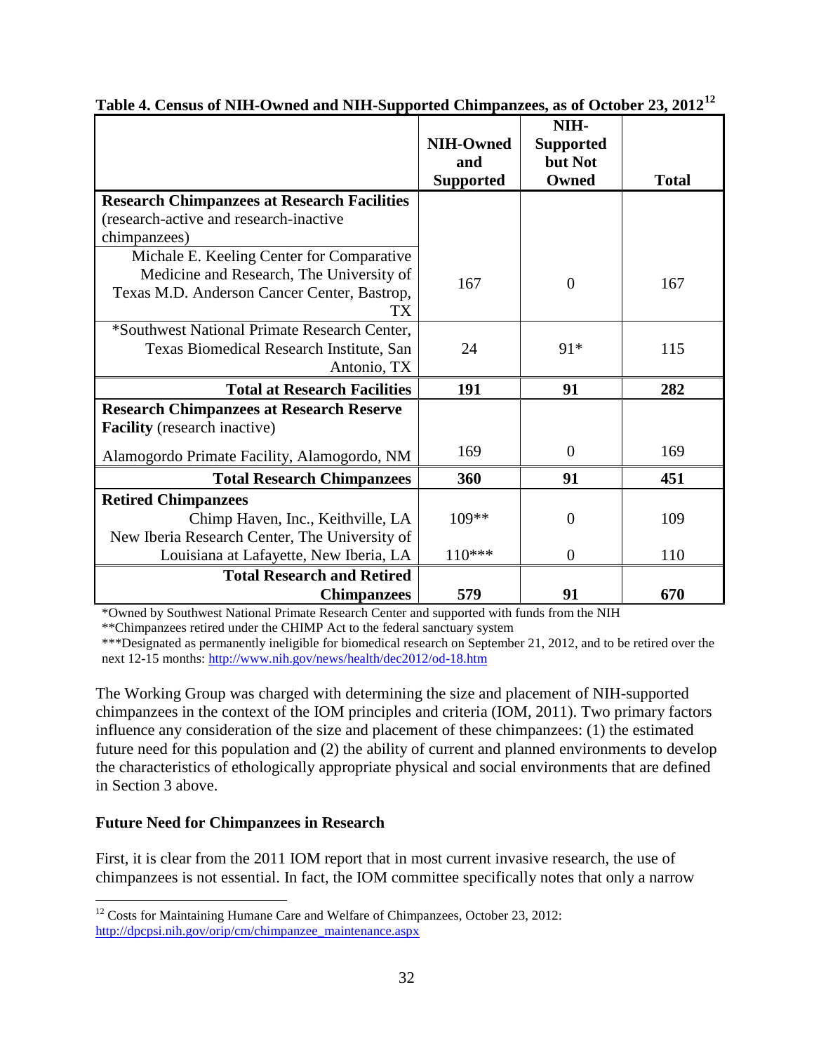**Table 4. Census of NIH-Owned and NIH-Supported Chimpanzees, as of October 23, 2012**[12]

| | NIH-Owned and Supported | NIH-Supported but Not Owned | Total |
|---|---|---|---|
| **Research Chimpanzees at Research Facilities** (research-active and research-inactive chimpanzees) | | | |
| Michale E. Keeling Center for Comparative Medicine and Research, The University of Texas M.D. Anderson Cancer Center, Bastrop, TX | 167 | 0 | 167 |
| *Southwest National Primate Research Center, Texas Biomedical Research Institute, San Antonio, TX | 24 | 91* | 115 |
| **Total at Research Facilities** | **191** | **91** | **282** |
| **Research Chimpanzees at Research Reserve Facility** (research inactive) | | | |
| Alamogordo Primate Facility, Alamogordo, NM | 169 | 0 | 169 |
| **Total Research Chimpanzees** | **360** | **91** | **451** |
| **Retired Chimpanzees** | | | |
| Chimp Haven, Inc., Keithville, LA | 109** | 0 | 109 |
| New Iberia Research Center, The University of Louisiana at Lafayette, New Iberia, LA | 110*** | 0 | 110 |
| **Total Research and Retired Chimpanzees** | **579** | **91** | **670** |

*Owned by Southwest National Primate Research Center and supported with funds from the NIH

**Chimpanzees retired under the CHIMP Act to the federal sanctuary system

***Designated as permanently ineligible for biomedical research on September 21, 2012, and to be retired over the next 12-15 months: http://www.nih.gov/news/health/dec2012/od-18.htm

The Working Group was charged with determining the size and placement of NIH-supported chimpanzees in the context of the IOM principles and criteria (IOM, 2011). Two primary factors influence any consideration of the size and placement of these chimpanzees: (1) the estimated future need for this population and (2) the ability of current and planned environments to develop the characteristics of ethologically appropriate physical and social environments that are defined in Section 3 above.

**Future Need for Chimpanzees in Research**

First, it is clear from the 2011 IOM report that in most current invasive research, the use of chimpanzees is not essential. In fact, the IOM committee specifically notes that only a narrow

[12] Costs for Maintaining Humane Care and Welfare of Chimpanzees, October 23, 2012: http://dpcpsi.nih.gov/orip/cm/chimpanzee_maintenance.aspx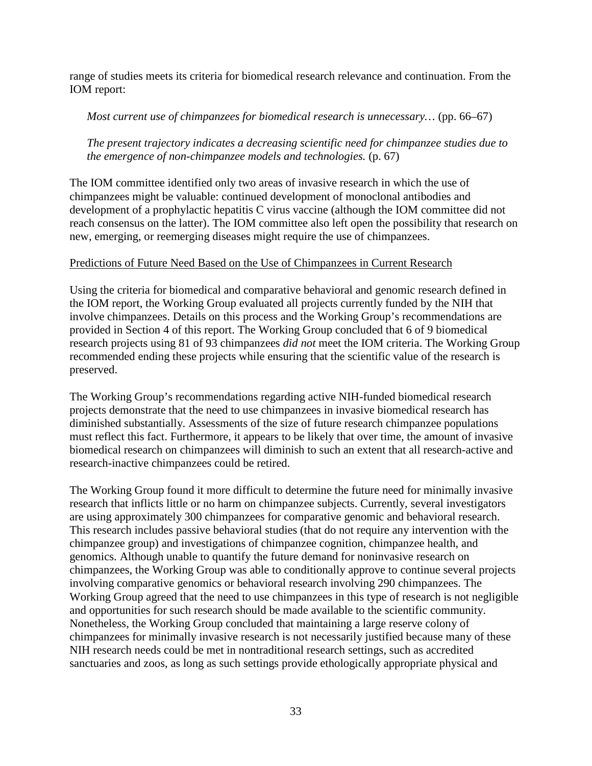range of studies meets its criteria for biomedical research relevance and continuation. From the IOM report:

> *Most current use of chimpanzees for biomedical research is unnecessary…* (pp. 66–67)
>
> *The present trajectory indicates a decreasing scientific need for chimpanzee studies due to the emergence of non-chimpanzee models and technologies.* (p. 67)

The IOM committee identified only two areas of invasive research in which the use of chimpanzees might be valuable: continued development of monoclonal antibodies and development of a prophylactic hepatitis C virus vaccine (although the IOM committee did not reach consensus on the latter). The IOM committee also left open the possibility that research on new, emerging, or reemerging diseases might require the use of chimpanzees.

Predictions of Future Need Based on the Use of Chimpanzees in Current Research

Using the criteria for biomedical and comparative behavioral and genomic research defined in the IOM report, the Working Group evaluated all projects currently funded by the NIH that involve chimpanzees. Details on this process and the Working Group's recommendations are provided in Section 4 of this report. The Working Group concluded that 6 of 9 biomedical research projects using 81 of 93 chimpanzees *did not* meet the IOM criteria. The Working Group recommended ending these projects while ensuring that the scientific value of the research is preserved.

The Working Group's recommendations regarding active NIH-funded biomedical research projects demonstrate that the need to use chimpanzees in invasive biomedical research has diminished substantially. Assessments of the size of future research chimpanzee populations must reflect this fact. Furthermore, it appears to be likely that over time, the amount of invasive biomedical research on chimpanzees will diminish to such an extent that all research-active and research-inactive chimpanzees could be retired.

The Working Group found it more difficult to determine the future need for minimally invasive research that inflicts little or no harm on chimpanzee subjects. Currently, several investigators are using approximately 300 chimpanzees for comparative genomic and behavioral research. This research includes passive behavioral studies (that do not require any intervention with the chimpanzee group) and investigations of chimpanzee cognition, chimpanzee health, and genomics. Although unable to quantify the future demand for noninvasive research on chimpanzees, the Working Group was able to conditionally approve to continue several projects involving comparative genomics or behavioral research involving 290 chimpanzees. The Working Group agreed that the need to use chimpanzees in this type of research is not negligible and opportunities for such research should be made available to the scientific community. Nonetheless, the Working Group concluded that maintaining a large reserve colony of chimpanzees for minimally invasive research is not necessarily justified because many of these NIH research needs could be met in nontraditional research settings, such as accredited sanctuaries and zoos, as long as such settings provide ethologically appropriate physical and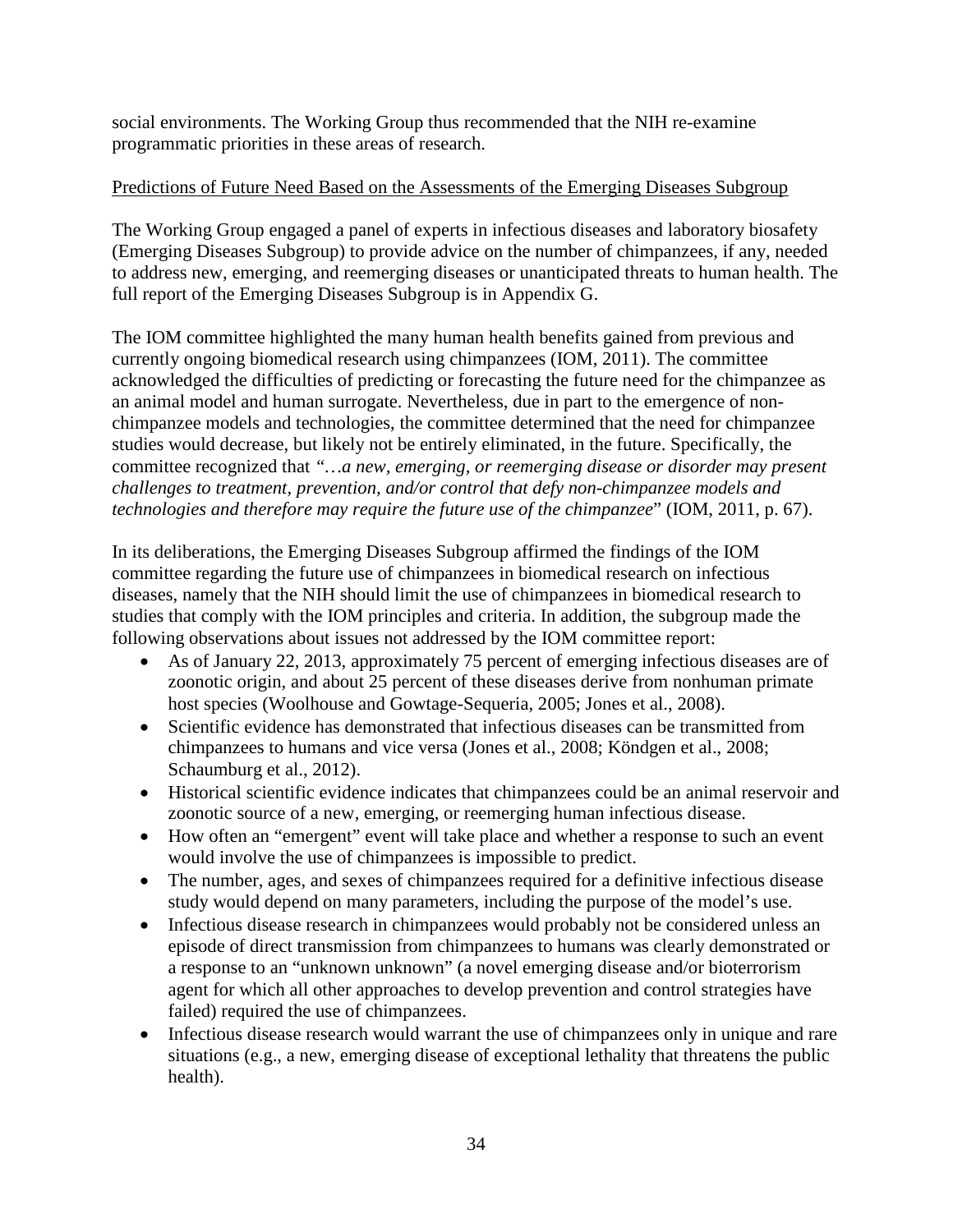social environments. The Working Group thus recommended that the NIH re-examine programmatic priorities in these areas of research.

Predictions of Future Need Based on the Assessments of the Emerging Diseases Subgroup

The Working Group engaged a panel of experts in infectious diseases and laboratory biosafety (Emerging Diseases Subgroup) to provide advice on the number of chimpanzees, if any, needed to address new, emerging, and reemerging diseases or unanticipated threats to human health. The full report of the Emerging Diseases Subgroup is in Appendix G.

The IOM committee highlighted the many human health benefits gained from previous and currently ongoing biomedical research using chimpanzees (IOM, 2011). The committee acknowledged the difficulties of predicting or forecasting the future need for the chimpanzee as an animal model and human surrogate. Nevertheless, due in part to the emergence of non-chimpanzee models and technologies, the committee determined that the need for chimpanzee studies would decrease, but likely not be entirely eliminated, in the future. Specifically, the committee recognized that *"…a new, emerging, or reemerging disease or disorder may present challenges to treatment, prevention, and/or control that defy non-chimpanzee models and technologies and therefore may require the future use of the chimpanzee*" (IOM, 2011, p. 67).

In its deliberations, the Emerging Diseases Subgroup affirmed the findings of the IOM committee regarding the future use of chimpanzees in biomedical research on infectious diseases, namely that the NIH should limit the use of chimpanzees in biomedical research to studies that comply with the IOM principles and criteria. In addition, the subgroup made the following observations about issues not addressed by the IOM committee report:

- As of January 22, 2013, approximately 75 percent of emerging infectious diseases are of zoonotic origin, and about 25 percent of these diseases derive from nonhuman primate host species (Woolhouse and Gowtage-Sequeria, 2005; Jones et al., 2008).
- Scientific evidence has demonstrated that infectious diseases can be transmitted from chimpanzees to humans and vice versa (Jones et al., 2008; Köndgen et al., 2008; Schaumburg et al., 2012).
- Historical scientific evidence indicates that chimpanzees could be an animal reservoir and zoonotic source of a new, emerging, or reemerging human infectious disease.
- How often an "emergent" event will take place and whether a response to such an event would involve the use of chimpanzees is impossible to predict.
- The number, ages, and sexes of chimpanzees required for a definitive infectious disease study would depend on many parameters, including the purpose of the model's use.
- Infectious disease research in chimpanzees would probably not be considered unless an episode of direct transmission from chimpanzees to humans was clearly demonstrated or a response to an "unknown unknown" (a novel emerging disease and/or bioterrorism agent for which all other approaches to develop prevention and control strategies have failed) required the use of chimpanzees.
- Infectious disease research would warrant the use of chimpanzees only in unique and rare situations (e.g., a new, emerging disease of exceptional lethality that threatens the public health).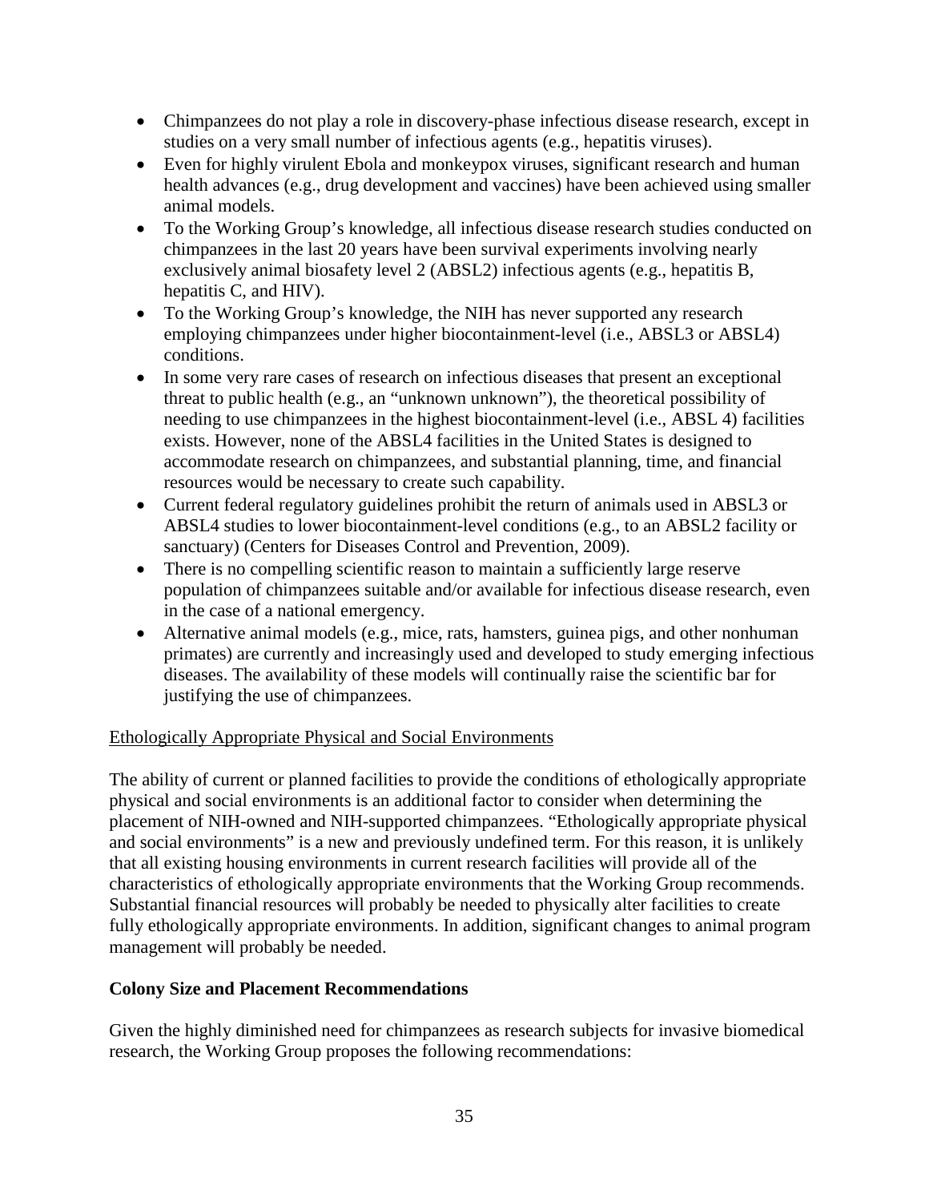- Chimpanzees do not play a role in discovery-phase infectious disease research, except in studies on a very small number of infectious agents (e.g., hepatitis viruses).
- Even for highly virulent Ebola and monkeypox viruses, significant research and human health advances (e.g., drug development and vaccines) have been achieved using smaller animal models.
- To the Working Group's knowledge, all infectious disease research studies conducted on chimpanzees in the last 20 years have been survival experiments involving nearly exclusively animal biosafety level 2 (ABSL2) infectious agents (e.g., hepatitis B, hepatitis C, and HIV).
- To the Working Group's knowledge, the NIH has never supported any research employing chimpanzees under higher biocontainment-level (i.e., ABSL3 or ABSL4) conditions.
- In some very rare cases of research on infectious diseases that present an exceptional threat to public health (e.g., an "unknown unknown"), the theoretical possibility of needing to use chimpanzees in the highest biocontainment-level (i.e., ABSL 4) facilities exists. However, none of the ABSL4 facilities in the United States is designed to accommodate research on chimpanzees, and substantial planning, time, and financial resources would be necessary to create such capability.
- Current federal regulatory guidelines prohibit the return of animals used in ABSL3 or ABSL4 studies to lower biocontainment-level conditions (e.g., to an ABSL2 facility or sanctuary) (Centers for Diseases Control and Prevention, 2009).
- There is no compelling scientific reason to maintain a sufficiently large reserve population of chimpanzees suitable and/or available for infectious disease research, even in the case of a national emergency.
- Alternative animal models (e.g., mice, rats, hamsters, guinea pigs, and other nonhuman primates) are currently and increasingly used and developed to study emerging infectious diseases. The availability of these models will continually raise the scientific bar for justifying the use of chimpanzees.

Ethologically Appropriate Physical and Social Environments

The ability of current or planned facilities to provide the conditions of ethologically appropriate physical and social environments is an additional factor to consider when determining the placement of NIH-owned and NIH-supported chimpanzees. "Ethologically appropriate physical and social environments" is a new and previously undefined term. For this reason, it is unlikely that all existing housing environments in current research facilities will provide all of the characteristics of ethologically appropriate environments that the Working Group recommends. Substantial financial resources will probably be needed to physically alter facilities to create fully ethologically appropriate environments. In addition, significant changes to animal program management will probably be needed.

**Colony Size and Placement Recommendations**

Given the highly diminished need for chimpanzees as research subjects for invasive biomedical research, the Working Group proposes the following recommendations: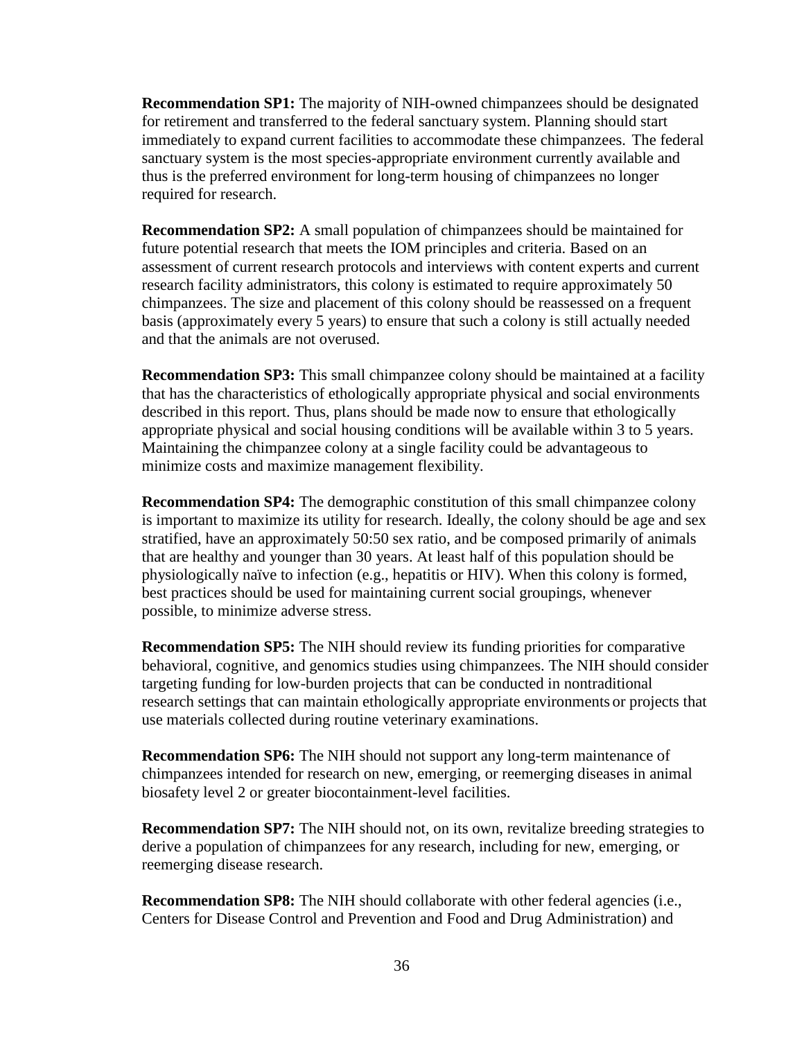**Recommendation SP1:** The majority of NIH-owned chimpanzees should be designated for retirement and transferred to the federal sanctuary system. Planning should start immediately to expand current facilities to accommodate these chimpanzees. The federal sanctuary system is the most species-appropriate environment currently available and thus is the preferred environment for long-term housing of chimpanzees no longer required for research.

**Recommendation SP2:** A small population of chimpanzees should be maintained for future potential research that meets the IOM principles and criteria. Based on an assessment of current research protocols and interviews with content experts and current research facility administrators, this colony is estimated to require approximately 50 chimpanzees. The size and placement of this colony should be reassessed on a frequent basis (approximately every 5 years) to ensure that such a colony is still actually needed and that the animals are not overused.

**Recommendation SP3:** This small chimpanzee colony should be maintained at a facility that has the characteristics of ethologically appropriate physical and social environments described in this report. Thus, plans should be made now to ensure that ethologically appropriate physical and social housing conditions will be available within 3 to 5 years. Maintaining the chimpanzee colony at a single facility could be advantageous to minimize costs and maximize management flexibility.

**Recommendation SP4:** The demographic constitution of this small chimpanzee colony is important to maximize its utility for research. Ideally, the colony should be age and sex stratified, have an approximately 50:50 sex ratio, and be composed primarily of animals that are healthy and younger than 30 years. At least half of this population should be physiologically naïve to infection (e.g., hepatitis or HIV). When this colony is formed, best practices should be used for maintaining current social groupings, whenever possible, to minimize adverse stress.

**Recommendation SP5:** The NIH should review its funding priorities for comparative behavioral, cognitive, and genomics studies using chimpanzees. The NIH should consider targeting funding for low-burden projects that can be conducted in nontraditional research settings that can maintain ethologically appropriate environments or projects that use materials collected during routine veterinary examinations.

**Recommendation SP6:** The NIH should not support any long-term maintenance of chimpanzees intended for research on new, emerging, or reemerging diseases in animal biosafety level 2 or greater biocontainment-level facilities.

**Recommendation SP7:** The NIH should not, on its own, revitalize breeding strategies to derive a population of chimpanzees for any research, including for new, emerging, or reemerging disease research.

**Recommendation SP8:** The NIH should collaborate with other federal agencies (i.e., Centers for Disease Control and Prevention and Food and Drug Administration) and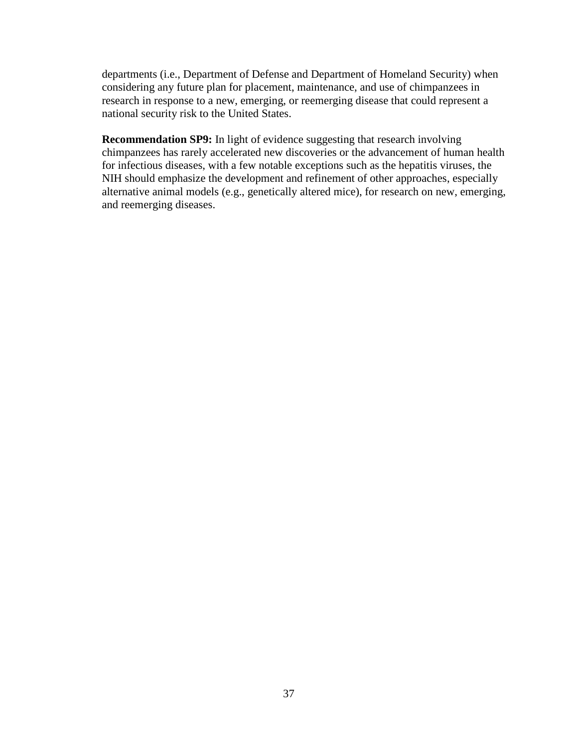departments (i.e., Department of Defense and Department of Homeland Security) when considering any future plan for placement, maintenance, and use of chimpanzees in research in response to a new, emerging, or reemerging disease that could represent a national security risk to the United States.

**Recommendation SP9:** In light of evidence suggesting that research involving chimpanzees has rarely accelerated new discoveries or the advancement of human health for infectious diseases, with a few notable exceptions such as the hepatitis viruses, the NIH should emphasize the development and refinement of other approaches, especially alternative animal models (e.g., genetically altered mice), for research on new, emerging, and reemerging diseases.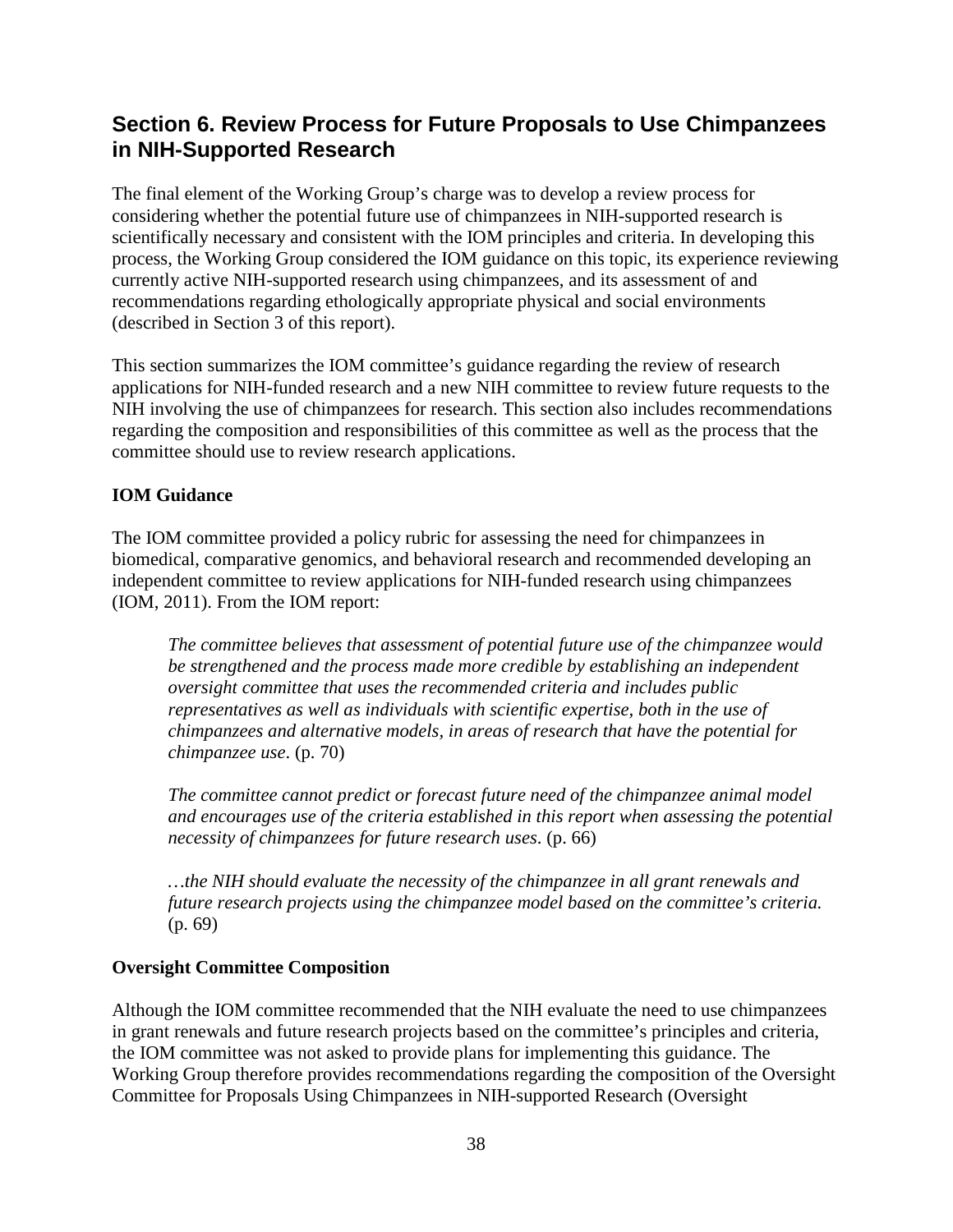## Section 6. Review Process for Future Proposals to Use Chimpanzees in NIH-Supported Research

The final element of the Working Group's charge was to develop a review process for considering whether the potential future use of chimpanzees in NIH-supported research is scientifically necessary and consistent with the IOM principles and criteria. In developing this process, the Working Group considered the IOM guidance on this topic, its experience reviewing currently active NIH-supported research using chimpanzees, and its assessment of and recommendations regarding ethologically appropriate physical and social environments (described in Section 3 of this report).

This section summarizes the IOM committee's guidance regarding the review of research applications for NIH-funded research and a new NIH committee to review future requests to the NIH involving the use of chimpanzees for research. This section also includes recommendations regarding the composition and responsibilities of this committee as well as the process that the committee should use to review research applications.

### IOM Guidance

The IOM committee provided a policy rubric for assessing the need for chimpanzees in biomedical, comparative genomics, and behavioral research and recommended developing an independent committee to review applications for NIH-funded research using chimpanzees (IOM, 2011). From the IOM report:

> *The committee believes that assessment of potential future use of the chimpanzee would be strengthened and the process made more credible by establishing an independent oversight committee that uses the recommended criteria and includes public representatives as well as individuals with scientific expertise, both in the use of chimpanzees and alternative models, in areas of research that have the potential for chimpanzee use*. (p. 70)
>
> *The committee cannot predict or forecast future need of the chimpanzee animal model and encourages use of the criteria established in this report when assessing the potential necessity of chimpanzees for future research uses*. (p. 66)
>
> *…the NIH should evaluate the necessity of the chimpanzee in all grant renewals and future research projects using the chimpanzee model based on the committee's criteria.* (p. 69)

### Oversight Committee Composition

Although the IOM committee recommended that the NIH evaluate the need to use chimpanzees in grant renewals and future research projects based on the committee's principles and criteria, the IOM committee was not asked to provide plans for implementing this guidance. The Working Group therefore provides recommendations regarding the composition of the Oversight Committee for Proposals Using Chimpanzees in NIH-supported Research (Oversight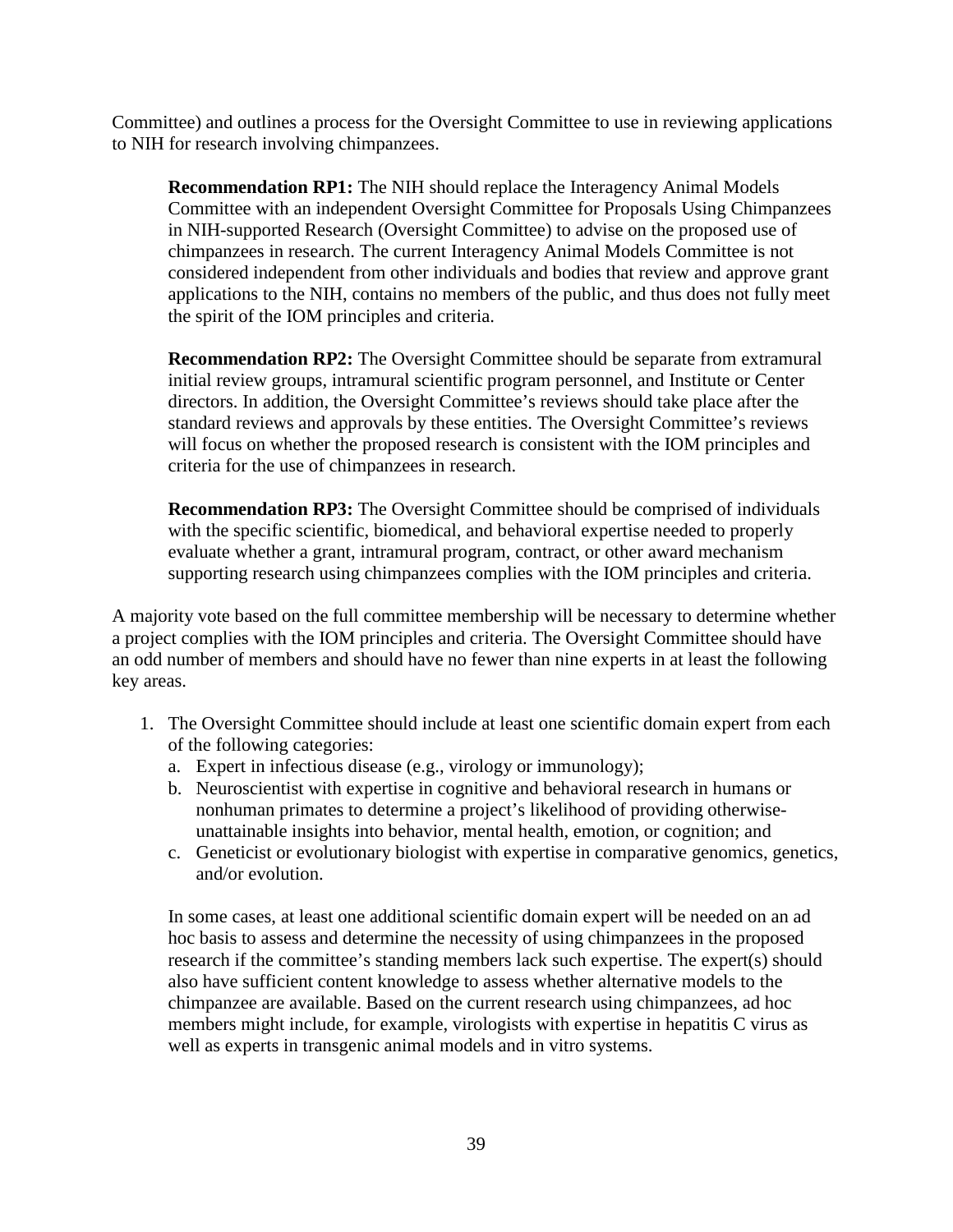Committee) and outlines a process for the Oversight Committee to use in reviewing applications to NIH for research involving chimpanzees.

> **Recommendation RP1:** The NIH should replace the Interagency Animal Models Committee with an independent Oversight Committee for Proposals Using Chimpanzees in NIH-supported Research (Oversight Committee) to advise on the proposed use of chimpanzees in research. The current Interagency Animal Models Committee is not considered independent from other individuals and bodies that review and approve grant applications to the NIH, contains no members of the public, and thus does not fully meet the spirit of the IOM principles and criteria.
>
> **Recommendation RP2:** The Oversight Committee should be separate from extramural initial review groups, intramural scientific program personnel, and Institute or Center directors. In addition, the Oversight Committee's reviews should take place after the standard reviews and approvals by these entities. The Oversight Committee's reviews will focus on whether the proposed research is consistent with the IOM principles and criteria for the use of chimpanzees in research.
>
> **Recommendation RP3:** The Oversight Committee should be comprised of individuals with the specific scientific, biomedical, and behavioral expertise needed to properly evaluate whether a grant, intramural program, contract, or other award mechanism supporting research using chimpanzees complies with the IOM principles and criteria.

A majority vote based on the full committee membership will be necessary to determine whether a project complies with the IOM principles and criteria. The Oversight Committee should have an odd number of members and should have no fewer than nine experts in at least the following key areas.

1. The Oversight Committee should include at least one scientific domain expert from each of the following categories:
   a. Expert in infectious disease (e.g., virology or immunology);
   b. Neuroscientist with expertise in cognitive and behavioral research in humans or nonhuman primates to determine a project's likelihood of providing otherwise-unattainable insights into behavior, mental health, emotion, or cognition; and
   c. Geneticist or evolutionary biologist with expertise in comparative genomics, genetics, and/or evolution.

   In some cases, at least one additional scientific domain expert will be needed on an ad hoc basis to assess and determine the necessity of using chimpanzees in the proposed research if the committee's standing members lack such expertise. The expert(s) should also have sufficient content knowledge to assess whether alternative models to the chimpanzee are available. Based on the current research using chimpanzees, ad hoc members might include, for example, virologists with expertise in hepatitis C virus as well as experts in transgenic animal models and in vitro systems.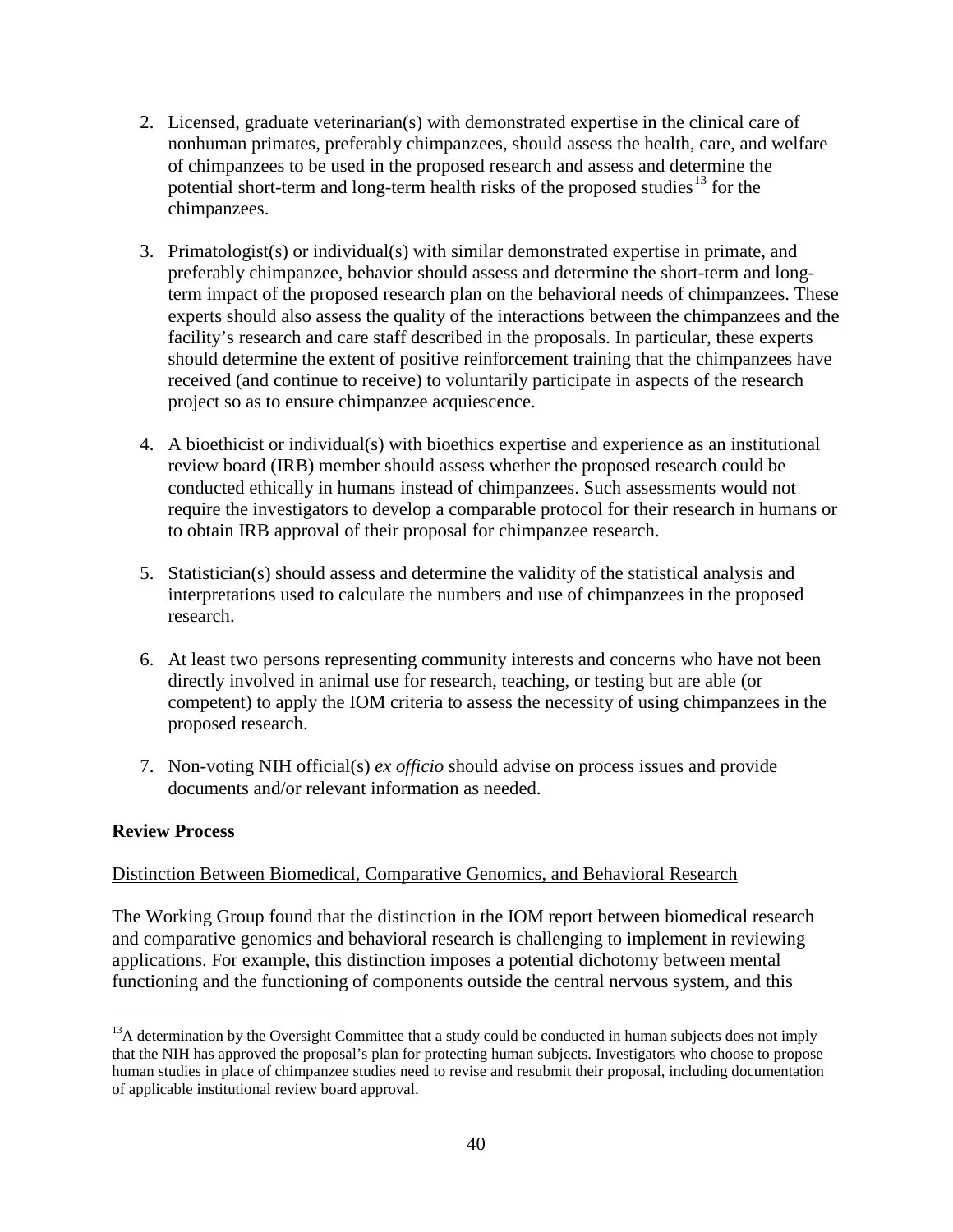2. Licensed, graduate veterinarian(s) with demonstrated expertise in the clinical care of nonhuman primates, preferably chimpanzees, should assess the health, care, and welfare of chimpanzees to be used in the proposed research and assess and determine the potential short-term and long-term health risks of the proposed studies[13] for the chimpanzees.

3. Primatologist(s) or individual(s) with similar demonstrated expertise in primate, and preferably chimpanzee, behavior should assess and determine the short-term and long-term impact of the proposed research plan on the behavioral needs of chimpanzees. These experts should also assess the quality of the interactions between the chimpanzees and the facility's research and care staff described in the proposals. In particular, these experts should determine the extent of positive reinforcement training that the chimpanzees have received (and continue to receive) to voluntarily participate in aspects of the research project so as to ensure chimpanzee acquiescence.

4. A bioethicist or individual(s) with bioethics expertise and experience as an institutional review board (IRB) member should assess whether the proposed research could be conducted ethically in humans instead of chimpanzees. Such assessments would not require the investigators to develop a comparable protocol for their research in humans or to obtain IRB approval of their proposal for chimpanzee research.

5. Statistician(s) should assess and determine the validity of the statistical analysis and interpretations used to calculate the numbers and use of chimpanzees in the proposed research.

6. At least two persons representing community interests and concerns who have not been directly involved in animal use for research, teaching, or testing but are able (or competent) to apply the IOM criteria to assess the necessity of using chimpanzees in the proposed research.

7. Non-voting NIH official(s) *ex officio* should advise on process issues and provide documents and/or relevant information as needed.

**Review Process**

Distinction Between Biomedical, Comparative Genomics, and Behavioral Research

The Working Group found that the distinction in the IOM report between biomedical research and comparative genomics and behavioral research is challenging to implement in reviewing applications. For example, this distinction imposes a potential dichotomy between mental functioning and the functioning of components outside the central nervous system, and this

[13] A determination by the Oversight Committee that a study could be conducted in human subjects does not imply that the NIH has approved the proposal's plan for protecting human subjects. Investigators who choose to propose human studies in place of chimpanzee studies need to revise and resubmit their proposal, including documentation of applicable institutional review board approval.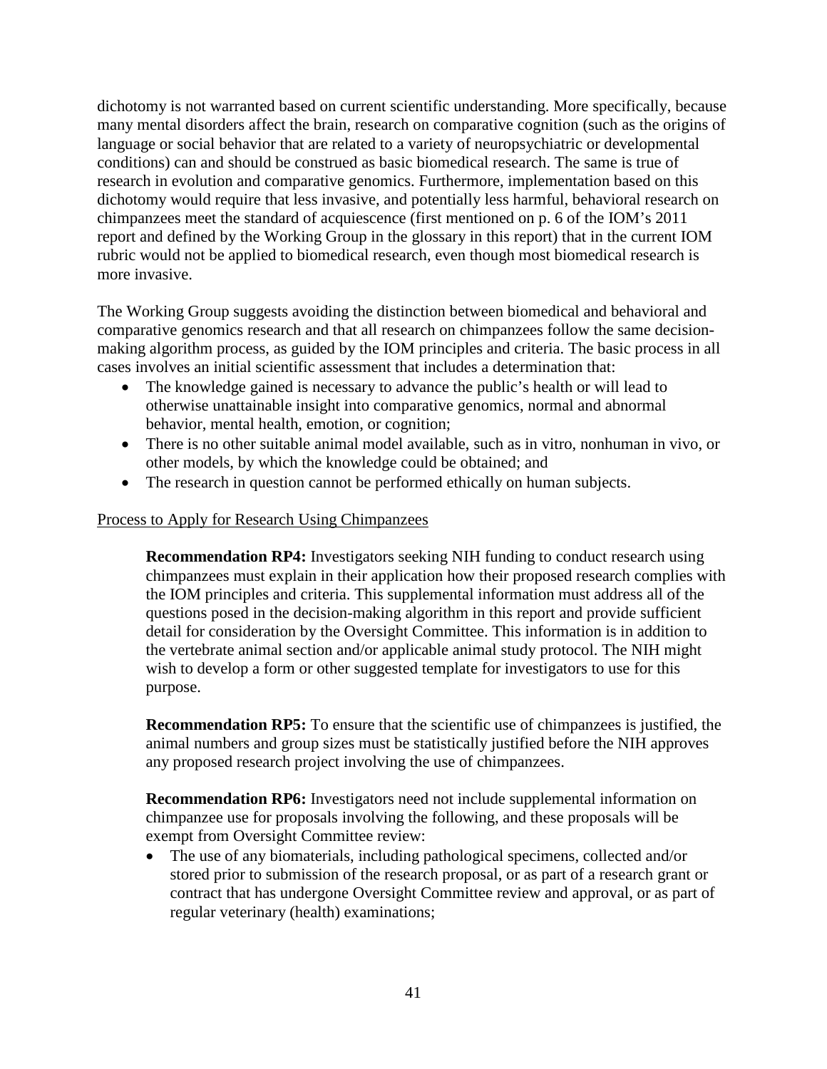dichotomy is not warranted based on current scientific understanding. More specifically, because many mental disorders affect the brain, research on comparative cognition (such as the origins of language or social behavior that are related to a variety of neuropsychiatric or developmental conditions) can and should be construed as basic biomedical research. The same is true of research in evolution and comparative genomics. Furthermore, implementation based on this dichotomy would require that less invasive, and potentially less harmful, behavioral research on chimpanzees meet the standard of acquiescence (first mentioned on p. 6 of the IOM's 2011 report and defined by the Working Group in the glossary in this report) that in the current IOM rubric would not be applied to biomedical research, even though most biomedical research is more invasive.

The Working Group suggests avoiding the distinction between biomedical and behavioral and comparative genomics research and that all research on chimpanzees follow the same decision-making algorithm process, as guided by the IOM principles and criteria. The basic process in all cases involves an initial scientific assessment that includes a determination that:

- The knowledge gained is necessary to advance the public's health or will lead to otherwise unattainable insight into comparative genomics, normal and abnormal behavior, mental health, emotion, or cognition;
- There is no other suitable animal model available, such as in vitro, nonhuman in vivo, or other models, by which the knowledge could be obtained; and
- The research in question cannot be performed ethically on human subjects.

<u>Process to Apply for Research Using Chimpanzees</u>

**Recommendation RP4:** Investigators seeking NIH funding to conduct research using chimpanzees must explain in their application how their proposed research complies with the IOM principles and criteria. This supplemental information must address all of the questions posed in the decision-making algorithm in this report and provide sufficient detail for consideration by the Oversight Committee. This information is in addition to the vertebrate animal section and/or applicable animal study protocol. The NIH might wish to develop a form or other suggested template for investigators to use for this purpose.

**Recommendation RP5:** To ensure that the scientific use of chimpanzees is justified, the animal numbers and group sizes must be statistically justified before the NIH approves any proposed research project involving the use of chimpanzees.

**Recommendation RP6:** Investigators need not include supplemental information on chimpanzee use for proposals involving the following, and these proposals will be exempt from Oversight Committee review:

- The use of any biomaterials, including pathological specimens, collected and/or stored prior to submission of the research proposal, or as part of a research grant or contract that has undergone Oversight Committee review and approval, or as part of regular veterinary (health) examinations;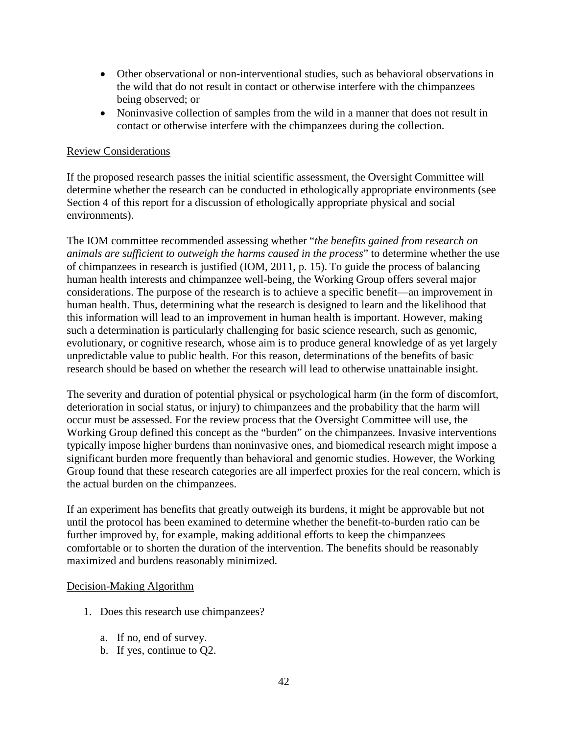- Other observational or non-interventional studies, such as behavioral observations in the wild that do not result in contact or otherwise interfere with the chimpanzees being observed; or
- Noninvasive collection of samples from the wild in a manner that does not result in contact or otherwise interfere with the chimpanzees during the collection.

<u>Review Considerations</u>

If the proposed research passes the initial scientific assessment, the Oversight Committee will determine whether the research can be conducted in ethologically appropriate environments (see Section 4 of this report for a discussion of ethologically appropriate physical and social environments).

The IOM committee recommended assessing whether "*the benefits gained from research on animals are sufficient to outweigh the harms caused in the process*" to determine whether the use of chimpanzees in research is justified (IOM, 2011, p. 15). To guide the process of balancing human health interests and chimpanzee well-being, the Working Group offers several major considerations. The purpose of the research is to achieve a specific benefit—an improvement in human health. Thus, determining what the research is designed to learn and the likelihood that this information will lead to an improvement in human health is important. However, making such a determination is particularly challenging for basic science research, such as genomic, evolutionary, or cognitive research, whose aim is to produce general knowledge of as yet largely unpredictable value to public health. For this reason, determinations of the benefits of basic research should be based on whether the research will lead to otherwise unattainable insight.

The severity and duration of potential physical or psychological harm (in the form of discomfort, deterioration in social status, or injury) to chimpanzees and the probability that the harm will occur must be assessed. For the review process that the Oversight Committee will use, the Working Group defined this concept as the "burden" on the chimpanzees. Invasive interventions typically impose higher burdens than noninvasive ones, and biomedical research might impose a significant burden more frequently than behavioral and genomic studies. However, the Working Group found that these research categories are all imperfect proxies for the real concern, which is the actual burden on the chimpanzees.

If an experiment has benefits that greatly outweigh its burdens, it might be approvable but not until the protocol has been examined to determine whether the benefit-to-burden ratio can be further improved by, for example, making additional efforts to keep the chimpanzees comfortable or to shorten the duration of the intervention. The benefits should be reasonably maximized and burdens reasonably minimized.

<u>Decision-Making Algorithm</u>

1. Does this research use chimpanzees?

   a. If no, end of survey.
   b. If yes, continue to Q2.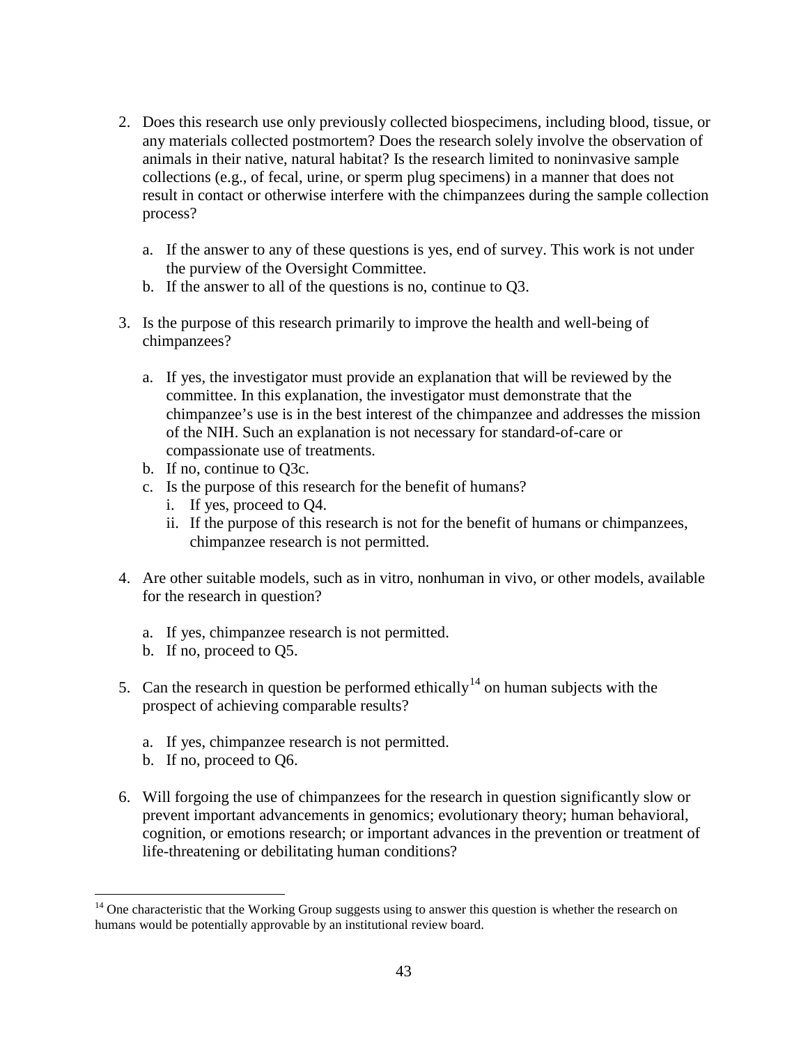2. Does this research use only previously collected biospecimens, including blood, tissue, or any materials collected postmortem? Does the research solely involve the observation of animals in their native, natural habitat? Is the research limited to noninvasive sample collections (e.g., of fecal, urine, or sperm plug specimens) in a manner that does not result in contact or otherwise interfere with the chimpanzees during the sample collection process?

   a. If the answer to any of these questions is yes, end of survey. This work is not under the purview of the Oversight Committee.
   b. If the answer to all of the questions is no, continue to Q3.

3. Is the purpose of this research primarily to improve the health and well-being of chimpanzees?

   a. If yes, the investigator must provide an explanation that will be reviewed by the committee. In this explanation, the investigator must demonstrate that the chimpanzee's use is in the best interest of the chimpanzee and addresses the mission of the NIH. Such an explanation is not necessary for standard-of-care or compassionate use of treatments.
   b. If no, continue to Q3c.
   c. Is the purpose of this research for the benefit of humans?
      i. If yes, proceed to Q4.
      ii. If the purpose of this research is not for the benefit of humans or chimpanzees, chimpanzee research is not permitted.

4. Are other suitable models, such as in vitro, nonhuman in vivo, or other models, available for the research in question?

   a. If yes, chimpanzee research is not permitted.
   b. If no, proceed to Q5.

5. Can the research in question be performed ethically[14] on human subjects with the prospect of achieving comparable results?

   a. If yes, chimpanzee research is not permitted.
   b. If no, proceed to Q6.

6. Will forgoing the use of chimpanzees for the research in question significantly slow or prevent important advancements in genomics; evolutionary theory; human behavioral, cognition, or emotions research; or important advances in the prevention or treatment of life-threatening or debilitating human conditions?

---

[14] One characteristic that the Working Group suggests using to answer this question is whether the research on humans would be potentially approvable by an institutional review board.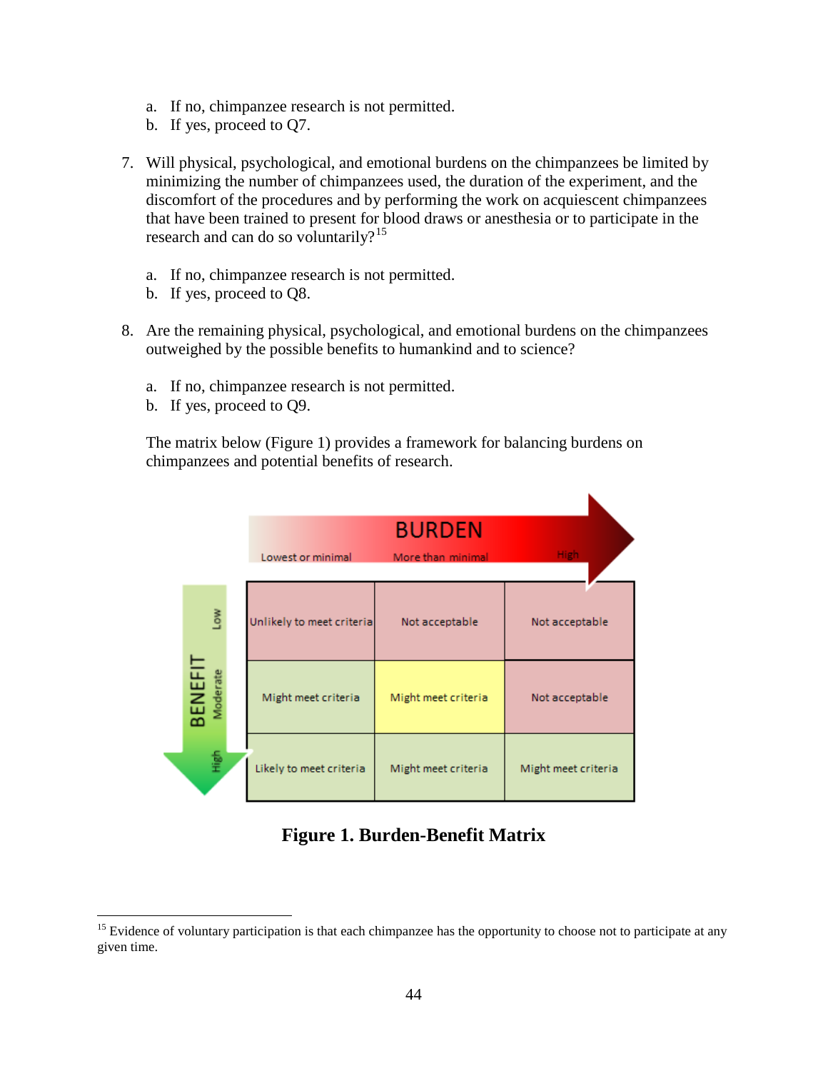a. If no, chimpanzee research is not permitted.
   b. If yes, proceed to Q7.

7. Will physical, psychological, and emotional burdens on the chimpanzees be limited by minimizing the number of chimpanzees used, the duration of the experiment, and the discomfort of the procedures and by performing the work on acquiescent chimpanzees that have been trained to present for blood draws or anesthesia or to participate in the research and can do so voluntarily?[15]

   a. If no, chimpanzee research is not permitted.
   b. If yes, proceed to Q8.

8. Are the remaining physical, psychological, and emotional burdens on the chimpanzees outweighed by the possible benefits to humankind and to science?

   a. If no, chimpanzee research is not permitted.
   b. If yes, proceed to Q9.

   The matrix below (Figure 1) provides a framework for balancing burdens on chimpanzees and potential benefits of research.

| BENEFIT \ BURDEN | Lowest or minimal | More than minimal | High |
|---|---|---|---|
| Low | Unlikely to meet criteria | Not acceptable | Not acceptable |
| Moderate | Might meet criteria | Might meet criteria | Not acceptable |
| High | Likely to meet criteria | Might meet criteria | Might meet criteria |

**Figure 1. Burden-Benefit Matrix**

[15] Evidence of voluntary participation is that each chimpanzee has the opportunity to choose not to participate at any given time.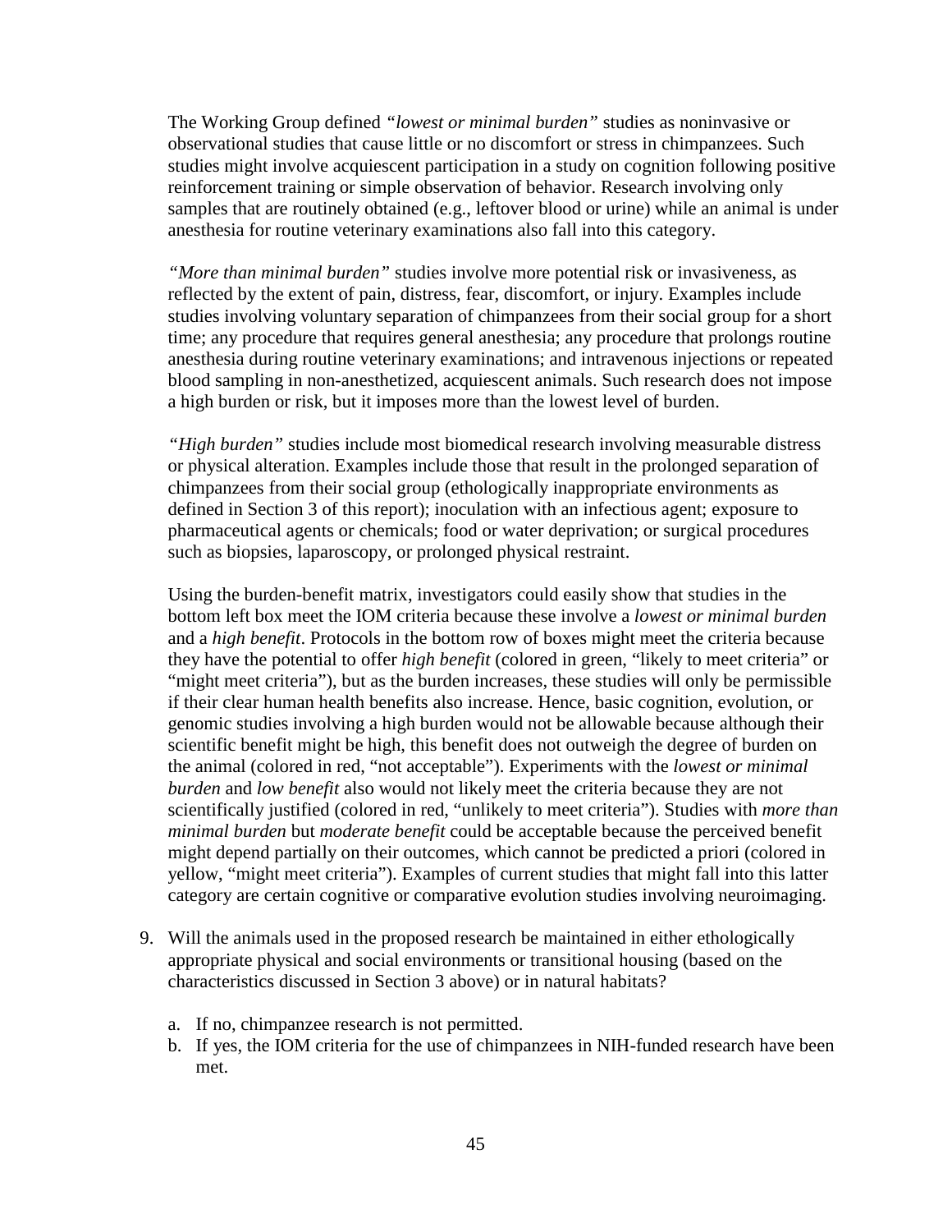The Working Group defined *"lowest or minimal burden"* studies as noninvasive or observational studies that cause little or no discomfort or stress in chimpanzees. Such studies might involve acquiescent participation in a study on cognition following positive reinforcement training or simple observation of behavior. Research involving only samples that are routinely obtained (e.g., leftover blood or urine) while an animal is under anesthesia for routine veterinary examinations also fall into this category.

*"More than minimal burden"* studies involve more potential risk or invasiveness, as reflected by the extent of pain, distress, fear, discomfort, or injury. Examples include studies involving voluntary separation of chimpanzees from their social group for a short time; any procedure that requires general anesthesia; any procedure that prolongs routine anesthesia during routine veterinary examinations; and intravenous injections or repeated blood sampling in non-anesthetized, acquiescent animals. Such research does not impose a high burden or risk, but it imposes more than the lowest level of burden.

*"High burden"* studies include most biomedical research involving measurable distress or physical alteration. Examples include those that result in the prolonged separation of chimpanzees from their social group (ethologically inappropriate environments as defined in Section 3 of this report); inoculation with an infectious agent; exposure to pharmaceutical agents or chemicals; food or water deprivation; or surgical procedures such as biopsies, laparoscopy, or prolonged physical restraint.

Using the burden-benefit matrix, investigators could easily show that studies in the bottom left box meet the IOM criteria because these involve a *lowest or minimal burden* and a *high benefit*. Protocols in the bottom row of boxes might meet the criteria because they have the potential to offer *high benefit* (colored in green, "likely to meet criteria" or "might meet criteria"), but as the burden increases, these studies will only be permissible if their clear human health benefits also increase. Hence, basic cognition, evolution, or genomic studies involving a high burden would not be allowable because although their scientific benefit might be high, this benefit does not outweigh the degree of burden on the animal (colored in red, "not acceptable"). Experiments with the *lowest or minimal burden* and *low benefit* also would not likely meet the criteria because they are not scientifically justified (colored in red, "unlikely to meet criteria"). Studies with *more than minimal burden* but *moderate benefit* could be acceptable because the perceived benefit might depend partially on their outcomes, which cannot be predicted a priori (colored in yellow, "might meet criteria"). Examples of current studies that might fall into this latter category are certain cognitive or comparative evolution studies involving neuroimaging.

9. Will the animals used in the proposed research be maintained in either ethologically appropriate physical and social environments or transitional housing (based on the characteristics discussed in Section 3 above) or in natural habitats?

   a. If no, chimpanzee research is not permitted.
   b. If yes, the IOM criteria for the use of chimpanzees in NIH-funded research have been met.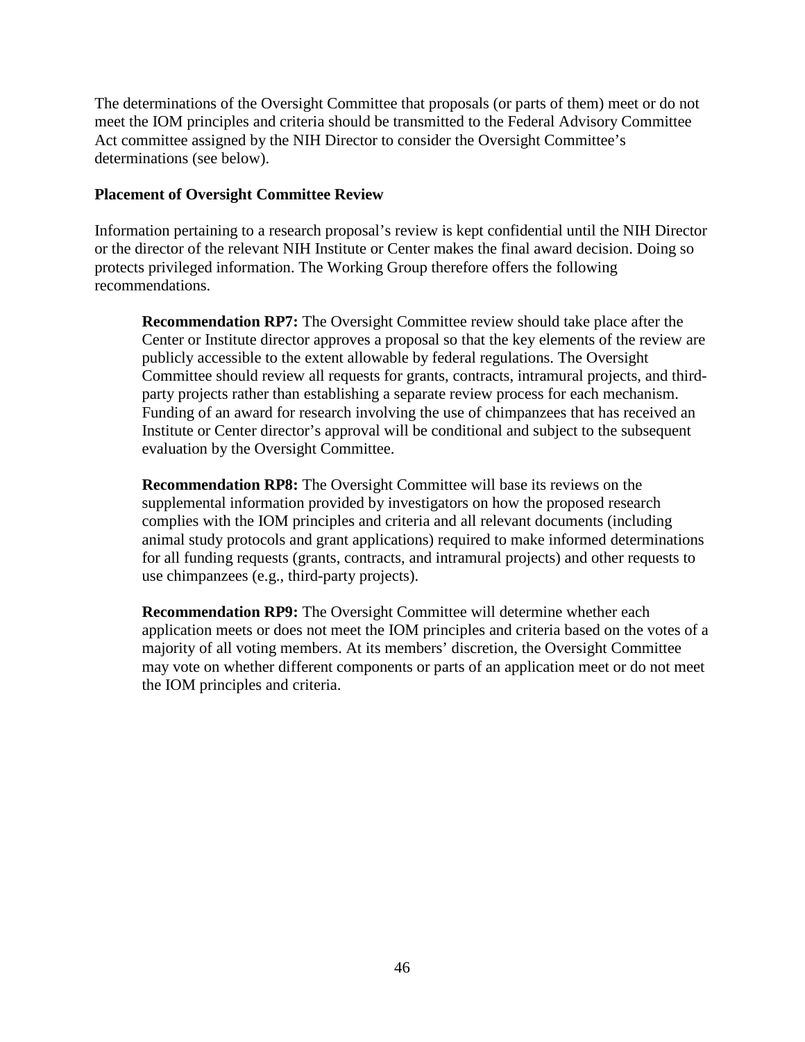The determinations of the Oversight Committee that proposals (or parts of them) meet or do not meet the IOM principles and criteria should be transmitted to the Federal Advisory Committee Act committee assigned by the NIH Director to consider the Oversight Committee's determinations (see below).

**Placement of Oversight Committee Review**

Information pertaining to a research proposal's review is kept confidential until the NIH Director or the director of the relevant NIH Institute or Center makes the final award decision. Doing so protects privileged information. The Working Group therefore offers the following recommendations.

> **Recommendation RP7:** The Oversight Committee review should take place after the Center or Institute director approves a proposal so that the key elements of the review are publicly accessible to the extent allowable by federal regulations. The Oversight Committee should review all requests for grants, contracts, intramural projects, and third-party projects rather than establishing a separate review process for each mechanism. Funding of an award for research involving the use of chimpanzees that has received an Institute or Center director's approval will be conditional and subject to the subsequent evaluation by the Oversight Committee.
>
> **Recommendation RP8:** The Oversight Committee will base its reviews on the supplemental information provided by investigators on how the proposed research complies with the IOM principles and criteria and all relevant documents (including animal study protocols and grant applications) required to make informed determinations for all funding requests (grants, contracts, and intramural projects) and other requests to use chimpanzees (e.g., third-party projects).
>
> **Recommendation RP9:** The Oversight Committee will determine whether each application meets or does not meet the IOM principles and criteria based on the votes of a majority of all voting members. At its members' discretion, the Oversight Committee may vote on whether different components or parts of an application meet or do not meet the IOM principles and criteria.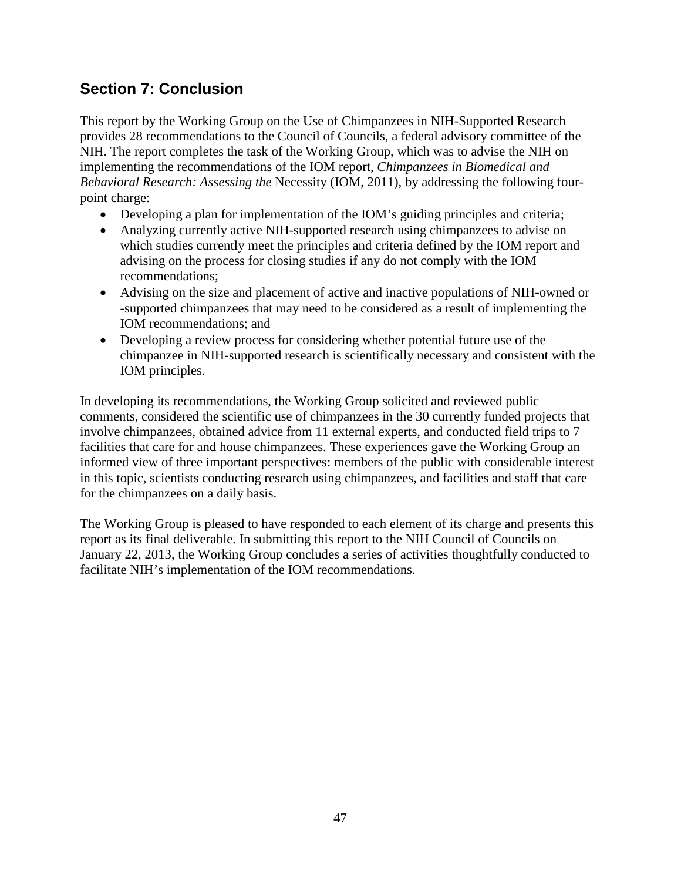## Section 7: Conclusion

This report by the Working Group on the Use of Chimpanzees in NIH-Supported Research provides 28 recommendations to the Council of Councils, a federal advisory committee of the NIH. The report completes the task of the Working Group, which was to advise the NIH on implementing the recommendations of the IOM report, *Chimpanzees in Biomedical and Behavioral Research: Assessing the* Necessity (IOM, 2011), by addressing the following four-point charge:

- Developing a plan for implementation of the IOM's guiding principles and criteria;
- Analyzing currently active NIH-supported research using chimpanzees to advise on which studies currently meet the principles and criteria defined by the IOM report and advising on the process for closing studies if any do not comply with the IOM recommendations;
- Advising on the size and placement of active and inactive populations of NIH-owned or -supported chimpanzees that may need to be considered as a result of implementing the IOM recommendations; and
- Developing a review process for considering whether potential future use of the chimpanzee in NIH-supported research is scientifically necessary and consistent with the IOM principles.

In developing its recommendations, the Working Group solicited and reviewed public comments, considered the scientific use of chimpanzees in the 30 currently funded projects that involve chimpanzees, obtained advice from 11 external experts, and conducted field trips to 7 facilities that care for and house chimpanzees. These experiences gave the Working Group an informed view of three important perspectives: members of the public with considerable interest in this topic, scientists conducting research using chimpanzees, and facilities and staff that care for the chimpanzees on a daily basis.

The Working Group is pleased to have responded to each element of its charge and presents this report as its final deliverable. In submitting this report to the NIH Council of Councils on January 22, 2013, the Working Group concludes a series of activities thoughtfully conducted to facilitate NIH's implementation of the IOM recommendations.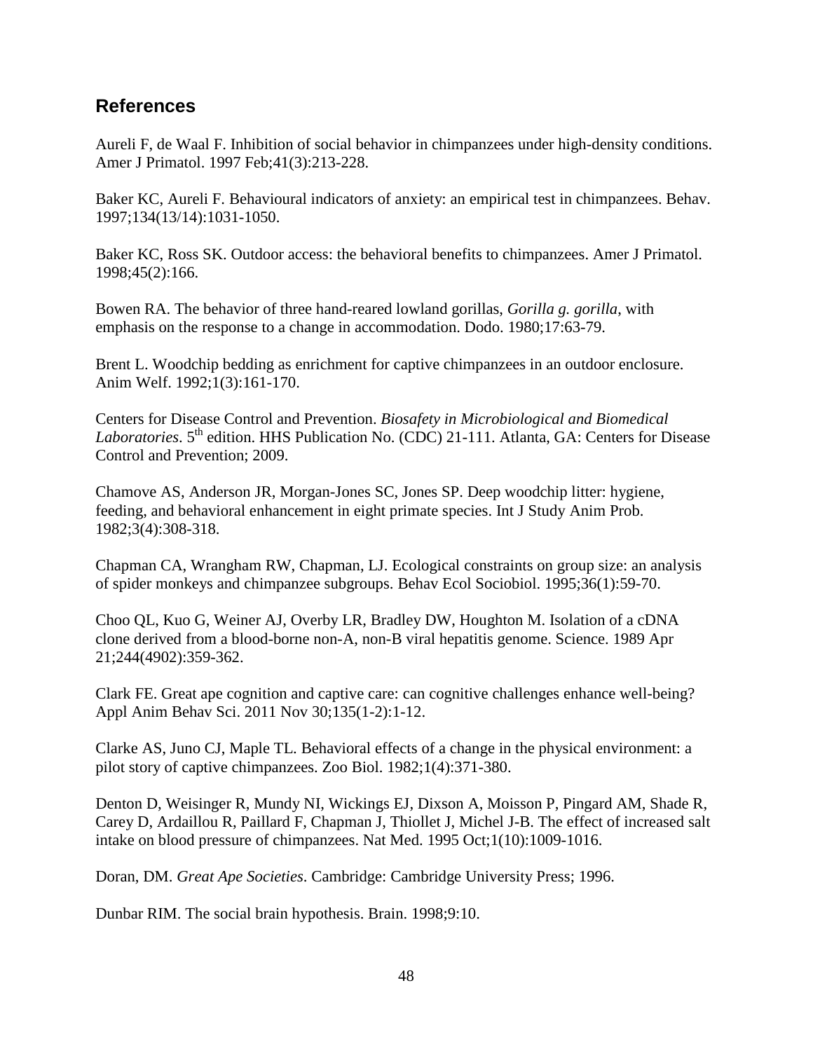## References

Aureli F, de Waal F. Inhibition of social behavior in chimpanzees under high-density conditions. Amer J Primatol. 1997 Feb;41(3):213-228.

Baker KC, Aureli F. Behavioural indicators of anxiety: an empirical test in chimpanzees. Behav. 1997;134(13/14):1031-1050.

Baker KC, Ross SK. Outdoor access: the behavioral benefits to chimpanzees. Amer J Primatol. 1998;45(2):166.

Bowen RA. The behavior of three hand-reared lowland gorillas, *Gorilla g. gorilla*, with emphasis on the response to a change in accommodation. Dodo. 1980;17:63-79.

Brent L. Woodchip bedding as enrichment for captive chimpanzees in an outdoor enclosure. Anim Welf. 1992;1(3):161-170.

Centers for Disease Control and Prevention. *Biosafety in Microbiological and Biomedical Laboratories*. 5th edition. HHS Publication No. (CDC) 21-111. Atlanta, GA: Centers for Disease Control and Prevention; 2009.

Chamove AS, Anderson JR, Morgan-Jones SC, Jones SP. Deep woodchip litter: hygiene, feeding, and behavioral enhancement in eight primate species. Int J Study Anim Prob. 1982;3(4):308-318.

Chapman CA, Wrangham RW, Chapman, LJ. Ecological constraints on group size: an analysis of spider monkeys and chimpanzee subgroups. Behav Ecol Sociobiol. 1995;36(1):59-70.

Choo QL, Kuo G, Weiner AJ, Overby LR, Bradley DW, Houghton M. Isolation of a cDNA clone derived from a blood-borne non-A, non-B viral hepatitis genome. Science. 1989 Apr 21;244(4902):359-362.

Clark FE. Great ape cognition and captive care: can cognitive challenges enhance well-being? Appl Anim Behav Sci. 2011 Nov 30;135(1-2):1-12.

Clarke AS, Juno CJ, Maple TL. Behavioral effects of a change in the physical environment: a pilot story of captive chimpanzees. Zoo Biol. 1982;1(4):371-380.

Denton D, Weisinger R, Mundy NI, Wickings EJ, Dixson A, Moisson P, Pingard AM, Shade R, Carey D, Ardaillou R, Paillard F, Chapman J, Thiollet J, Michel J-B. The effect of increased salt intake on blood pressure of chimpanzees. Nat Med. 1995 Oct;1(10):1009-1016.

Doran, DM. *Great Ape Societies*. Cambridge: Cambridge University Press; 1996.

Dunbar RIM. The social brain hypothesis. Brain. 1998;9:10.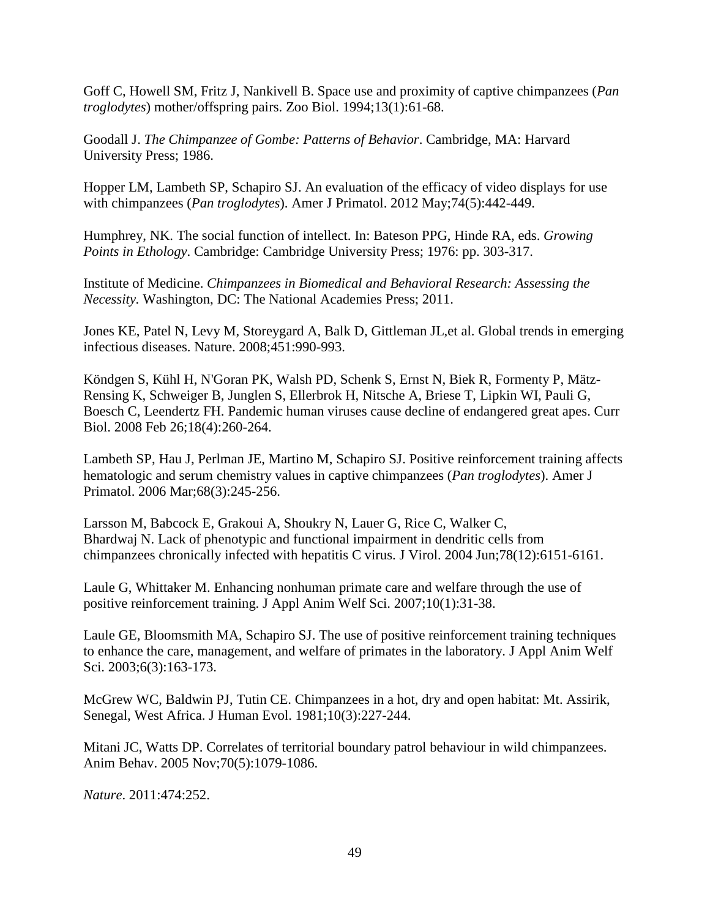Goff C, Howell SM, Fritz J, Nankivell B. Space use and proximity of captive chimpanzees (*Pan troglodytes*) mother/offspring pairs. Zoo Biol. 1994;13(1):61-68.

Goodall J. *The Chimpanzee of Gombe: Patterns of Behavior*. Cambridge, MA: Harvard University Press; 1986.

Hopper LM, Lambeth SP, Schapiro SJ. An evaluation of the efficacy of video displays for use with chimpanzees (*Pan troglodytes*). Amer J Primatol. 2012 May;74(5):442-449.

Humphrey, NK. The social function of intellect. In: Bateson PPG, Hinde RA, eds. *Growing Points in Ethology*. Cambridge: Cambridge University Press; 1976: pp. 303-317.

Institute of Medicine. *Chimpanzees in Biomedical and Behavioral Research: Assessing the Necessity.* Washington, DC: The National Academies Press; 2011.

Jones KE, Patel N, Levy M, Storeygard A, Balk D, Gittleman JL,et al. Global trends in emerging infectious diseases. Nature. 2008;451:990-993.

Köndgen S, Kühl H, N'Goran PK, Walsh PD, Schenk S, Ernst N, Biek R, Formenty P, Mätz-Rensing K, Schweiger B, Junglen S, Ellerbrok H, Nitsche A, Briese T, Lipkin WI, Pauli G, Boesch C, Leendertz FH. Pandemic human viruses cause decline of endangered great apes. Curr Biol. 2008 Feb 26;18(4):260-264.

Lambeth SP, Hau J, Perlman JE, Martino M, Schapiro SJ. Positive reinforcement training affects hematologic and serum chemistry values in captive chimpanzees (*Pan troglodytes*). Amer J Primatol. 2006 Mar;68(3):245-256.

Larsson M, Babcock E, Grakoui A, Shoukry N, Lauer G, Rice C, Walker C, Bhardwaj N. Lack of phenotypic and functional impairment in dendritic cells from chimpanzees chronically infected with hepatitis C virus. J Virol. 2004 Jun;78(12):6151-6161.

Laule G, Whittaker M. Enhancing nonhuman primate care and welfare through the use of positive reinforcement training. J Appl Anim Welf Sci. 2007;10(1):31-38.

Laule GE, Bloomsmith MA, Schapiro SJ. The use of positive reinforcement training techniques to enhance the care, management, and welfare of primates in the laboratory. J Appl Anim Welf Sci. 2003;6(3):163-173.

McGrew WC, Baldwin PJ, Tutin CE. Chimpanzees in a hot, dry and open habitat: Mt. Assirik, Senegal, West Africa. J Human Evol. 1981;10(3):227-244.

Mitani JC, Watts DP. Correlates of territorial boundary patrol behaviour in wild chimpanzees. Anim Behav. 2005 Nov;70(5):1079-1086.

*Nature*. 2011:474:252.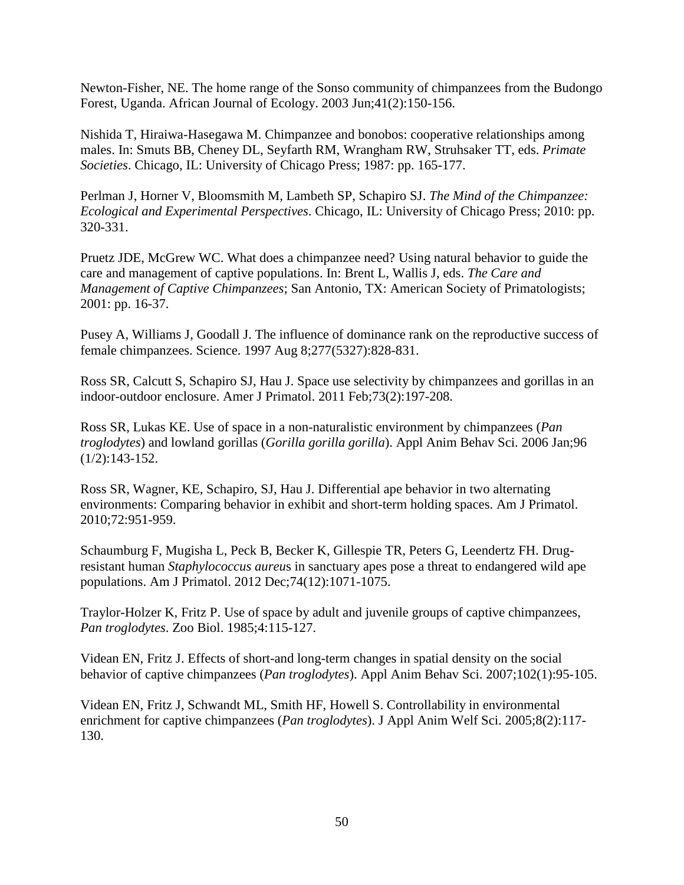Newton-Fisher, NE. The home range of the Sonso community of chimpanzees from the Budongo Forest, Uganda. African Journal of Ecology. 2003 Jun;41(2):150-156.

Nishida T, Hiraiwa-Hasegawa M. Chimpanzee and bonobos: cooperative relationships among males. In: Smuts BB, Cheney DL, Seyfarth RM, Wrangham RW, Struhsaker TT, eds. *Primate Societies*. Chicago, IL: University of Chicago Press; 1987: pp. 165-177.

Perlman J, Horner V, Bloomsmith M, Lambeth SP, Schapiro SJ. *The Mind of the Chimpanzee: Ecological and Experimental Perspectives*. Chicago, IL: University of Chicago Press; 2010: pp. 320-331.

Pruetz JDE, McGrew WC. What does a chimpanzee need? Using natural behavior to guide the care and management of captive populations. In: Brent L, Wallis J, eds. *The Care and Management of Captive Chimpanzees*; San Antonio, TX: American Society of Primatologists; 2001: pp. 16-37.

Pusey A, Williams J, Goodall J. The influence of dominance rank on the reproductive success of female chimpanzees. Science. 1997 Aug 8;277(5327):828-831.

Ross SR, Calcutt S, Schapiro SJ, Hau J. Space use selectivity by chimpanzees and gorillas in an indoor-outdoor enclosure. Amer J Primatol. 2011 Feb;73(2):197-208.

Ross SR, Lukas KE. Use of space in a non-naturalistic environment by chimpanzees (*Pan troglodytes*) and lowland gorillas (*Gorilla gorilla gorilla*). Appl Anim Behav Sci. 2006 Jan;96 (1/2):143-152.

Ross SR, Wagner, KE, Schapiro, SJ, Hau J. Differential ape behavior in two alternating environments: Comparing behavior in exhibit and short-term holding spaces. Am J Primatol. 2010;72:951-959.

Schaumburg F, Mugisha L, Peck B, Becker K, Gillespie TR, Peters G, Leendertz FH. Drug-resistant human *Staphylococcus aureus* in sanctuary apes pose a threat to endangered wild ape populations. Am J Primatol. 2012 Dec;74(12):1071-1075.

Traylor-Holzer K, Fritz P. Use of space by adult and juvenile groups of captive chimpanzees, *Pan troglodytes*. Zoo Biol. 1985;4:115-127.

Videan EN, Fritz J. Effects of short-and long-term changes in spatial density on the social behavior of captive chimpanzees (*Pan troglodytes*). Appl Anim Behav Sci. 2007;102(1):95-105.

Videan EN, Fritz J, Schwandt ML, Smith HF, Howell S. Controllability in environmental enrichment for captive chimpanzees (*Pan troglodytes*). J Appl Anim Welf Sci. 2005;8(2):117-130.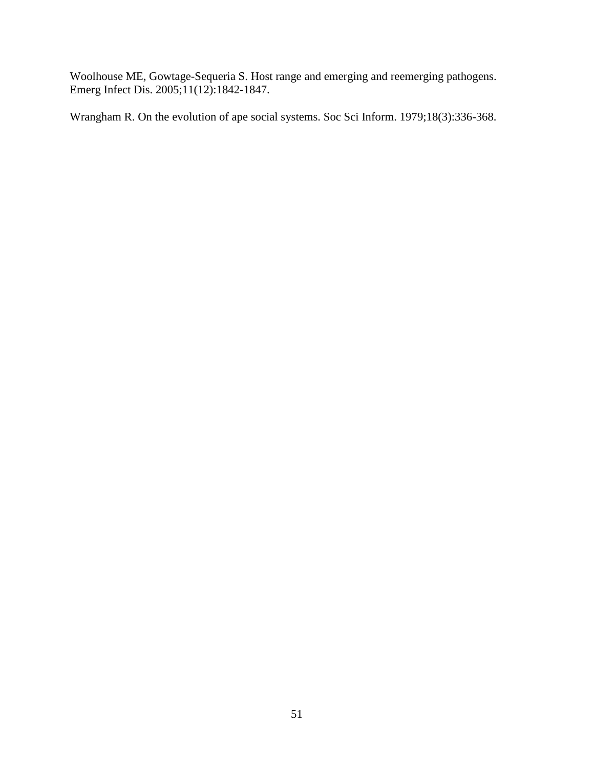Woolhouse ME, Gowtage-Sequeria S. Host range and emerging and reemerging pathogens. Emerg Infect Dis. 2005;11(12):1842-1847.

Wrangham R. On the evolution of ape social systems. Soc Sci Inform. 1979;18(3):336-368.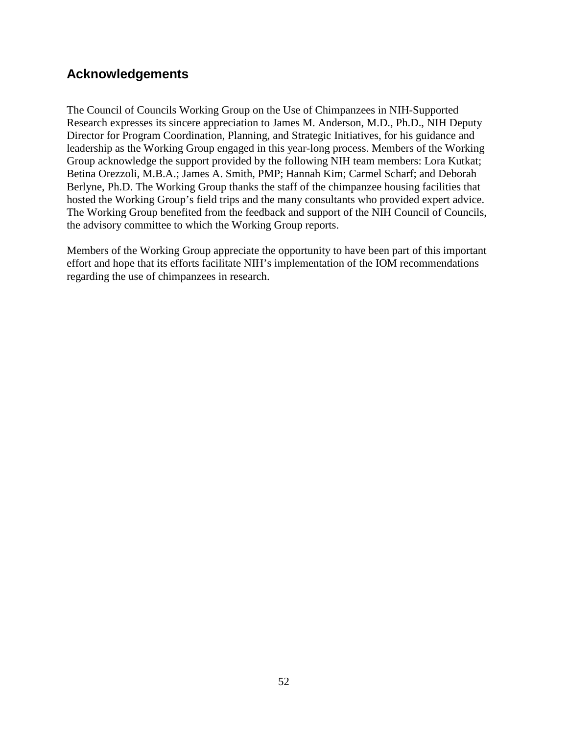## Acknowledgements

The Council of Councils Working Group on the Use of Chimpanzees in NIH-Supported Research expresses its sincere appreciation to James M. Anderson, M.D., Ph.D., NIH Deputy Director for Program Coordination, Planning, and Strategic Initiatives, for his guidance and leadership as the Working Group engaged in this year-long process. Members of the Working Group acknowledge the support provided by the following NIH team members: Lora Kutkat; Betina Orezzoli, M.B.A.; James A. Smith, PMP; Hannah Kim; Carmel Scharf; and Deborah Berlyne, Ph.D. The Working Group thanks the staff of the chimpanzee housing facilities that hosted the Working Group's field trips and the many consultants who provided expert advice. The Working Group benefited from the feedback and support of the NIH Council of Councils, the advisory committee to which the Working Group reports.

Members of the Working Group appreciate the opportunity to have been part of this important effort and hope that its efforts facilitate NIH's implementation of the IOM recommendations regarding the use of chimpanzees in research.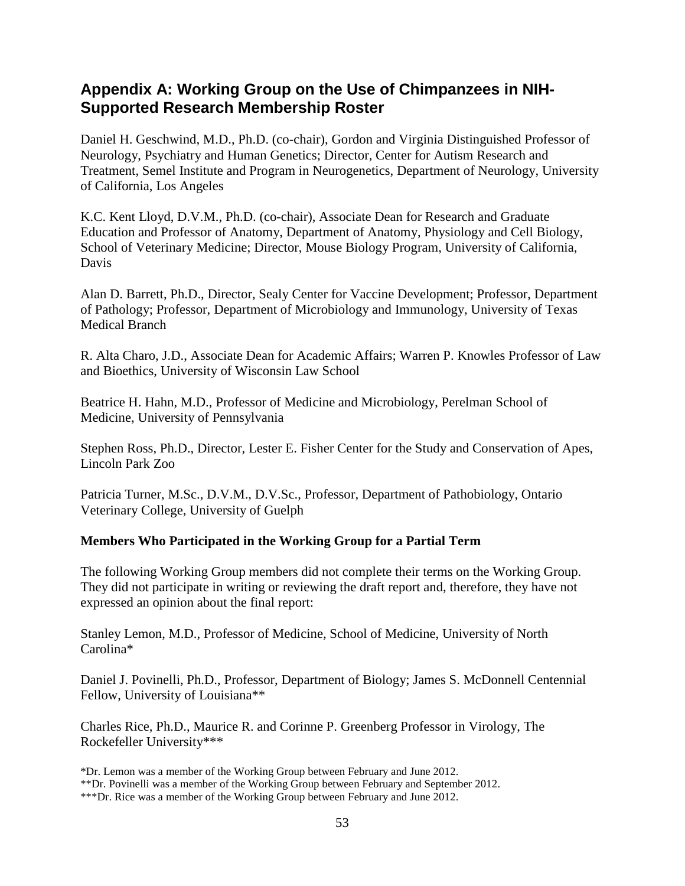## Appendix A: Working Group on the Use of Chimpanzees in NIH-Supported Research Membership Roster

Daniel H. Geschwind, M.D., Ph.D. (co-chair), Gordon and Virginia Distinguished Professor of Neurology, Psychiatry and Human Genetics; Director, Center for Autism Research and Treatment, Semel Institute and Program in Neurogenetics, Department of Neurology, University of California, Los Angeles

K.C. Kent Lloyd, D.V.M., Ph.D. (co-chair), Associate Dean for Research and Graduate Education and Professor of Anatomy, Department of Anatomy, Physiology and Cell Biology, School of Veterinary Medicine; Director, Mouse Biology Program, University of California, Davis

Alan D. Barrett, Ph.D., Director, Sealy Center for Vaccine Development; Professor, Department of Pathology; Professor, Department of Microbiology and Immunology, University of Texas Medical Branch

R. Alta Charo, J.D., Associate Dean for Academic Affairs; Warren P. Knowles Professor of Law and Bioethics, University of Wisconsin Law School

Beatrice H. Hahn, M.D., Professor of Medicine and Microbiology, Perelman School of Medicine, University of Pennsylvania

Stephen Ross, Ph.D., Director, Lester E. Fisher Center for the Study and Conservation of Apes, Lincoln Park Zoo

Patricia Turner, M.Sc., D.V.M., D.V.Sc., Professor, Department of Pathobiology, Ontario Veterinary College, University of Guelph

**Members Who Participated in the Working Group for a Partial Term**

The following Working Group members did not complete their terms on the Working Group. They did not participate in writing or reviewing the draft report and, therefore, they have not expressed an opinion about the final report:

Stanley Lemon, M.D., Professor of Medicine, School of Medicine, University of North Carolina*

Daniel J. Povinelli, Ph.D., Professor, Department of Biology; James S. McDonnell Centennial Fellow, University of Louisiana**

Charles Rice, Ph.D., Maurice R. and Corinne P. Greenberg Professor in Virology, The Rockefeller University***

*Dr. Lemon was a member of the Working Group between February and June 2012.
**Dr. Povinelli was a member of the Working Group between February and September 2012.
***Dr. Rice was a member of the Working Group between February and June 2012.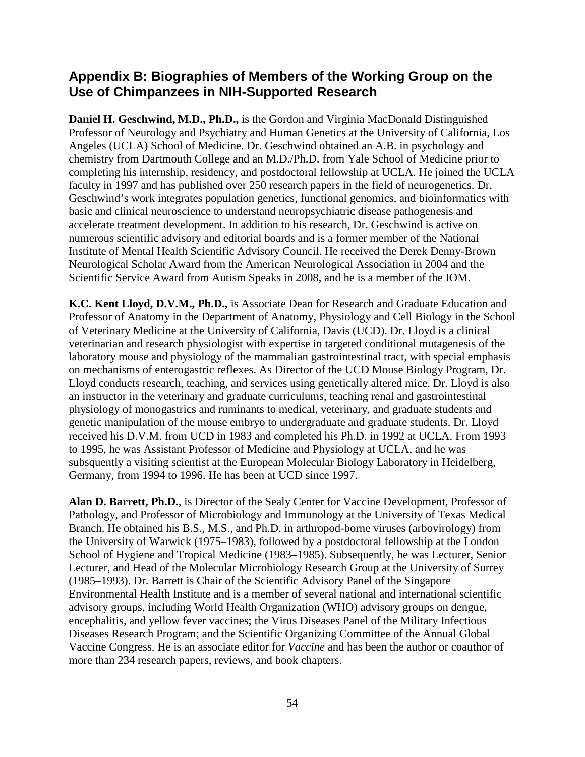## Appendix B: Biographies of Members of the Working Group on the Use of Chimpanzees in NIH-Supported Research

**Daniel H. Geschwind, M.D., Ph.D.,** is the Gordon and Virginia MacDonald Distinguished Professor of Neurology and Psychiatry and Human Genetics at the University of California, Los Angeles (UCLA) School of Medicine. Dr. Geschwind obtained an A.B. in psychology and chemistry from Dartmouth College and an M.D./Ph.D. from Yale School of Medicine prior to completing his internship, residency, and postdoctoral fellowship at UCLA. He joined the UCLA faculty in 1997 and has published over 250 research papers in the field of neurogenetics. Dr. Geschwind's work integrates population genetics, functional genomics, and bioinformatics with basic and clinical neuroscience to understand neuropsychiatric disease pathogenesis and accelerate treatment development. In addition to his research, Dr. Geschwind is active on numerous scientific advisory and editorial boards and is a former member of the National Institute of Mental Health Scientific Advisory Council. He received the Derek Denny-Brown Neurological Scholar Award from the American Neurological Association in 2004 and the Scientific Service Award from Autism Speaks in 2008, and he is a member of the IOM.

**K.C. Kent Lloyd, D.V.M., Ph.D.,** is Associate Dean for Research and Graduate Education and Professor of Anatomy in the Department of Anatomy, Physiology and Cell Biology in the School of Veterinary Medicine at the University of California, Davis (UCD). Dr. Lloyd is a clinical veterinarian and research physiologist with expertise in targeted conditional mutagenesis of the laboratory mouse and physiology of the mammalian gastrointestinal tract, with special emphasis on mechanisms of enterogastric reflexes. As Director of the UCD Mouse Biology Program, Dr. Lloyd conducts research, teaching, and services using genetically altered mice. Dr. Lloyd is also an instructor in the veterinary and graduate curriculums, teaching renal and gastrointestinal physiology of monogastrics and ruminants to medical, veterinary, and graduate students and genetic manipulation of the mouse embryo to undergraduate and graduate students. Dr. Lloyd received his D.V.M. from UCD in 1983 and completed his Ph.D. in 1992 at UCLA. From 1993 to 1995, he was Assistant Professor of Medicine and Physiology at UCLA, and he was subsquently a visiting scientist at the European Molecular Biology Laboratory in Heidelberg, Germany, from 1994 to 1996. He has been at UCD since 1997.

**Alan D. Barrett, Ph.D.**, is Director of the Sealy Center for Vaccine Development, Professor of Pathology, and Professor of Microbiology and Immunology at the University of Texas Medical Branch. He obtained his B.S., M.S., and Ph.D. in arthropod-borne viruses (arbovirology) from the University of Warwick (1975–1983), followed by a postdoctoral fellowship at the London School of Hygiene and Tropical Medicine (1983–1985). Subsequently, he was Lecturer, Senior Lecturer, and Head of the Molecular Microbiology Research Group at the University of Surrey (1985–1993). Dr. Barrett is Chair of the Scientific Advisory Panel of the Singapore Environmental Health Institute and is a member of several national and international scientific advisory groups, including World Health Organization (WHO) advisory groups on dengue, encephalitis, and yellow fever vaccines; the Virus Diseases Panel of the Military Infectious Diseases Research Program; and the Scientific Organizing Committee of the Annual Global Vaccine Congress. He is an associate editor for *Vaccine* and has been the author or coauthor of more than 234 research papers, reviews, and book chapters.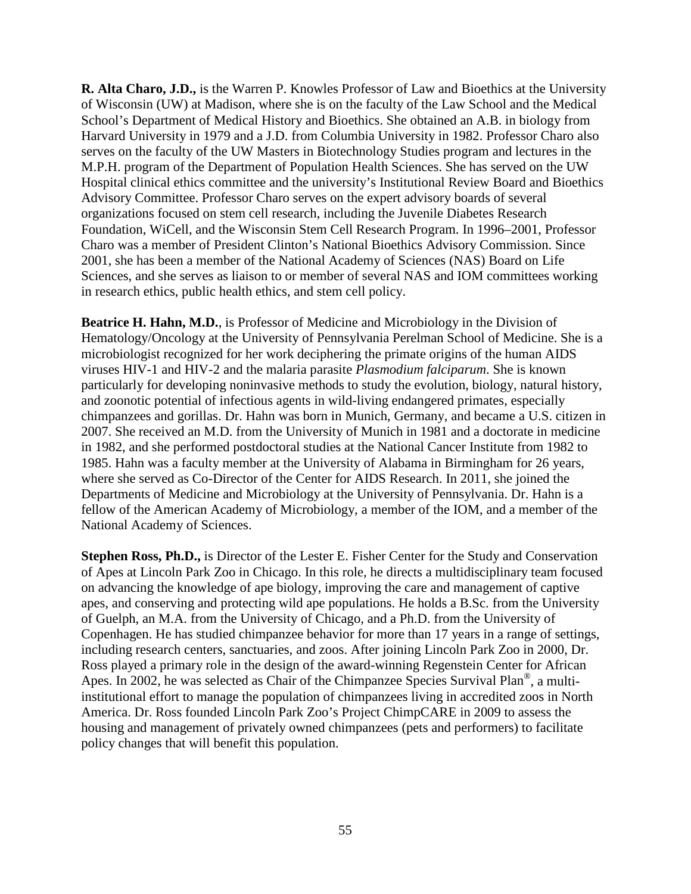**R. Alta Charo, J.D.,** is the Warren P. Knowles Professor of Law and Bioethics at the University of Wisconsin (UW) at Madison, where she is on the faculty of the Law School and the Medical School's Department of Medical History and Bioethics. She obtained an A.B. in biology from Harvard University in 1979 and a J.D. from Columbia University in 1982. Professor Charo also serves on the faculty of the UW Masters in Biotechnology Studies program and lectures in the M.P.H. program of the Department of Population Health Sciences. She has served on the UW Hospital clinical ethics committee and the university's Institutional Review Board and Bioethics Advisory Committee. Professor Charo serves on the expert advisory boards of several organizations focused on stem cell research, including the Juvenile Diabetes Research Foundation, WiCell, and the Wisconsin Stem Cell Research Program. In 1996–2001, Professor Charo was a member of President Clinton's National Bioethics Advisory Commission. Since 2001, she has been a member of the National Academy of Sciences (NAS) Board on Life Sciences, and she serves as liaison to or member of several NAS and IOM committees working in research ethics, public health ethics, and stem cell policy.

**Beatrice H. Hahn, M.D.**, is Professor of Medicine and Microbiology in the Division of Hematology/Oncology at the University of Pennsylvania Perelman School of Medicine. She is a microbiologist recognized for her work deciphering the primate origins of the human AIDS viruses HIV-1 and HIV-2 and the malaria parasite *Plasmodium falciparum*. She is known particularly for developing noninvasive methods to study the evolution, biology, natural history, and zoonotic potential of infectious agents in wild-living endangered primates, especially chimpanzees and gorillas. Dr. Hahn was born in Munich, Germany, and became a U.S. citizen in 2007. She received an M.D. from the University of Munich in 1981 and a doctorate in medicine in 1982, and she performed postdoctoral studies at the National Cancer Institute from 1982 to 1985. Hahn was a faculty member at the University of Alabama in Birmingham for 26 years, where she served as Co-Director of the Center for AIDS Research. In 2011, she joined the Departments of Medicine and Microbiology at the University of Pennsylvania. Dr. Hahn is a fellow of the American Academy of Microbiology, a member of the IOM, and a member of the National Academy of Sciences.

**Stephen Ross, Ph.D.,** is Director of the Lester E. Fisher Center for the Study and Conservation of Apes at Lincoln Park Zoo in Chicago. In this role, he directs a multidisciplinary team focused on advancing the knowledge of ape biology, improving the care and management of captive apes, and conserving and protecting wild ape populations. He holds a B.Sc. from the University of Guelph, an M.A. from the University of Chicago, and a Ph.D. from the University of Copenhagen. He has studied chimpanzee behavior for more than 17 years in a range of settings, including research centers, sanctuaries, and zoos. After joining Lincoln Park Zoo in 2000, Dr. Ross played a primary role in the design of the award-winning Regenstein Center for African Apes. In 2002, he was selected as Chair of the Chimpanzee Species Survival Plan®, a multi-institutional effort to manage the population of chimpanzees living in accredited zoos in North America. Dr. Ross founded Lincoln Park Zoo's Project ChimpCARE in 2009 to assess the housing and management of privately owned chimpanzees (pets and performers) to facilitate policy changes that will benefit this population.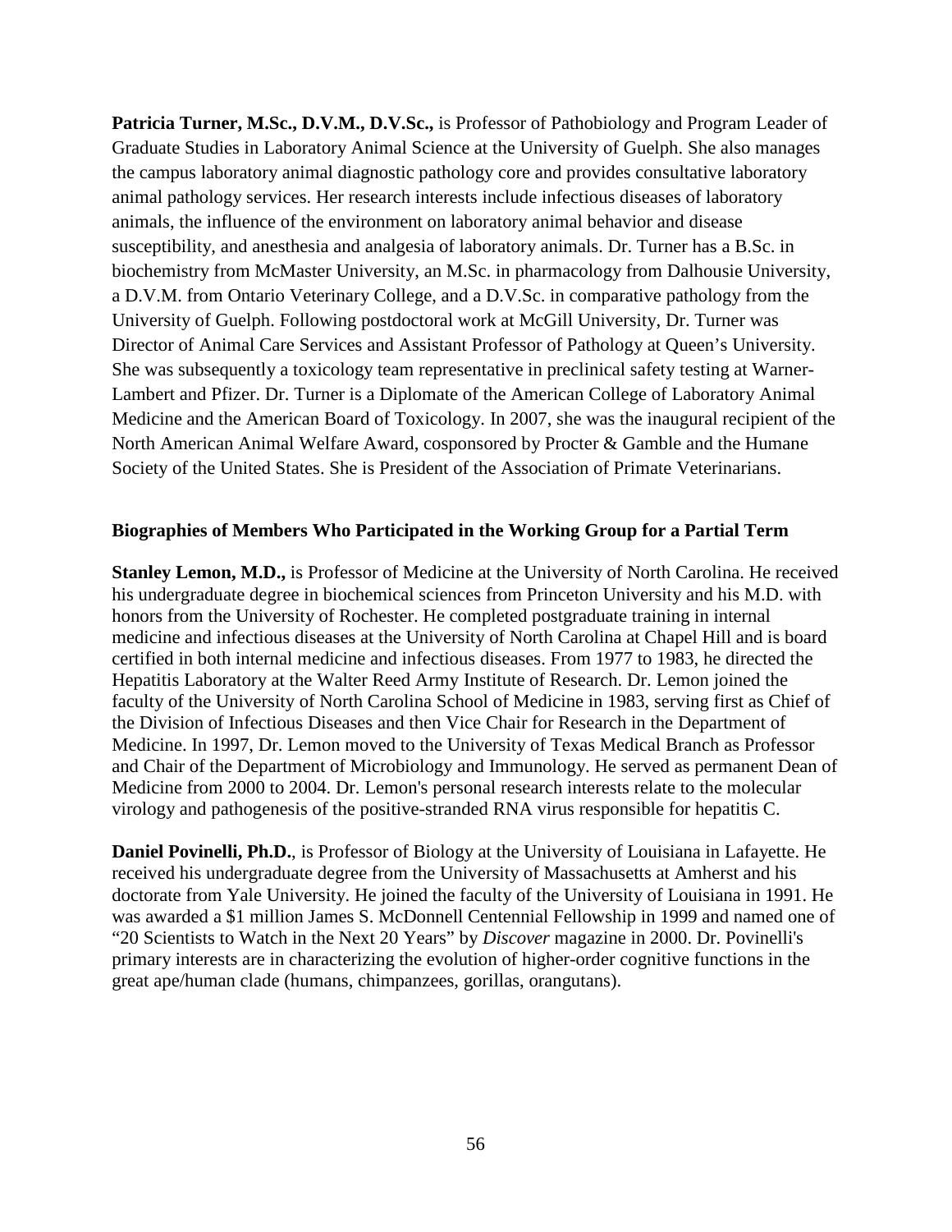**Patricia Turner, M.Sc., D.V.M., D.V.Sc.,** is Professor of Pathobiology and Program Leader of Graduate Studies in Laboratory Animal Science at the University of Guelph. She also manages the campus laboratory animal diagnostic pathology core and provides consultative laboratory animal pathology services. Her research interests include infectious diseases of laboratory animals, the influence of the environment on laboratory animal behavior and disease susceptibility, and anesthesia and analgesia of laboratory animals. Dr. Turner has a B.Sc. in biochemistry from McMaster University, an M.Sc. in pharmacology from Dalhousie University, a D.V.M. from Ontario Veterinary College, and a D.V.Sc. in comparative pathology from the University of Guelph. Following postdoctoral work at McGill University, Dr. Turner was Director of Animal Care Services and Assistant Professor of Pathology at Queen's University. She was subsequently a toxicology team representative in preclinical safety testing at Warner-Lambert and Pfizer. Dr. Turner is a Diplomate of the American College of Laboratory Animal Medicine and the American Board of Toxicology. In 2007, she was the inaugural recipient of the North American Animal Welfare Award, cosponsored by Procter & Gamble and the Humane Society of the United States. She is President of the Association of Primate Veterinarians.

## Biographies of Members Who Participated in the Working Group for a Partial Term

**Stanley Lemon, M.D.,** is Professor of Medicine at the University of North Carolina. He received his undergraduate degree in biochemical sciences from Princeton University and his M.D. with honors from the University of Rochester. He completed postgraduate training in internal medicine and infectious diseases at the University of North Carolina at Chapel Hill and is board certified in both internal medicine and infectious diseases. From 1977 to 1983, he directed the Hepatitis Laboratory at the Walter Reed Army Institute of Research. Dr. Lemon joined the faculty of the University of North Carolina School of Medicine in 1983, serving first as Chief of the Division of Infectious Diseases and then Vice Chair for Research in the Department of Medicine. In 1997, Dr. Lemon moved to the University of Texas Medical Branch as Professor and Chair of the Department of Microbiology and Immunology. He served as permanent Dean of Medicine from 2000 to 2004. Dr. Lemon's personal research interests relate to the molecular virology and pathogenesis of the positive-stranded RNA virus responsible for hepatitis C.

**Daniel Povinelli, Ph.D.**, is Professor of Biology at the University of Louisiana in Lafayette. He received his undergraduate degree from the University of Massachusetts at Amherst and his doctorate from Yale University. He joined the faculty of the University of Louisiana in 1991. He was awarded a $1 million James S. McDonnell Centennial Fellowship in 1999 and named one of "20 Scientists to Watch in the Next 20 Years" by *Discover* magazine in 2000. Dr. Povinelli's primary interests are in characterizing the evolution of higher-order cognitive functions in the great ape/human clade (humans, chimpanzees, gorillas, orangutans).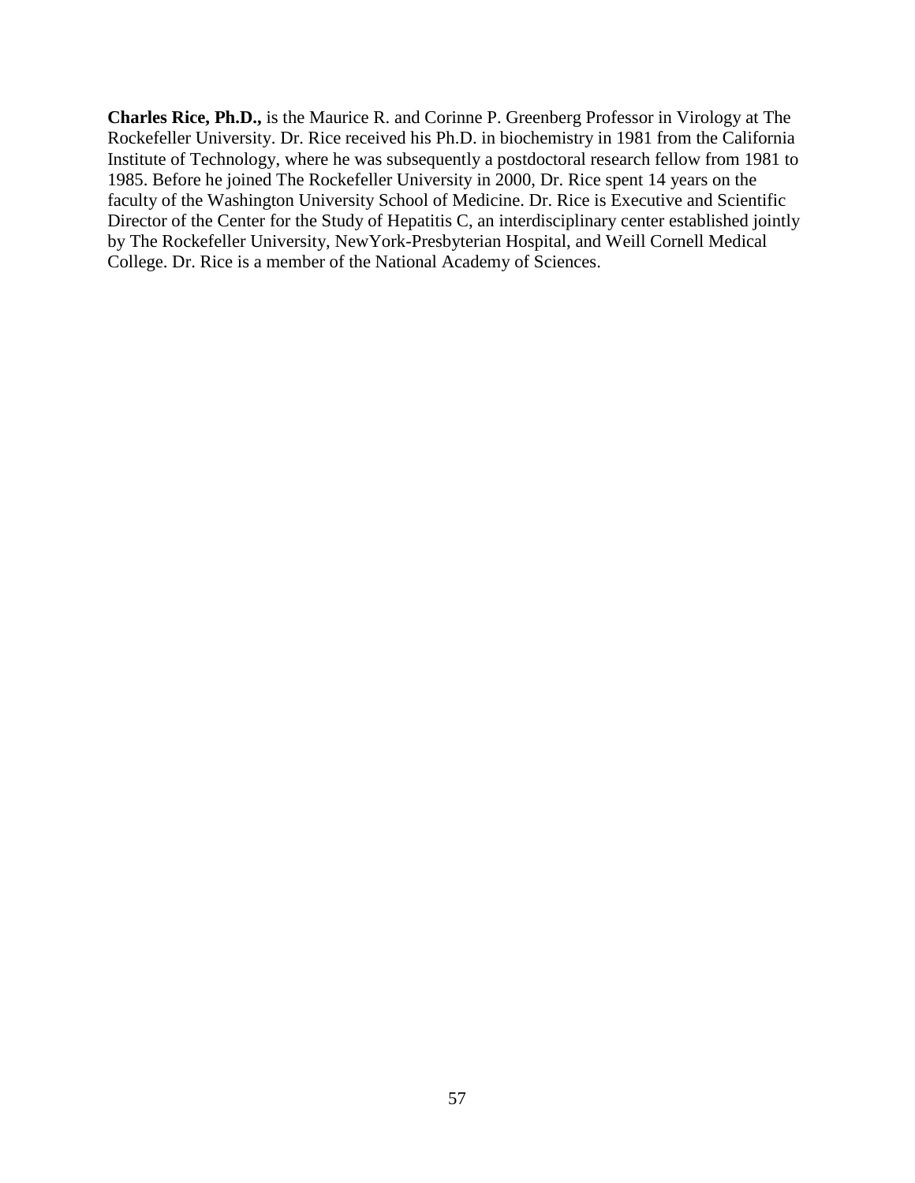**Charles Rice, Ph.D.,** is the Maurice R. and Corinne P. Greenberg Professor in Virology at The Rockefeller University. Dr. Rice received his Ph.D. in biochemistry in 1981 from the California Institute of Technology, where he was subsequently a postdoctoral research fellow from 1981 to 1985. Before he joined The Rockefeller University in 2000, Dr. Rice spent 14 years on the faculty of the Washington University School of Medicine. Dr. Rice is Executive and Scientific Director of the Center for the Study of Hepatitis C, an interdisciplinary center established jointly by The Rockefeller University, NewYork-Presbyterian Hospital, and Weill Cornell Medical College. Dr. Rice is a member of the National Academy of Sciences.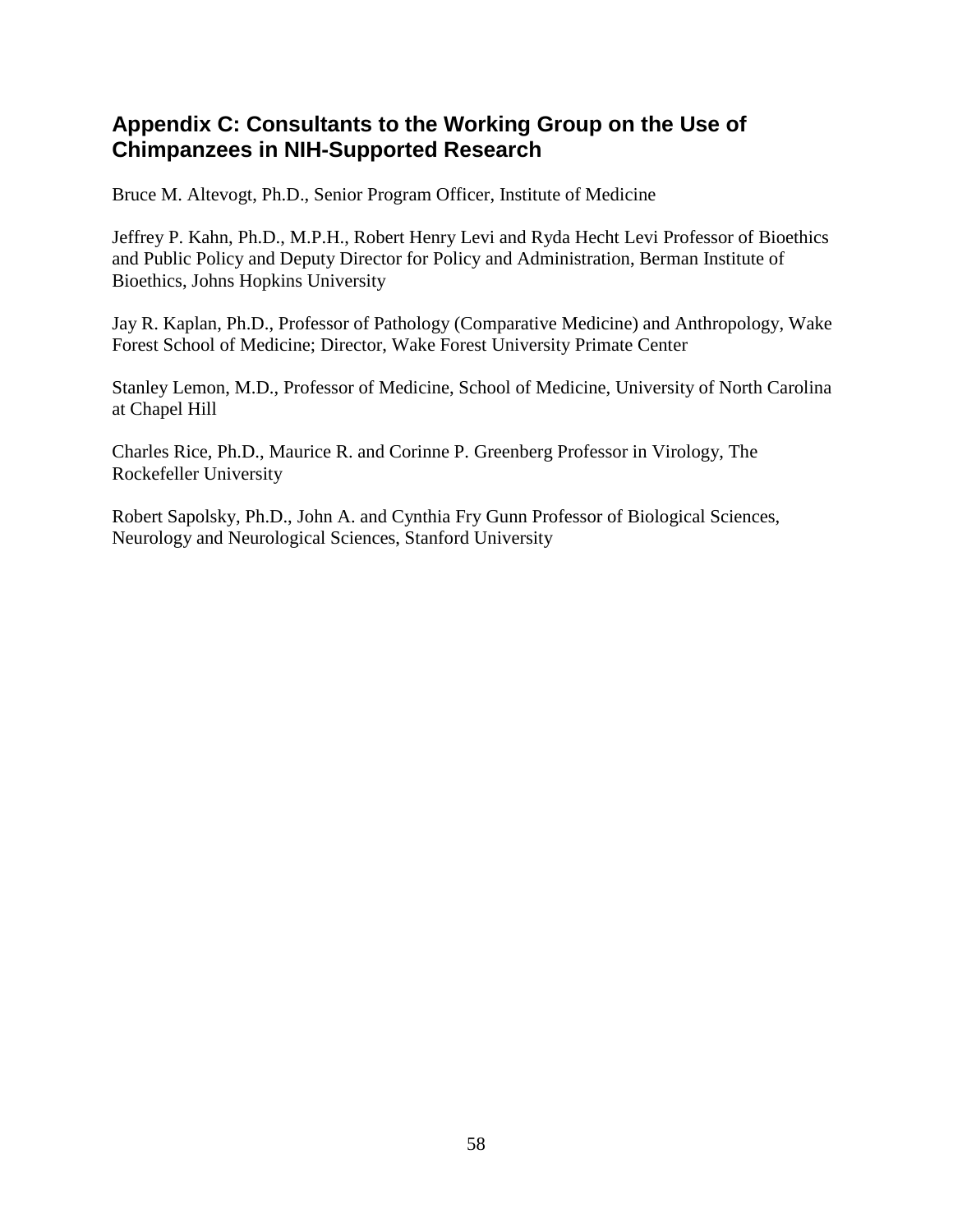## Appendix C: Consultants to the Working Group on the Use of Chimpanzees in NIH-Supported Research

Bruce M. Altevogt, Ph.D., Senior Program Officer, Institute of Medicine

Jeffrey P. Kahn, Ph.D., M.P.H., Robert Henry Levi and Ryda Hecht Levi Professor of Bioethics and Public Policy and Deputy Director for Policy and Administration, Berman Institute of Bioethics, Johns Hopkins University

Jay R. Kaplan, Ph.D., Professor of Pathology (Comparative Medicine) and Anthropology, Wake Forest School of Medicine; Director, Wake Forest University Primate Center

Stanley Lemon, M.D., Professor of Medicine, School of Medicine, University of North Carolina at Chapel Hill

Charles Rice, Ph.D., Maurice R. and Corinne P. Greenberg Professor in Virology, The Rockefeller University

Robert Sapolsky, Ph.D., John A. and Cynthia Fry Gunn Professor of Biological Sciences, Neurology and Neurological Sciences, Stanford University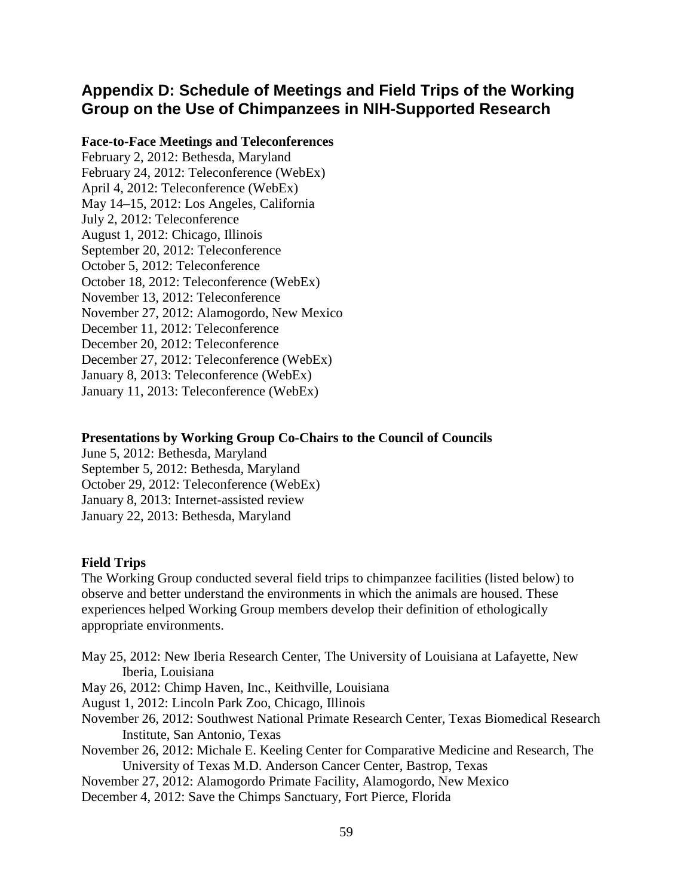# Appendix D: Schedule of Meetings and Field Trips of the Working Group on the Use of Chimpanzees in NIH-Supported Research

**Face-to-Face Meetings and Teleconferences**

February 2, 2012: Bethesda, Maryland
February 24, 2012: Teleconference (WebEx)
April 4, 2012: Teleconference (WebEx)
May 14–15, 2012: Los Angeles, California
July 2, 2012: Teleconference
August 1, 2012: Chicago, Illinois
September 20, 2012: Teleconference
October 5, 2012: Teleconference
October 18, 2012: Teleconference (WebEx)
November 13, 2012: Teleconference
November 27, 2012: Alamogordo, New Mexico
December 11, 2012: Teleconference
December 20, 2012: Teleconference
December 27, 2012: Teleconference (WebEx)
January 8, 2013: Teleconference (WebEx)
January 11, 2013: Teleconference (WebEx)

**Presentations by Working Group Co-Chairs to the Council of Councils**

June 5, 2012: Bethesda, Maryland
September 5, 2012: Bethesda, Maryland
October 29, 2012: Teleconference (WebEx)
January 8, 2013: Internet-assisted review
January 22, 2013: Bethesda, Maryland

**Field Trips**

The Working Group conducted several field trips to chimpanzee facilities (listed below) to observe and better understand the environments in which the animals are housed. These experiences helped Working Group members develop their definition of ethologically appropriate environments.

May 25, 2012: New Iberia Research Center, The University of Louisiana at Lafayette, New Iberia, Louisiana
May 26, 2012: Chimp Haven, Inc., Keithville, Louisiana
August 1, 2012: Lincoln Park Zoo, Chicago, Illinois
November 26, 2012: Southwest National Primate Research Center, Texas Biomedical Research Institute, San Antonio, Texas
November 26, 2012: Michale E. Keeling Center for Comparative Medicine and Research, The University of Texas M.D. Anderson Cancer Center, Bastrop, Texas
November 27, 2012: Alamogordo Primate Facility, Alamogordo, New Mexico
December 4, 2012: Save the Chimps Sanctuary, Fort Pierce, Florida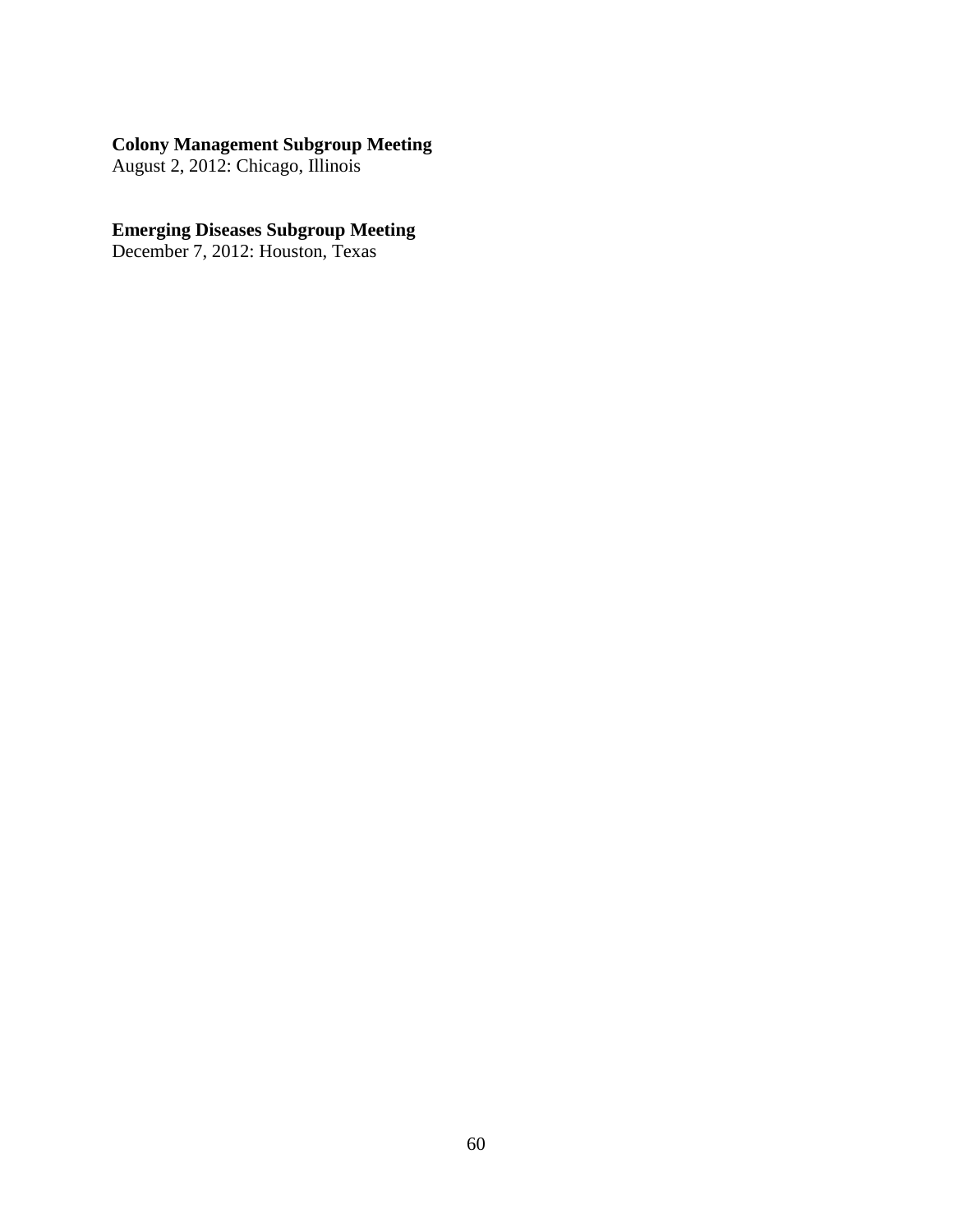**Colony Management Subgroup Meeting**
August 2, 2012: Chicago, Illinois

**Emerging Diseases Subgroup Meeting**
December 7, 2012: Houston, Texas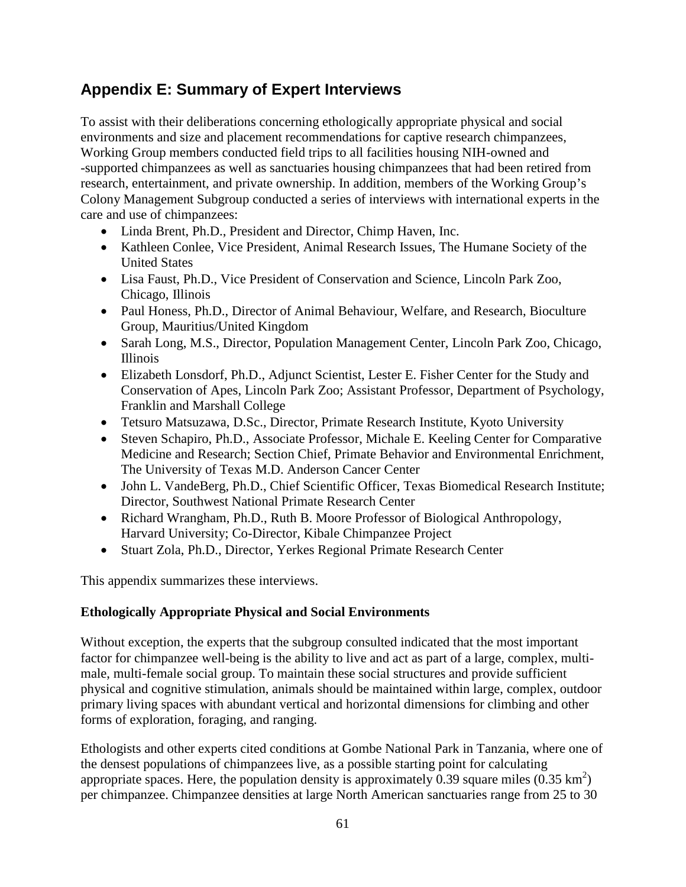## Appendix E: Summary of Expert Interviews

To assist with their deliberations concerning ethologically appropriate physical and social environments and size and placement recommendations for captive research chimpanzees, Working Group members conducted field trips to all facilities housing NIH-owned and -supported chimpanzees as well as sanctuaries housing chimpanzees that had been retired from research, entertainment, and private ownership. In addition, members of the Working Group's Colony Management Subgroup conducted a series of interviews with international experts in the care and use of chimpanzees:

- Linda Brent, Ph.D., President and Director, Chimp Haven, Inc.
- Kathleen Conlee, Vice President, Animal Research Issues, The Humane Society of the United States
- Lisa Faust, Ph.D., Vice President of Conservation and Science, Lincoln Park Zoo, Chicago, Illinois
- Paul Honess, Ph.D., Director of Animal Behaviour, Welfare, and Research, Bioculture Group, Mauritius/United Kingdom
- Sarah Long, M.S., Director, Population Management Center, Lincoln Park Zoo, Chicago, Illinois
- Elizabeth Lonsdorf, Ph.D., Adjunct Scientist, Lester E. Fisher Center for the Study and Conservation of Apes, Lincoln Park Zoo; Assistant Professor, Department of Psychology, Franklin and Marshall College
- Tetsuro Matsuzawa, D.Sc., Director, Primate Research Institute, Kyoto University
- Steven Schapiro, Ph.D., Associate Professor, Michale E. Keeling Center for Comparative Medicine and Research; Section Chief, Primate Behavior and Environmental Enrichment, The University of Texas M.D. Anderson Cancer Center
- John L. VandeBerg, Ph.D., Chief Scientific Officer, Texas Biomedical Research Institute; Director, Southwest National Primate Research Center
- Richard Wrangham, Ph.D., Ruth B. Moore Professor of Biological Anthropology, Harvard University; Co-Director, Kibale Chimpanzee Project
- Stuart Zola, Ph.D., Director, Yerkes Regional Primate Research Center

This appendix summarizes these interviews.

### Ethologically Appropriate Physical and Social Environments

Without exception, the experts that the subgroup consulted indicated that the most important factor for chimpanzee well-being is the ability to live and act as part of a large, complex, multi-male, multi-female social group. To maintain these social structures and provide sufficient physical and cognitive stimulation, animals should be maintained within large, complex, outdoor primary living spaces with abundant vertical and horizontal dimensions for climbing and other forms of exploration, foraging, and ranging.

Ethologists and other experts cited conditions at Gombe National Park in Tanzania, where one of the densest populations of chimpanzees live, as a possible starting point for calculating appropriate spaces. Here, the population density is approximately 0.39 square miles (0.35 $km^2$) per chimpanzee. Chimpanzee densities at large North American sanctuaries range from 25 to 30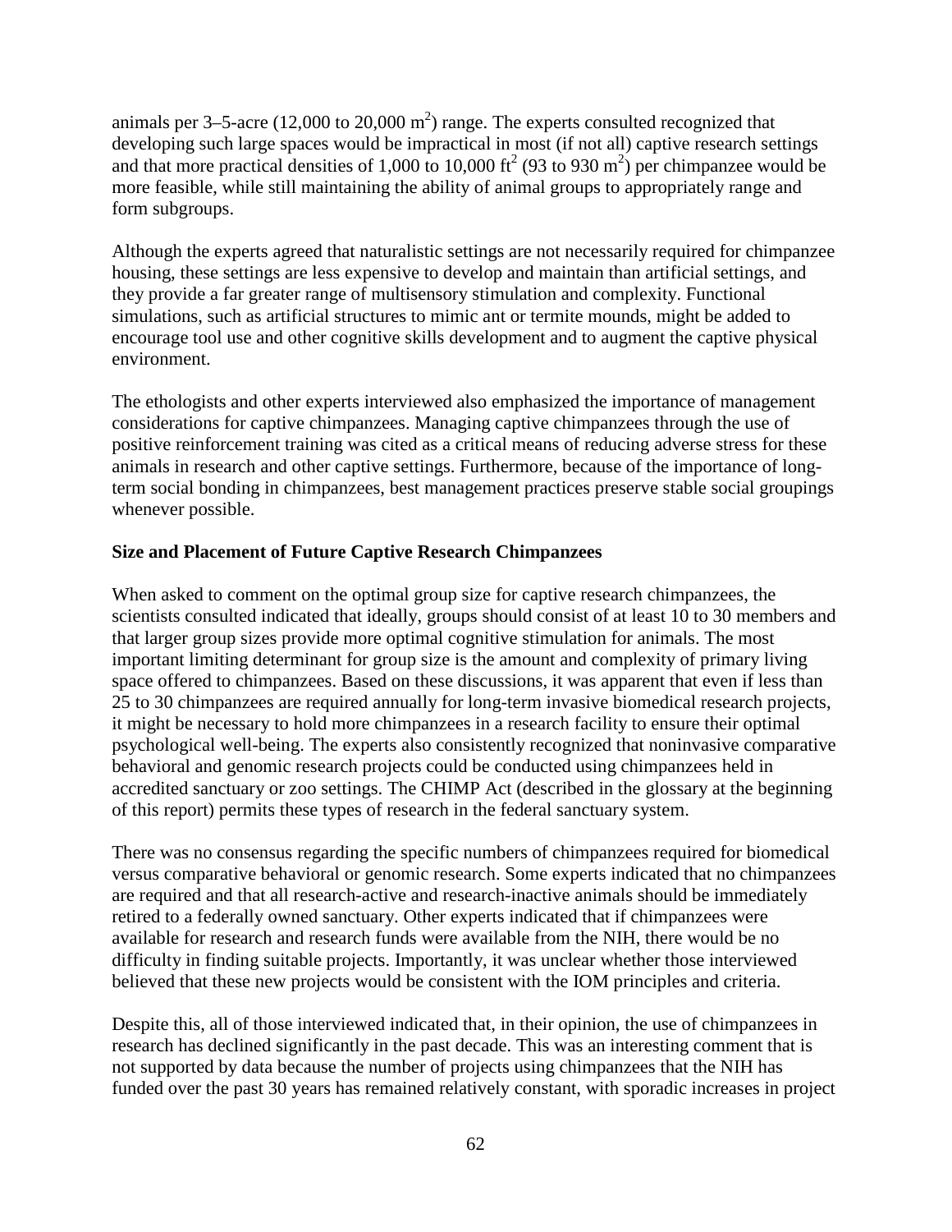animals per 3–5-acre (12,000 to 20,000 $m^2$) range. The experts consulted recognized that developing such large spaces would be impractical in most (if not all) captive research settings and that more practical densities of 1,000 to 10,000 $ft^2$ (93 to 930 $m^2$) per chimpanzee would be more feasible, while still maintaining the ability of animal groups to appropriately range and form subgroups.

Although the experts agreed that naturalistic settings are not necessarily required for chimpanzee housing, these settings are less expensive to develop and maintain than artificial settings, and they provide a far greater range of multisensory stimulation and complexity. Functional simulations, such as artificial structures to mimic ant or termite mounds, might be added to encourage tool use and other cognitive skills development and to augment the captive physical environment.

The ethologists and other experts interviewed also emphasized the importance of management considerations for captive chimpanzees. Managing captive chimpanzees through the use of positive reinforcement training was cited as a critical means of reducing adverse stress for these animals in research and other captive settings. Furthermore, because of the importance of long-term social bonding in chimpanzees, best management practices preserve stable social groupings whenever possible.

**Size and Placement of Future Captive Research Chimpanzees**

When asked to comment on the optimal group size for captive research chimpanzees, the scientists consulted indicated that ideally, groups should consist of at least 10 to 30 members and that larger group sizes provide more optimal cognitive stimulation for animals. The most important limiting determinant for group size is the amount and complexity of primary living space offered to chimpanzees. Based on these discussions, it was apparent that even if less than 25 to 30 chimpanzees are required annually for long-term invasive biomedical research projects, it might be necessary to hold more chimpanzees in a research facility to ensure their optimal psychological well-being. The experts also consistently recognized that noninvasive comparative behavioral and genomic research projects could be conducted using chimpanzees held in accredited sanctuary or zoo settings. The CHIMP Act (described in the glossary at the beginning of this report) permits these types of research in the federal sanctuary system.

There was no consensus regarding the specific numbers of chimpanzees required for biomedical versus comparative behavioral or genomic research. Some experts indicated that no chimpanzees are required and that all research-active and research-inactive animals should be immediately retired to a federally owned sanctuary. Other experts indicated that if chimpanzees were available for research and research funds were available from the NIH, there would be no difficulty in finding suitable projects. Importantly, it was unclear whether those interviewed believed that these new projects would be consistent with the IOM principles and criteria.

Despite this, all of those interviewed indicated that, in their opinion, the use of chimpanzees in research has declined significantly in the past decade. This was an interesting comment that is not supported by data because the number of projects using chimpanzees that the NIH has funded over the past 30 years has remained relatively constant, with sporadic increases in project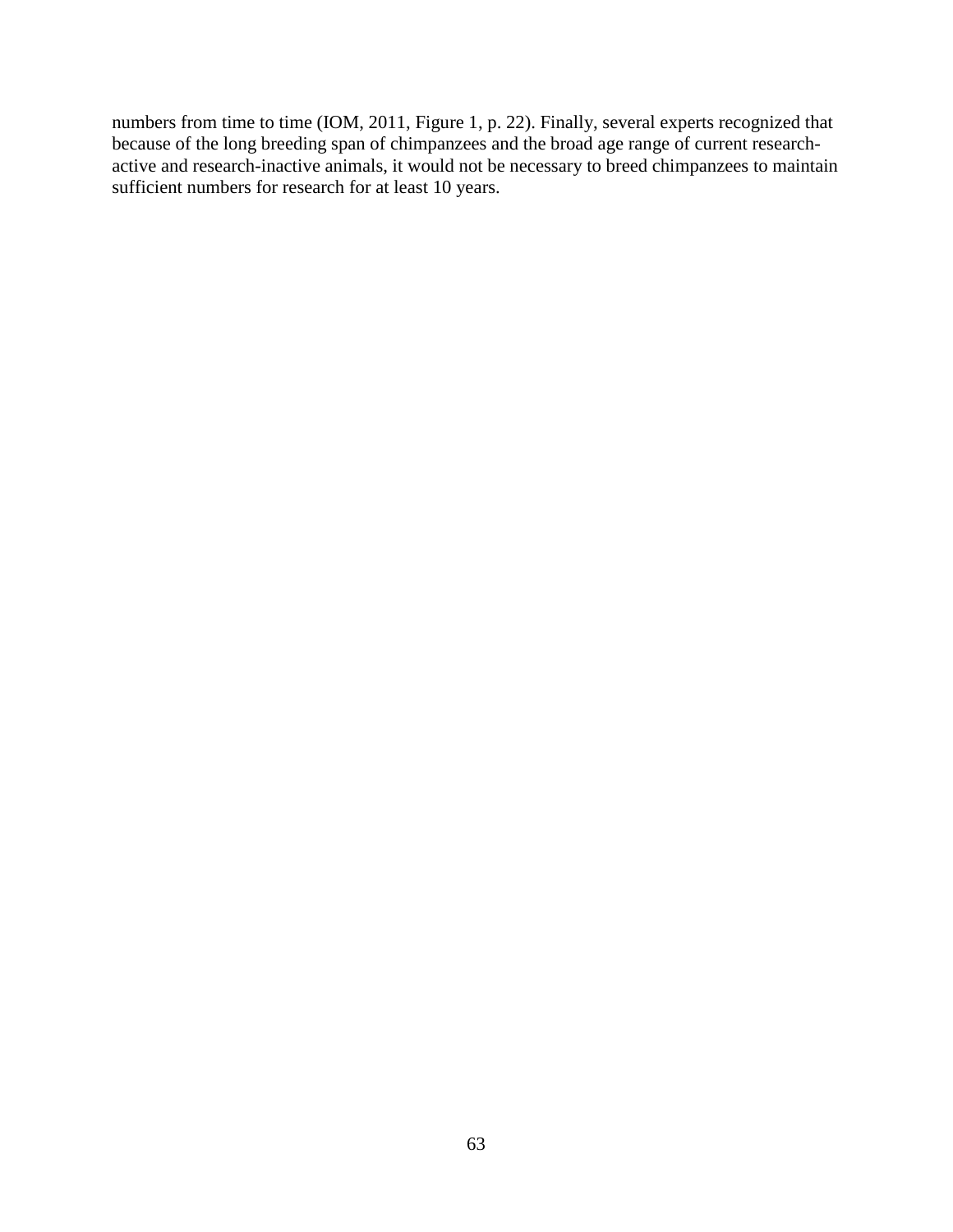numbers from time to time (IOM, 2011, Figure 1, p. 22). Finally, several experts recognized that because of the long breeding span of chimpanzees and the broad age range of current research-active and research-inactive animals, it would not be necessary to breed chimpanzees to maintain sufficient numbers for research for at least 10 years.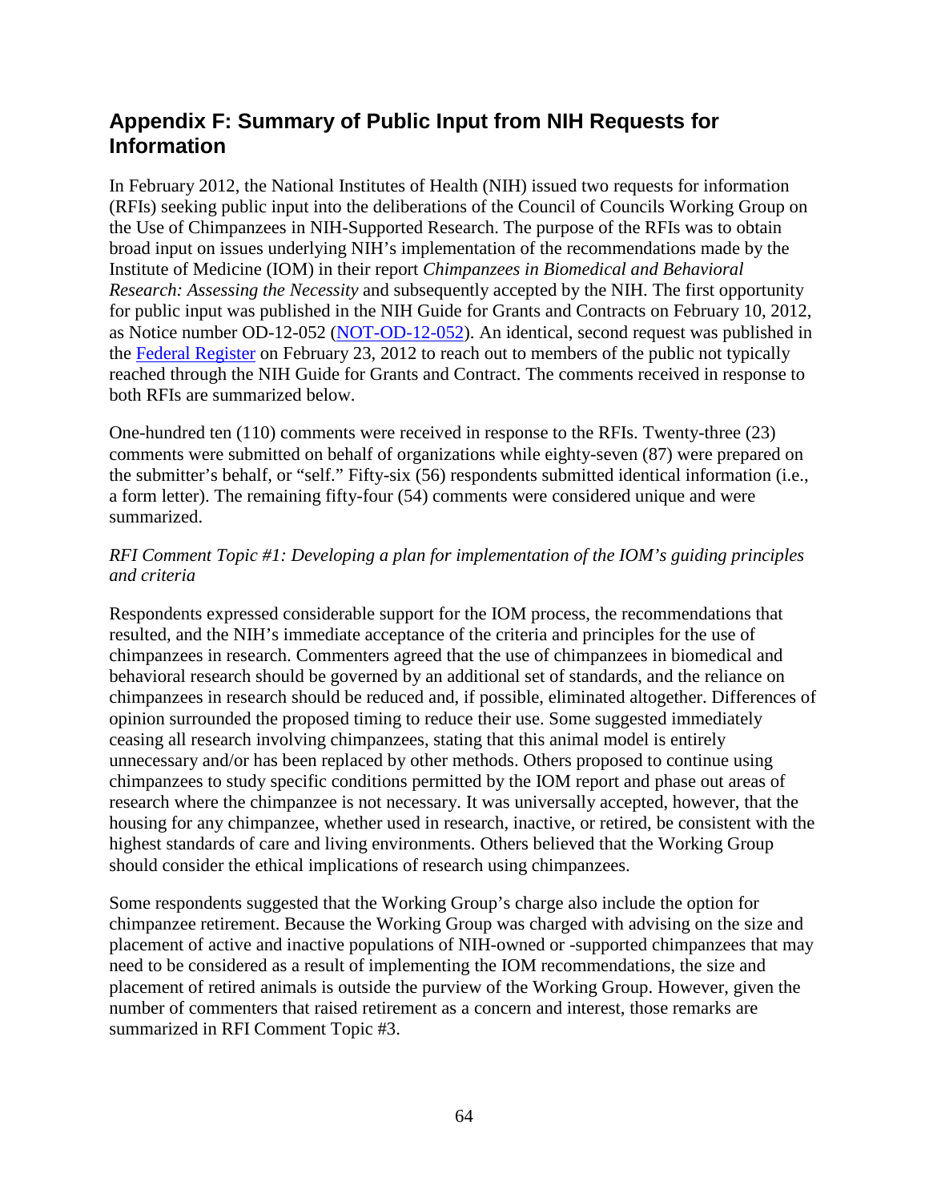## Appendix F: Summary of Public Input from NIH Requests for Information

In February 2012, the National Institutes of Health (NIH) issued two requests for information (RFIs) seeking public input into the deliberations of the Council of Councils Working Group on the Use of Chimpanzees in NIH-Supported Research. The purpose of the RFIs was to obtain broad input on issues underlying NIH's implementation of the recommendations made by the Institute of Medicine (IOM) in their report *Chimpanzees in Biomedical and Behavioral Research: Assessing the Necessity* and subsequently accepted by the NIH. The first opportunity for public input was published in the NIH Guide for Grants and Contracts on February 10, 2012, as Notice number OD-12-052 (NOT-OD-12-052). An identical, second request was published in the Federal Register on February 23, 2012 to reach out to members of the public not typically reached through the NIH Guide for Grants and Contract. The comments received in response to both RFIs are summarized below.

One-hundred ten (110) comments were received in response to the RFIs. Twenty-three (23) comments were submitted on behalf of organizations while eighty-seven (87) were prepared on the submitter's behalf, or "self." Fifty-six (56) respondents submitted identical information (i.e., a form letter). The remaining fifty-four (54) comments were considered unique and were summarized.

*RFI Comment Topic #1: Developing a plan for implementation of the IOM's guiding principles and criteria*

Respondents expressed considerable support for the IOM process, the recommendations that resulted, and the NIH's immediate acceptance of the criteria and principles for the use of chimpanzees in research. Commenters agreed that the use of chimpanzees in biomedical and behavioral research should be governed by an additional set of standards, and the reliance on chimpanzees in research should be reduced and, if possible, eliminated altogether. Differences of opinion surrounded the proposed timing to reduce their use. Some suggested immediately ceasing all research involving chimpanzees, stating that this animal model is entirely unnecessary and/or has been replaced by other methods. Others proposed to continue using chimpanzees to study specific conditions permitted by the IOM report and phase out areas of research where the chimpanzee is not necessary. It was universally accepted, however, that the housing for any chimpanzee, whether used in research, inactive, or retired, be consistent with the highest standards of care and living environments. Others believed that the Working Group should consider the ethical implications of research using chimpanzees.

Some respondents suggested that the Working Group's charge also include the option for chimpanzee retirement. Because the Working Group was charged with advising on the size and placement of active and inactive populations of NIH-owned or -supported chimpanzees that may need to be considered as a result of implementing the IOM recommendations, the size and placement of retired animals is outside the purview of the Working Group. However, given the number of commenters that raised retirement as a concern and interest, those remarks are summarized in RFI Comment Topic #3.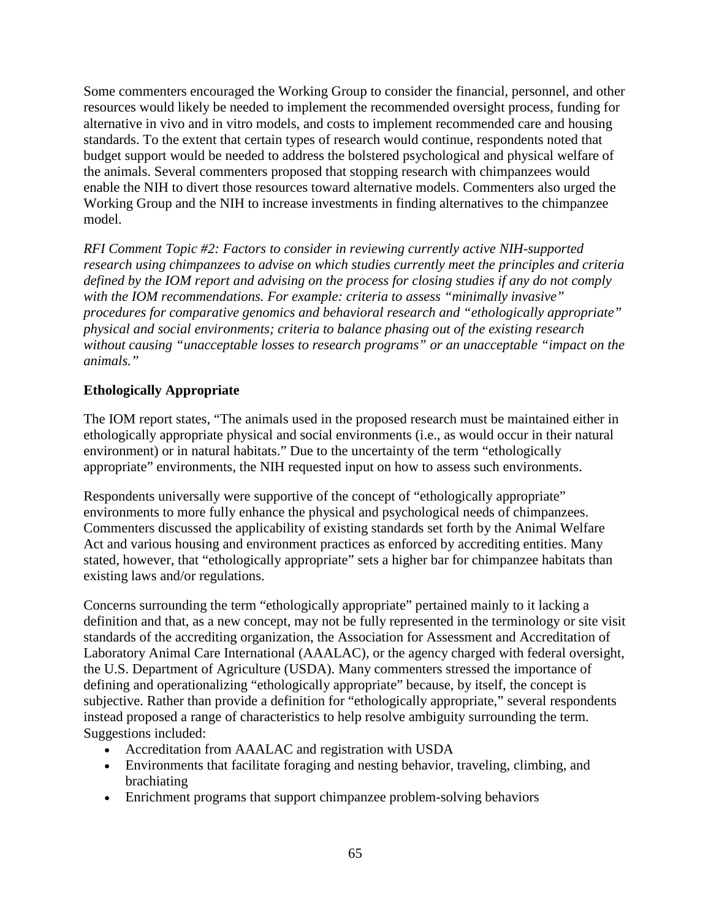Some commenters encouraged the Working Group to consider the financial, personnel, and other resources would likely be needed to implement the recommended oversight process, funding for alternative in vivo and in vitro models, and costs to implement recommended care and housing standards. To the extent that certain types of research would continue, respondents noted that budget support would be needed to address the bolstered psychological and physical welfare of the animals. Several commenters proposed that stopping research with chimpanzees would enable the NIH to divert those resources toward alternative models. Commenters also urged the Working Group and the NIH to increase investments in finding alternatives to the chimpanzee model.

*RFI Comment Topic #2: Factors to consider in reviewing currently active NIH-supported research using chimpanzees to advise on which studies currently meet the principles and criteria defined by the IOM report and advising on the process for closing studies if any do not comply with the IOM recommendations. For example: criteria to assess "minimally invasive" procedures for comparative genomics and behavioral research and "ethologically appropriate" physical and social environments; criteria to balance phasing out of the existing research without causing "unacceptable losses to research programs" or an unacceptable "impact on the animals."*

**Ethologically Appropriate**

The IOM report states, "The animals used in the proposed research must be maintained either in ethologically appropriate physical and social environments (i.e., as would occur in their natural environment) or in natural habitats." Due to the uncertainty of the term "ethologically appropriate" environments, the NIH requested input on how to assess such environments.

Respondents universally were supportive of the concept of "ethologically appropriate" environments to more fully enhance the physical and psychological needs of chimpanzees. Commenters discussed the applicability of existing standards set forth by the Animal Welfare Act and various housing and environment practices as enforced by accrediting entities. Many stated, however, that "ethologically appropriate" sets a higher bar for chimpanzee habitats than existing laws and/or regulations.

Concerns surrounding the term "ethologically appropriate" pertained mainly to it lacking a definition and that, as a new concept, may not be fully represented in the terminology or site visit standards of the accrediting organization, the Association for Assessment and Accreditation of Laboratory Animal Care International (AAALAC), or the agency charged with federal oversight, the U.S. Department of Agriculture (USDA). Many commenters stressed the importance of defining and operationalizing "ethologically appropriate" because, by itself, the concept is subjective. Rather than provide a definition for "ethologically appropriate," several respondents instead proposed a range of characteristics to help resolve ambiguity surrounding the term. Suggestions included:

- Accreditation from AAALAC and registration with USDA
- Environments that facilitate foraging and nesting behavior, traveling, climbing, and brachiating
- Enrichment programs that support chimpanzee problem-solving behaviors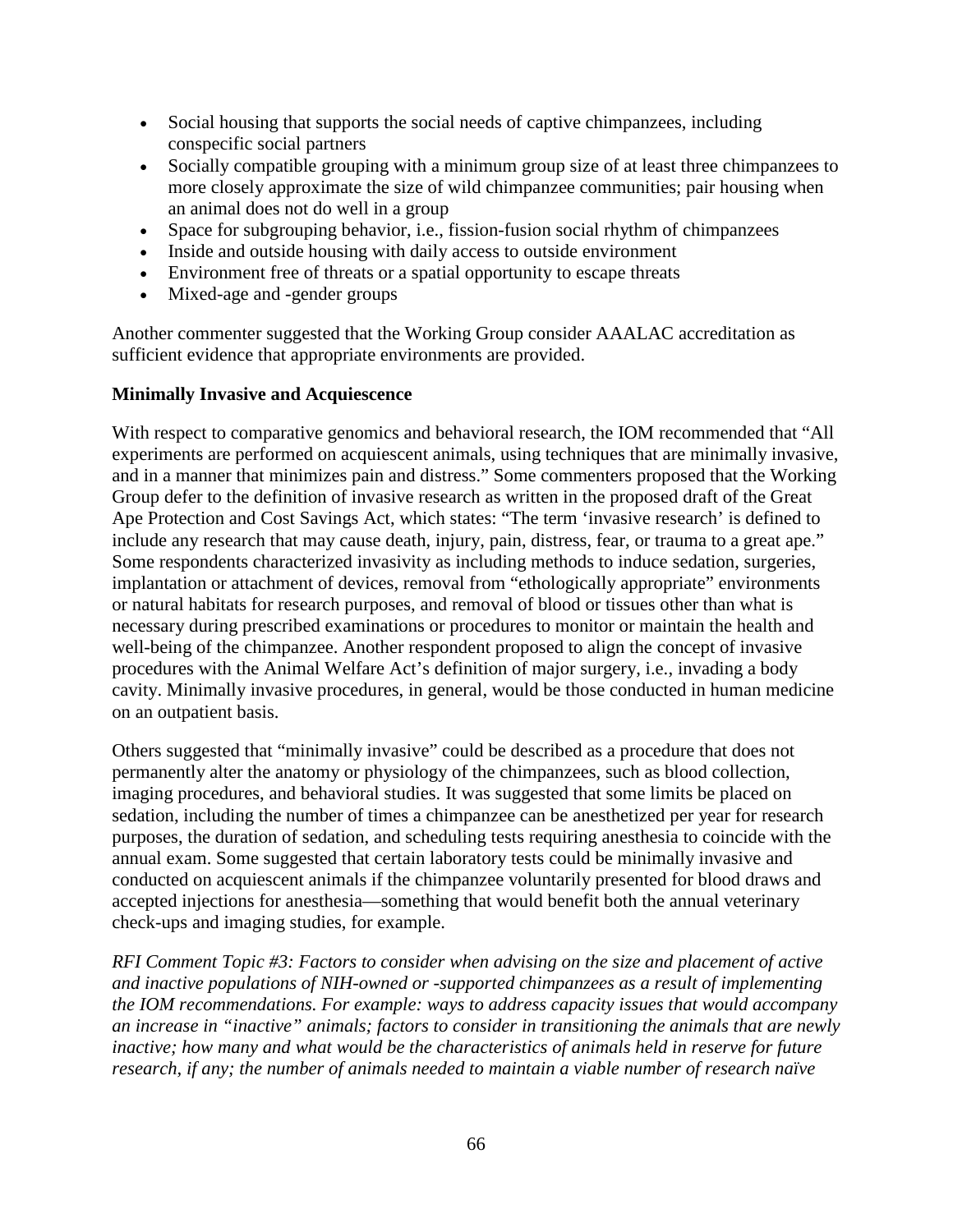- Social housing that supports the social needs of captive chimpanzees, including conspecific social partners
- Socially compatible grouping with a minimum group size of at least three chimpanzees to more closely approximate the size of wild chimpanzee communities; pair housing when an animal does not do well in a group
- Space for subgrouping behavior, i.e., fission-fusion social rhythm of chimpanzees
- Inside and outside housing with daily access to outside environment
- Environment free of threats or a spatial opportunity to escape threats
- Mixed-age and -gender groups

Another commenter suggested that the Working Group consider AAALAC accreditation as sufficient evidence that appropriate environments are provided.

**Minimally Invasive and Acquiescence**

With respect to comparative genomics and behavioral research, the IOM recommended that "All experiments are performed on acquiescent animals, using techniques that are minimally invasive, and in a manner that minimizes pain and distress." Some commenters proposed that the Working Group defer to the definition of invasive research as written in the proposed draft of the Great Ape Protection and Cost Savings Act, which states: "The term 'invasive research' is defined to include any research that may cause death, injury, pain, distress, fear, or trauma to a great ape." Some respondents characterized invasivity as including methods to induce sedation, surgeries, implantation or attachment of devices, removal from "ethologically appropriate" environments or natural habitats for research purposes, and removal of blood or tissues other than what is necessary during prescribed examinations or procedures to monitor or maintain the health and well-being of the chimpanzee. Another respondent proposed to align the concept of invasive procedures with the Animal Welfare Act's definition of major surgery, i.e., invading a body cavity. Minimally invasive procedures, in general, would be those conducted in human medicine on an outpatient basis.

Others suggested that "minimally invasive" could be described as a procedure that does not permanently alter the anatomy or physiology of the chimpanzees, such as blood collection, imaging procedures, and behavioral studies. It was suggested that some limits be placed on sedation, including the number of times a chimpanzee can be anesthetized per year for research purposes, the duration of sedation, and scheduling tests requiring anesthesia to coincide with the annual exam. Some suggested that certain laboratory tests could be minimally invasive and conducted on acquiescent animals if the chimpanzee voluntarily presented for blood draws and accepted injections for anesthesia—something that would benefit both the annual veterinary check-ups and imaging studies, for example.

*RFI Comment Topic #3: Factors to consider when advising on the size and placement of active and inactive populations of NIH-owned or -supported chimpanzees as a result of implementing the IOM recommendations. For example: ways to address capacity issues that would accompany an increase in "inactive" animals; factors to consider in transitioning the animals that are newly inactive; how many and what would be the characteristics of animals held in reserve for future research, if any; the number of animals needed to maintain a viable number of research naïve*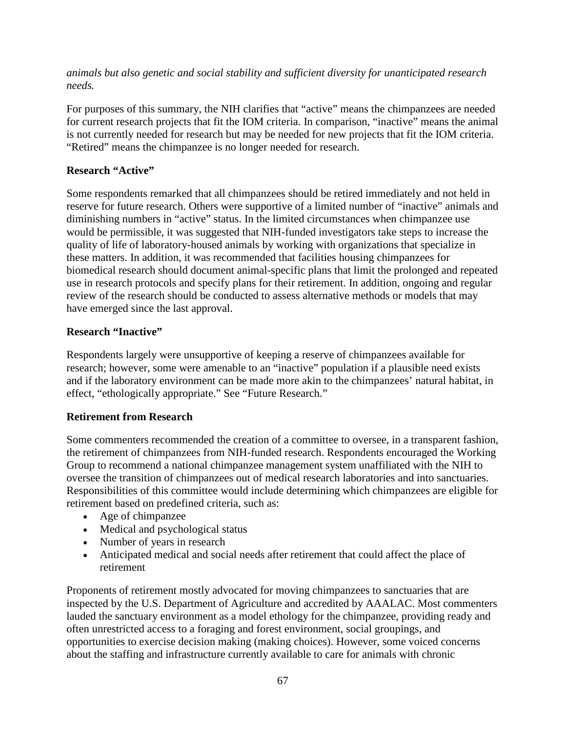*animals but also genetic and social stability and sufficient diversity for unanticipated research needs.*

For purposes of this summary, the NIH clarifies that "active" means the chimpanzees are needed for current research projects that fit the IOM criteria. In comparison, "inactive" means the animal is not currently needed for research but may be needed for new projects that fit the IOM criteria. "Retired" means the chimpanzee is no longer needed for research.

### Research "Active"

Some respondents remarked that all chimpanzees should be retired immediately and not held in reserve for future research. Others were supportive of a limited number of "inactive" animals and diminishing numbers in "active" status. In the limited circumstances when chimpanzee use would be permissible, it was suggested that NIH-funded investigators take steps to increase the quality of life of laboratory-housed animals by working with organizations that specialize in these matters. In addition, it was recommended that facilities housing chimpanzees for biomedical research should document animal-specific plans that limit the prolonged and repeated use in research protocols and specify plans for their retirement. In addition, ongoing and regular review of the research should be conducted to assess alternative methods or models that may have emerged since the last approval.

### Research "Inactive"

Respondents largely were unsupportive of keeping a reserve of chimpanzees available for research; however, some were amenable to an "inactive" population if a plausible need exists and if the laboratory environment can be made more akin to the chimpanzees' natural habitat, in effect, "ethologically appropriate." See "Future Research."

### Retirement from Research

Some commenters recommended the creation of a committee to oversee, in a transparent fashion, the retirement of chimpanzees from NIH-funded research. Respondents encouraged the Working Group to recommend a national chimpanzee management system unaffiliated with the NIH to oversee the transition of chimpanzees out of medical research laboratories and into sanctuaries. Responsibilities of this committee would include determining which chimpanzees are eligible for retirement based on predefined criteria, such as:

- Age of chimpanzee
- Medical and psychological status
- Number of years in research
- Anticipated medical and social needs after retirement that could affect the place of retirement

Proponents of retirement mostly advocated for moving chimpanzees to sanctuaries that are inspected by the U.S. Department of Agriculture and accredited by AAALAC. Most commenters lauded the sanctuary environment as a model ethology for the chimpanzee, providing ready and often unrestricted access to a foraging and forest environment, social groupings, and opportunities to exercise decision making (making choices). However, some voiced concerns about the staffing and infrastructure currently available to care for animals with chronic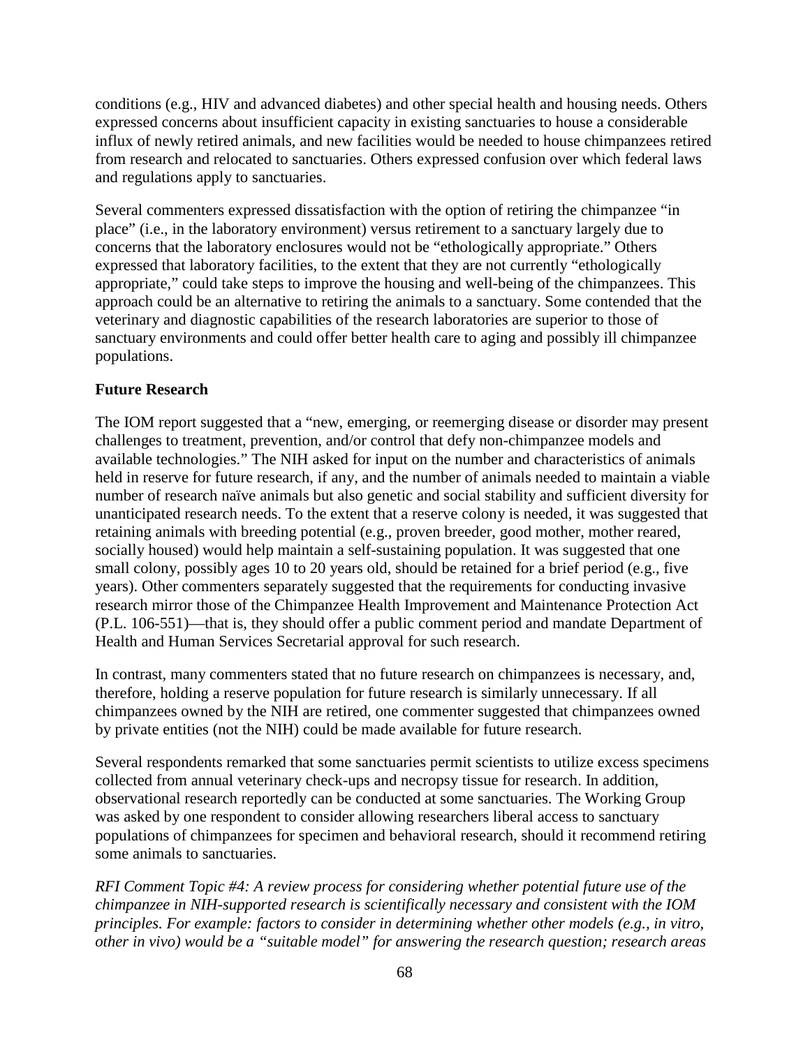conditions (e.g., HIV and advanced diabetes) and other special health and housing needs. Others expressed concerns about insufficient capacity in existing sanctuaries to house a considerable influx of newly retired animals, and new facilities would be needed to house chimpanzees retired from research and relocated to sanctuaries. Others expressed confusion over which federal laws and regulations apply to sanctuaries.

Several commenters expressed dissatisfaction with the option of retiring the chimpanzee "in place" (i.e., in the laboratory environment) versus retirement to a sanctuary largely due to concerns that the laboratory enclosures would not be "ethologically appropriate." Others expressed that laboratory facilities, to the extent that they are not currently "ethologically appropriate," could take steps to improve the housing and well-being of the chimpanzees. This approach could be an alternative to retiring the animals to a sanctuary. Some contended that the veterinary and diagnostic capabilities of the research laboratories are superior to those of sanctuary environments and could offer better health care to aging and possibly ill chimpanzee populations.

**Future Research**

The IOM report suggested that a "new, emerging, or reemerging disease or disorder may present challenges to treatment, prevention, and/or control that defy non-chimpanzee models and available technologies." The NIH asked for input on the number and characteristics of animals held in reserve for future research, if any, and the number of animals needed to maintain a viable number of research naïve animals but also genetic and social stability and sufficient diversity for unanticipated research needs. To the extent that a reserve colony is needed, it was suggested that retaining animals with breeding potential (e.g., proven breeder, good mother, mother reared, socially housed) would help maintain a self-sustaining population. It was suggested that one small colony, possibly ages 10 to 20 years old, should be retained for a brief period (e.g., five years). Other commenters separately suggested that the requirements for conducting invasive research mirror those of the Chimpanzee Health Improvement and Maintenance Protection Act (P.L. 106-551)—that is, they should offer a public comment period and mandate Department of Health and Human Services Secretarial approval for such research.

In contrast, many commenters stated that no future research on chimpanzees is necessary, and, therefore, holding a reserve population for future research is similarly unnecessary. If all chimpanzees owned by the NIH are retired, one commenter suggested that chimpanzees owned by private entities (not the NIH) could be made available for future research.

Several respondents remarked that some sanctuaries permit scientists to utilize excess specimens collected from annual veterinary check-ups and necropsy tissue for research. In addition, observational research reportedly can be conducted at some sanctuaries. The Working Group was asked by one respondent to consider allowing researchers liberal access to sanctuary populations of chimpanzees for specimen and behavioral research, should it recommend retiring some animals to sanctuaries.

*RFI Comment Topic #4: A review process for considering whether potential future use of the chimpanzee in NIH-supported research is scientifically necessary and consistent with the IOM principles. For example: factors to consider in determining whether other models (e.g., in vitro, other in vivo) would be a "suitable model" for answering the research question; research areas*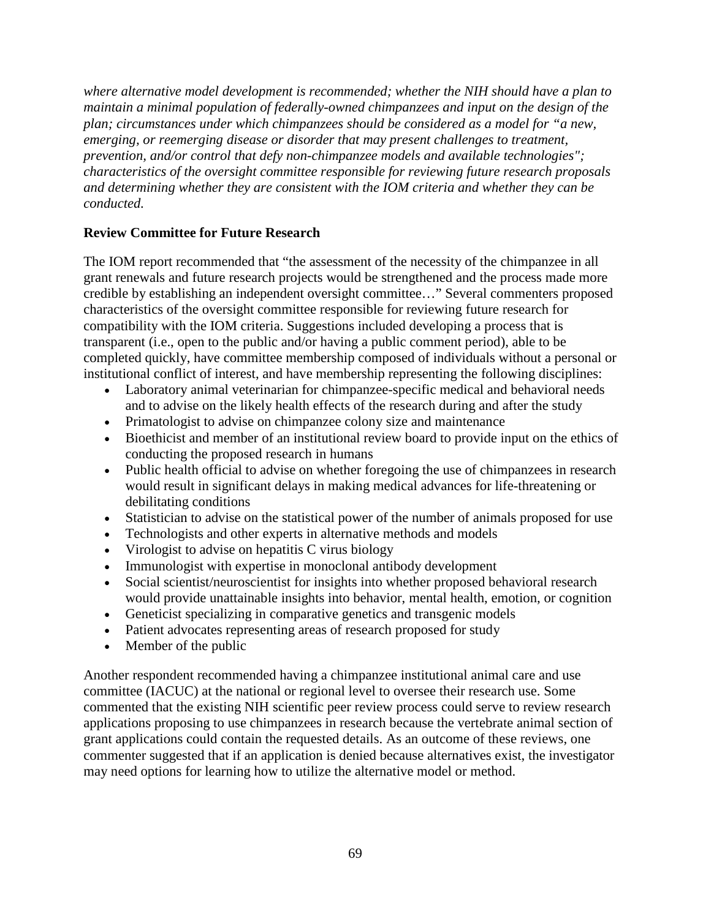*where alternative model development is recommended; whether the NIH should have a plan to maintain a minimal population of federally-owned chimpanzees and input on the design of the plan; circumstances under which chimpanzees should be considered as a model for "a new, emerging, or reemerging disease or disorder that may present challenges to treatment, prevention, and/or control that defy non-chimpanzee models and available technologies"; characteristics of the oversight committee responsible for reviewing future research proposals and determining whether they are consistent with the IOM criteria and whether they can be conducted.*

**Review Committee for Future Research**

The IOM report recommended that "the assessment of the necessity of the chimpanzee in all grant renewals and future research projects would be strengthened and the process made more credible by establishing an independent oversight committee…" Several commenters proposed characteristics of the oversight committee responsible for reviewing future research for compatibility with the IOM criteria. Suggestions included developing a process that is transparent (i.e., open to the public and/or having a public comment period), able to be completed quickly, have committee membership composed of individuals without a personal or institutional conflict of interest, and have membership representing the following disciplines:

- Laboratory animal veterinarian for chimpanzee-specific medical and behavioral needs and to advise on the likely health effects of the research during and after the study
- Primatologist to advise on chimpanzee colony size and maintenance
- Bioethicist and member of an institutional review board to provide input on the ethics of conducting the proposed research in humans
- Public health official to advise on whether foregoing the use of chimpanzees in research would result in significant delays in making medical advances for life-threatening or debilitating conditions
- Statistician to advise on the statistical power of the number of animals proposed for use
- Technologists and other experts in alternative methods and models
- Virologist to advise on hepatitis C virus biology
- Immunologist with expertise in monoclonal antibody development
- Social scientist/neuroscientist for insights into whether proposed behavioral research would provide unattainable insights into behavior, mental health, emotion, or cognition
- Geneticist specializing in comparative genetics and transgenic models
- Patient advocates representing areas of research proposed for study
- Member of the public

Another respondent recommended having a chimpanzee institutional animal care and use committee (IACUC) at the national or regional level to oversee their research use. Some commented that the existing NIH scientific peer review process could serve to review research applications proposing to use chimpanzees in research because the vertebrate animal section of grant applications could contain the requested details. As an outcome of these reviews, one commenter suggested that if an application is denied because alternatives exist, the investigator may need options for learning how to utilize the alternative model or method.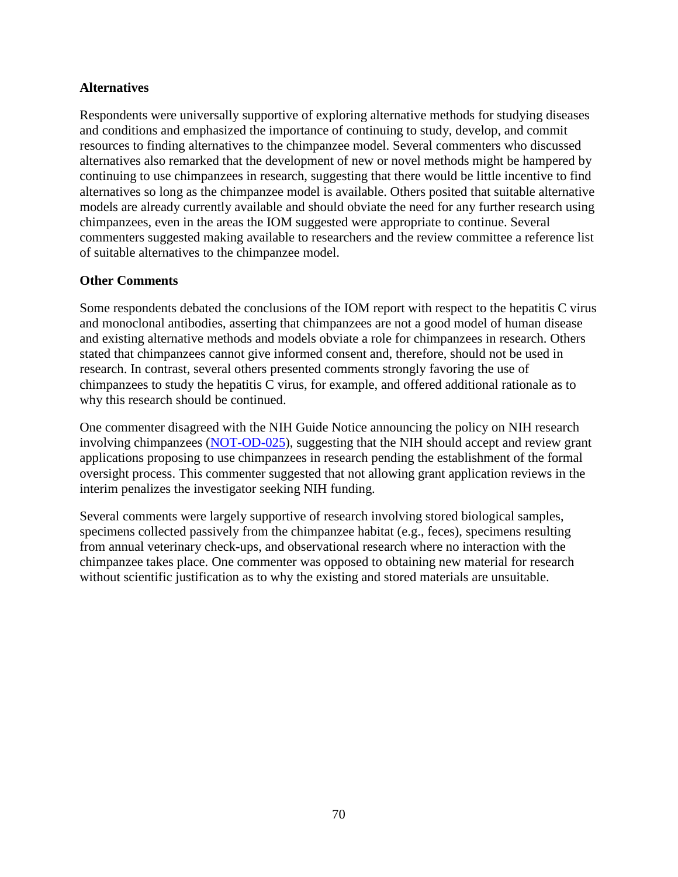### Alternatives

Respondents were universally supportive of exploring alternative methods for studying diseases and conditions and emphasized the importance of continuing to study, develop, and commit resources to finding alternatives to the chimpanzee model. Several commenters who discussed alternatives also remarked that the development of new or novel methods might be hampered by continuing to use chimpanzees in research, suggesting that there would be little incentive to find alternatives so long as the chimpanzee model is available. Others posited that suitable alternative models are already currently available and should obviate the need for any further research using chimpanzees, even in the areas the IOM suggested were appropriate to continue. Several commenters suggested making available to researchers and the review committee a reference list of suitable alternatives to the chimpanzee model.

### Other Comments

Some respondents debated the conclusions of the IOM report with respect to the hepatitis C virus and monoclonal antibodies, asserting that chimpanzees are not a good model of human disease and existing alternative methods and models obviate a role for chimpanzees in research. Others stated that chimpanzees cannot give informed consent and, therefore, should not be used in research. In contrast, several others presented comments strongly favoring the use of chimpanzees to study the hepatitis C virus, for example, and offered additional rationale as to why this research should be continued.

One commenter disagreed with the NIH Guide Notice announcing the policy on NIH research involving chimpanzees (NOT-OD-025), suggesting that the NIH should accept and review grant applications proposing to use chimpanzees in research pending the establishment of the formal oversight process. This commenter suggested that not allowing grant application reviews in the interim penalizes the investigator seeking NIH funding.

Several comments were largely supportive of research involving stored biological samples, specimens collected passively from the chimpanzee habitat (e.g., feces), specimens resulting from annual veterinary check-ups, and observational research where no interaction with the chimpanzee takes place. One commenter was opposed to obtaining new material for research without scientific justification as to why the existing and stored materials are unsuitable.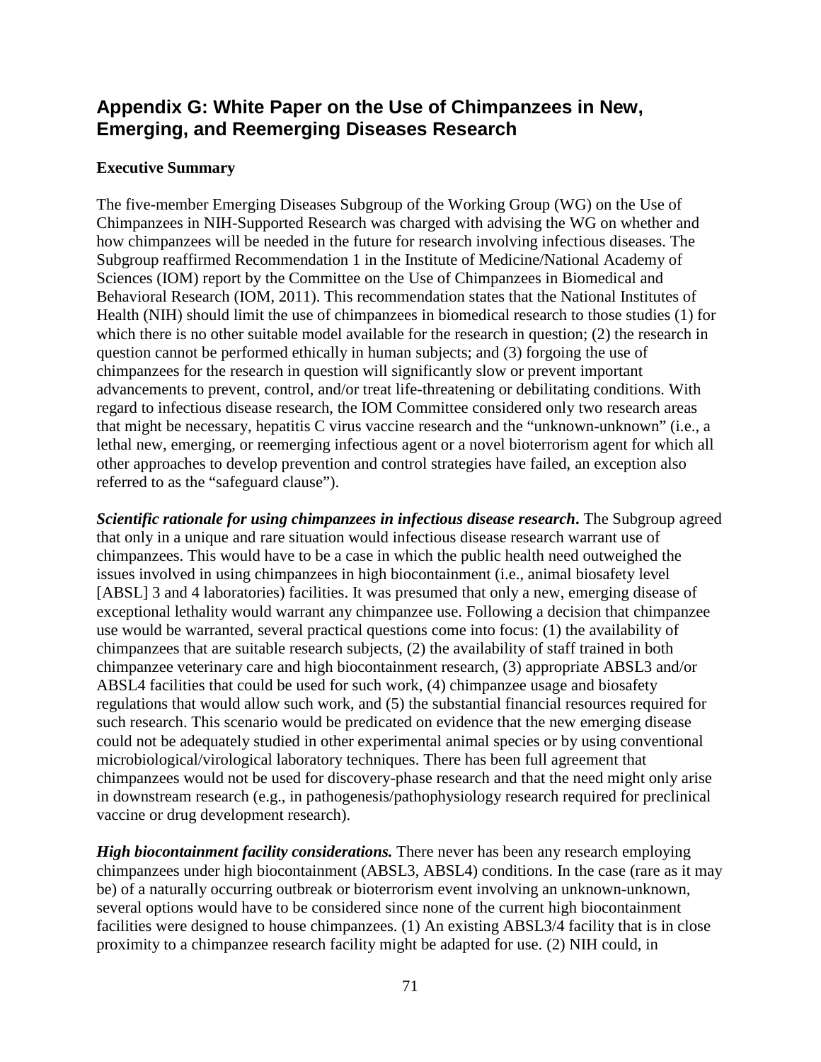## Appendix G: White Paper on the Use of Chimpanzees in New, Emerging, and Reemerging Diseases Research

### Executive Summary

The five-member Emerging Diseases Subgroup of the Working Group (WG) on the Use of Chimpanzees in NIH-Supported Research was charged with advising the WG on whether and how chimpanzees will be needed in the future for research involving infectious diseases. The Subgroup reaffirmed Recommendation 1 in the Institute of Medicine/National Academy of Sciences (IOM) report by the Committee on the Use of Chimpanzees in Biomedical and Behavioral Research (IOM, 2011). This recommendation states that the National Institutes of Health (NIH) should limit the use of chimpanzees in biomedical research to those studies (1) for which there is no other suitable model available for the research in question; (2) the research in question cannot be performed ethically in human subjects; and (3) forgoing the use of chimpanzees for the research in question will significantly slow or prevent important advancements to prevent, control, and/or treat life-threatening or debilitating conditions. With regard to infectious disease research, the IOM Committee considered only two research areas that might be necessary, hepatitis C virus vaccine research and the "unknown-unknown" (i.e., a lethal new, emerging, or reemerging infectious agent or a novel bioterrorism agent for which all other approaches to develop prevention and control strategies have failed, an exception also referred to as the "safeguard clause").

***Scientific rationale for using chimpanzees in infectious disease research*.** The Subgroup agreed that only in a unique and rare situation would infectious disease research warrant use of chimpanzees. This would have to be a case in which the public health need outweighed the issues involved in using chimpanzees in high biocontainment (i.e., animal biosafety level [ABSL] 3 and 4 laboratories) facilities. It was presumed that only a new, emerging disease of exceptional lethality would warrant any chimpanzee use. Following a decision that chimpanzee use would be warranted, several practical questions come into focus: (1) the availability of chimpanzees that are suitable research subjects, (2) the availability of staff trained in both chimpanzee veterinary care and high biocontainment research, (3) appropriate ABSL3 and/or ABSL4 facilities that could be used for such work, (4) chimpanzee usage and biosafety regulations that would allow such work, and (5) the substantial financial resources required for such research. This scenario would be predicated on evidence that the new emerging disease could not be adequately studied in other experimental animal species or by using conventional microbiological/virological laboratory techniques. There has been full agreement that chimpanzees would not be used for discovery-phase research and that the need might only arise in downstream research (e.g., in pathogenesis/pathophysiology research required for preclinical vaccine or drug development research).

***High biocontainment facility considerations.*** There never has been any research employing chimpanzees under high biocontainment (ABSL3, ABSL4) conditions. In the case (rare as it may be) of a naturally occurring outbreak or bioterrorism event involving an unknown-unknown, several options would have to be considered since none of the current high biocontainment facilities were designed to house chimpanzees. (1) An existing ABSL3/4 facility that is in close proximity to a chimpanzee research facility might be adapted for use. (2) NIH could, in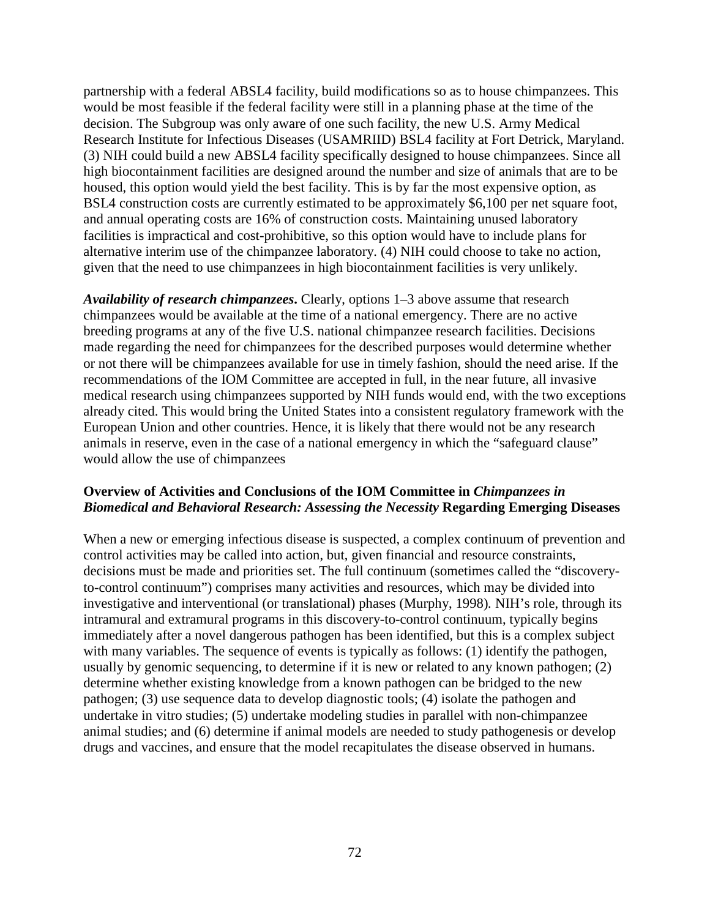partnership with a federal ABSL4 facility, build modifications so as to house chimpanzees. This would be most feasible if the federal facility were still in a planning phase at the time of the decision. The Subgroup was only aware of one such facility, the new U.S. Army Medical Research Institute for Infectious Diseases (USAMRIID) BSL4 facility at Fort Detrick, Maryland. (3) NIH could build a new ABSL4 facility specifically designed to house chimpanzees. Since all high biocontainment facilities are designed around the number and size of animals that are to be housed, this option would yield the best facility. This is by far the most expensive option, as BSL4 construction costs are currently estimated to be approximately $6,100 per net square foot, and annual operating costs are 16% of construction costs. Maintaining unused laboratory facilities is impractical and cost-prohibitive, so this option would have to include plans for alternative interim use of the chimpanzee laboratory. (4) NIH could choose to take no action, given that the need to use chimpanzees in high biocontainment facilities is very unlikely.

***Availability of research chimpanzees*.** Clearly, options 1–3 above assume that research chimpanzees would be available at the time of a national emergency. There are no active breeding programs at any of the five U.S. national chimpanzee research facilities. Decisions made regarding the need for chimpanzees for the described purposes would determine whether or not there will be chimpanzees available for use in timely fashion, should the need arise. If the recommendations of the IOM Committee are accepted in full, in the near future, all invasive medical research using chimpanzees supported by NIH funds would end, with the two exceptions already cited. This would bring the United States into a consistent regulatory framework with the European Union and other countries. Hence, it is likely that there would not be any research animals in reserve, even in the case of a national emergency in which the "safeguard clause" would allow the use of chimpanzees

**Overview of Activities and Conclusions of the IOM Committee in *Chimpanzees in Biomedical and Behavioral Research: Assessing the Necessity* Regarding Emerging Diseases**

When a new or emerging infectious disease is suspected, a complex continuum of prevention and control activities may be called into action, but, given financial and resource constraints, decisions must be made and priorities set. The full continuum (sometimes called the "discovery-to-control continuum") comprises many activities and resources, which may be divided into investigative and interventional (or translational) phases (Murphy, 1998). NIH's role, through its intramural and extramural programs in this discovery-to-control continuum, typically begins immediately after a novel dangerous pathogen has been identified, but this is a complex subject with many variables. The sequence of events is typically as follows: (1) identify the pathogen, usually by genomic sequencing, to determine if it is new or related to any known pathogen; (2) determine whether existing knowledge from a known pathogen can be bridged to the new pathogen; (3) use sequence data to develop diagnostic tools; (4) isolate the pathogen and undertake in vitro studies; (5) undertake modeling studies in parallel with non-chimpanzee animal studies; and (6) determine if animal models are needed to study pathogenesis or develop drugs and vaccines, and ensure that the model recapitulates the disease observed in humans.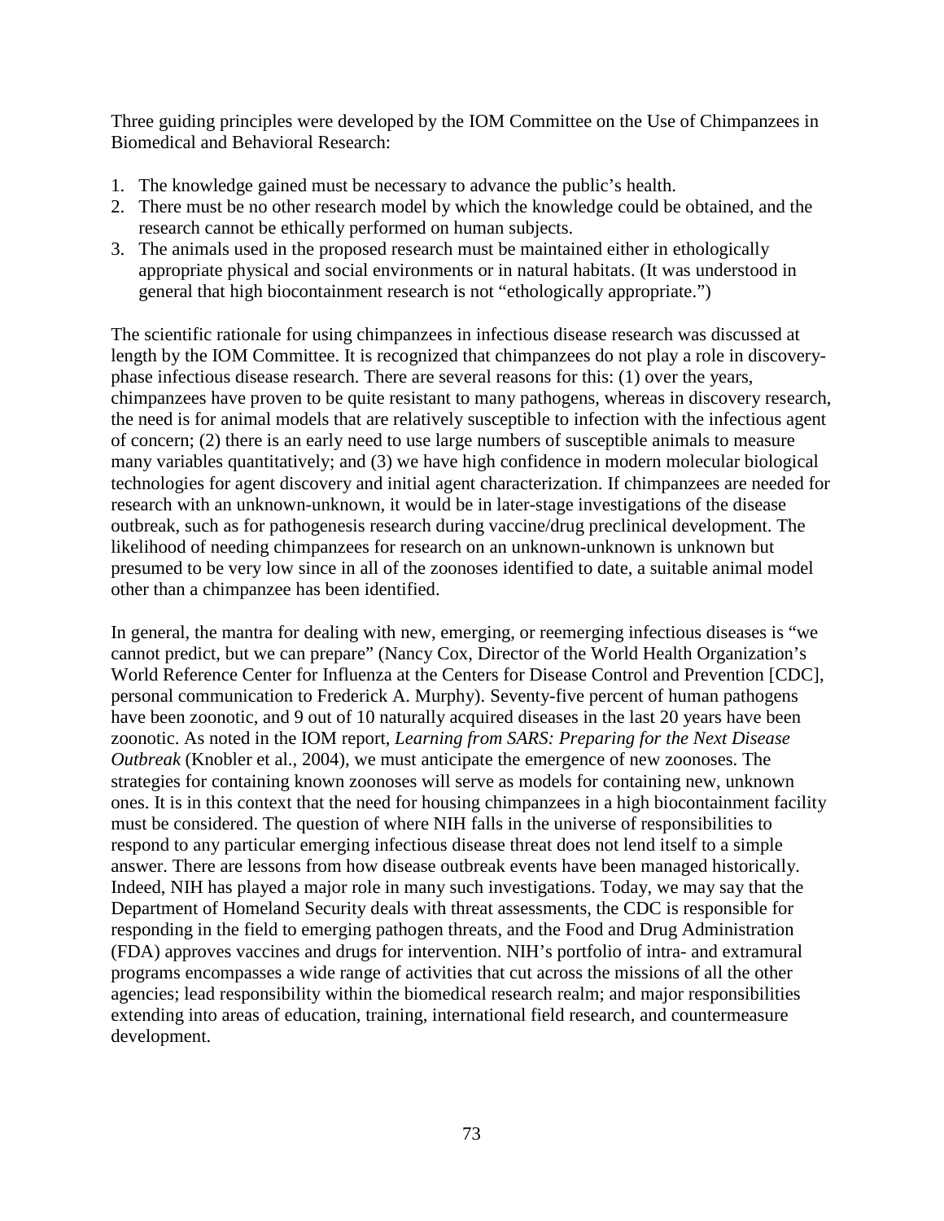Three guiding principles were developed by the IOM Committee on the Use of Chimpanzees in Biomedical and Behavioral Research:

1. The knowledge gained must be necessary to advance the public's health.
2. There must be no other research model by which the knowledge could be obtained, and the research cannot be ethically performed on human subjects.
3. The animals used in the proposed research must be maintained either in ethologically appropriate physical and social environments or in natural habitats. (It was understood in general that high biocontainment research is not "ethologically appropriate.")

The scientific rationale for using chimpanzees in infectious disease research was discussed at length by the IOM Committee. It is recognized that chimpanzees do not play a role in discovery-phase infectious disease research. There are several reasons for this: (1) over the years, chimpanzees have proven to be quite resistant to many pathogens, whereas in discovery research, the need is for animal models that are relatively susceptible to infection with the infectious agent of concern; (2) there is an early need to use large numbers of susceptible animals to measure many variables quantitatively; and (3) we have high confidence in modern molecular biological technologies for agent discovery and initial agent characterization. If chimpanzees are needed for research with an unknown-unknown, it would be in later-stage investigations of the disease outbreak, such as for pathogenesis research during vaccine/drug preclinical development. The likelihood of needing chimpanzees for research on an unknown-unknown is unknown but presumed to be very low since in all of the zoonoses identified to date, a suitable animal model other than a chimpanzee has been identified.

In general, the mantra for dealing with new, emerging, or reemerging infectious diseases is "we cannot predict, but we can prepare" (Nancy Cox, Director of the World Health Organization's World Reference Center for Influenza at the Centers for Disease Control and Prevention [CDC], personal communication to Frederick A. Murphy). Seventy-five percent of human pathogens have been zoonotic, and 9 out of 10 naturally acquired diseases in the last 20 years have been zoonotic. As noted in the IOM report, *Learning from SARS: Preparing for the Next Disease Outbreak* (Knobler et al., 2004), we must anticipate the emergence of new zoonoses. The strategies for containing known zoonoses will serve as models for containing new, unknown ones. It is in this context that the need for housing chimpanzees in a high biocontainment facility must be considered. The question of where NIH falls in the universe of responsibilities to respond to any particular emerging infectious disease threat does not lend itself to a simple answer. There are lessons from how disease outbreak events have been managed historically. Indeed, NIH has played a major role in many such investigations. Today, we may say that the Department of Homeland Security deals with threat assessments, the CDC is responsible for responding in the field to emerging pathogen threats, and the Food and Drug Administration (FDA) approves vaccines and drugs for intervention. NIH's portfolio of intra- and extramural programs encompasses a wide range of activities that cut across the missions of all the other agencies; lead responsibility within the biomedical research realm; and major responsibilities extending into areas of education, training, international field research, and countermeasure development.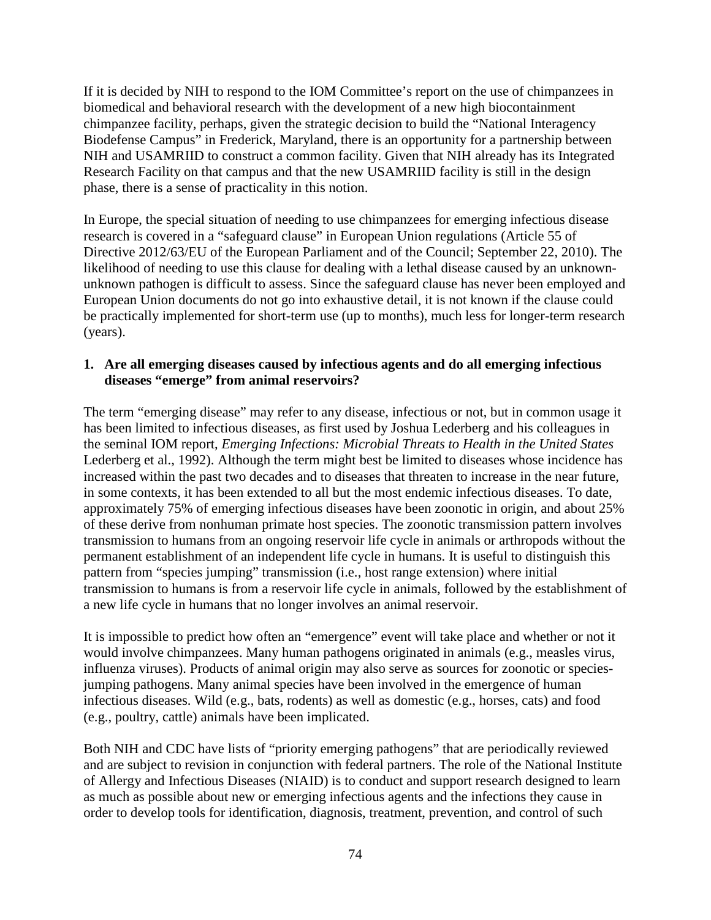If it is decided by NIH to respond to the IOM Committee's report on the use of chimpanzees in biomedical and behavioral research with the development of a new high biocontainment chimpanzee facility, perhaps, given the strategic decision to build the "National Interagency Biodefense Campus" in Frederick, Maryland, there is an opportunity for a partnership between NIH and USAMRIID to construct a common facility. Given that NIH already has its Integrated Research Facility on that campus and that the new USAMRIID facility is still in the design phase, there is a sense of practicality in this notion.

In Europe, the special situation of needing to use chimpanzees for emerging infectious disease research is covered in a "safeguard clause" in European Union regulations (Article 55 of Directive 2012/63/EU of the European Parliament and of the Council; September 22, 2010). The likelihood of needing to use this clause for dealing with a lethal disease caused by an unknown-unknown pathogen is difficult to assess. Since the safeguard clause has never been employed and European Union documents do not go into exhaustive detail, it is not known if the clause could be practically implemented for short-term use (up to months), much less for longer-term research (years).

**1. Are all emerging diseases caused by infectious agents and do all emerging infectious diseases "emerge" from animal reservoirs?**

The term "emerging disease" may refer to any disease, infectious or not, but in common usage it has been limited to infectious diseases, as first used by Joshua Lederberg and his colleagues in the seminal IOM report, *Emerging Infections: Microbial Threats to Health in the United States* Lederberg et al., 1992). Although the term might best be limited to diseases whose incidence has increased within the past two decades and to diseases that threaten to increase in the near future, in some contexts, it has been extended to all but the most endemic infectious diseases. To date, approximately 75% of emerging infectious diseases have been zoonotic in origin, and about 25% of these derive from nonhuman primate host species. The zoonotic transmission pattern involves transmission to humans from an ongoing reservoir life cycle in animals or arthropods without the permanent establishment of an independent life cycle in humans. It is useful to distinguish this pattern from "species jumping" transmission (i.e., host range extension) where initial transmission to humans is from a reservoir life cycle in animals, followed by the establishment of a new life cycle in humans that no longer involves an animal reservoir.

It is impossible to predict how often an "emergence" event will take place and whether or not it would involve chimpanzees. Many human pathogens originated in animals (e.g., measles virus, influenza viruses). Products of animal origin may also serve as sources for zoonotic or species-jumping pathogens. Many animal species have been involved in the emergence of human infectious diseases. Wild (e.g., bats, rodents) as well as domestic (e.g., horses, cats) and food (e.g., poultry, cattle) animals have been implicated.

Both NIH and CDC have lists of "priority emerging pathogens" that are periodically reviewed and are subject to revision in conjunction with federal partners. The role of the National Institute of Allergy and Infectious Diseases (NIAID) is to conduct and support research designed to learn as much as possible about new or emerging infectious agents and the infections they cause in order to develop tools for identification, diagnosis, treatment, prevention, and control of such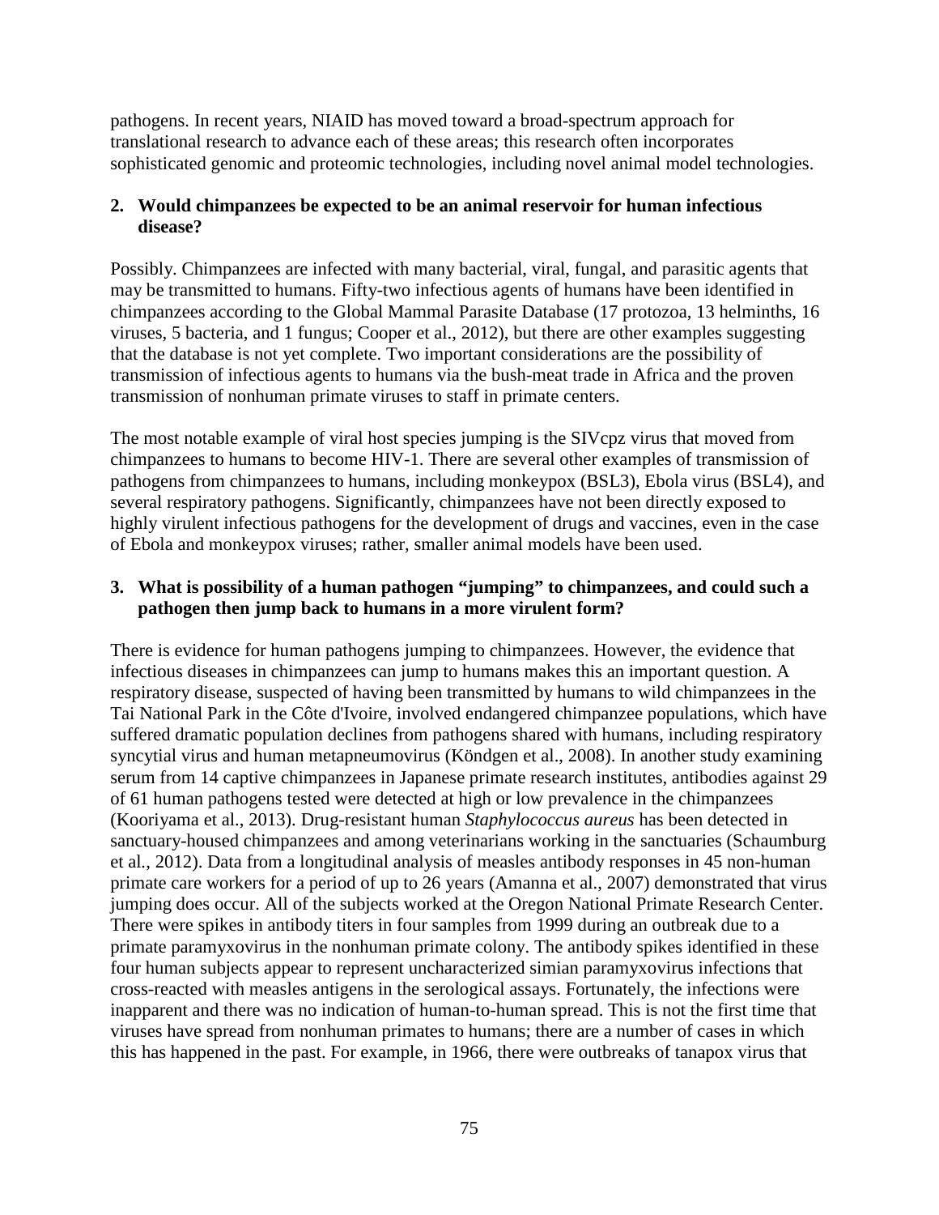pathogens. In recent years, NIAID has moved toward a broad-spectrum approach for translational research to advance each of these areas; this research often incorporates sophisticated genomic and proteomic technologies, including novel animal model technologies.

**2. Would chimpanzees be expected to be an animal reservoir for human infectious disease?**

Possibly. Chimpanzees are infected with many bacterial, viral, fungal, and parasitic agents that may be transmitted to humans. Fifty-two infectious agents of humans have been identified in chimpanzees according to the Global Mammal Parasite Database (17 protozoa, 13 helminths, 16 viruses, 5 bacteria, and 1 fungus; Cooper et al., 2012), but there are other examples suggesting that the database is not yet complete. Two important considerations are the possibility of transmission of infectious agents to humans via the bush-meat trade in Africa and the proven transmission of nonhuman primate viruses to staff in primate centers.

The most notable example of viral host species jumping is the SIVcpz virus that moved from chimpanzees to humans to become HIV-1. There are several other examples of transmission of pathogens from chimpanzees to humans, including monkeypox (BSL3), Ebola virus (BSL4), and several respiratory pathogens. Significantly, chimpanzees have not been directly exposed to highly virulent infectious pathogens for the development of drugs and vaccines, even in the case of Ebola and monkeypox viruses; rather, smaller animal models have been used.

**3. What is possibility of a human pathogen "jumping" to chimpanzees, and could such a pathogen then jump back to humans in a more virulent form?**

There is evidence for human pathogens jumping to chimpanzees. However, the evidence that infectious diseases in chimpanzees can jump to humans makes this an important question. A respiratory disease, suspected of having been transmitted by humans to wild chimpanzees in the Tai National Park in the Côte d'Ivoire, involved endangered chimpanzee populations, which have suffered dramatic population declines from pathogens shared with humans, including respiratory syncytial virus and human metapneumovirus (Köndgen et al., 2008). In another study examining serum from 14 captive chimpanzees in Japanese primate research institutes, antibodies against 29 of 61 human pathogens tested were detected at high or low prevalence in the chimpanzees (Kooriyama et al., 2013). Drug-resistant human *Staphylococcus aureus* has been detected in sanctuary-housed chimpanzees and among veterinarians working in the sanctuaries (Schaumburg et al., 2012). Data from a longitudinal analysis of measles antibody responses in 45 non-human primate care workers for a period of up to 26 years (Amanna et al., 2007) demonstrated that virus jumping does occur. All of the subjects worked at the Oregon National Primate Research Center. There were spikes in antibody titers in four samples from 1999 during an outbreak due to a primate paramyxovirus in the nonhuman primate colony. The antibody spikes identified in these four human subjects appear to represent uncharacterized simian paramyxovirus infections that cross-reacted with measles antigens in the serological assays. Fortunately, the infections were inapparent and there was no indication of human-to-human spread. This is not the first time that viruses have spread from nonhuman primates to humans; there are a number of cases in which this has happened in the past. For example, in 1966, there were outbreaks of tanapox virus that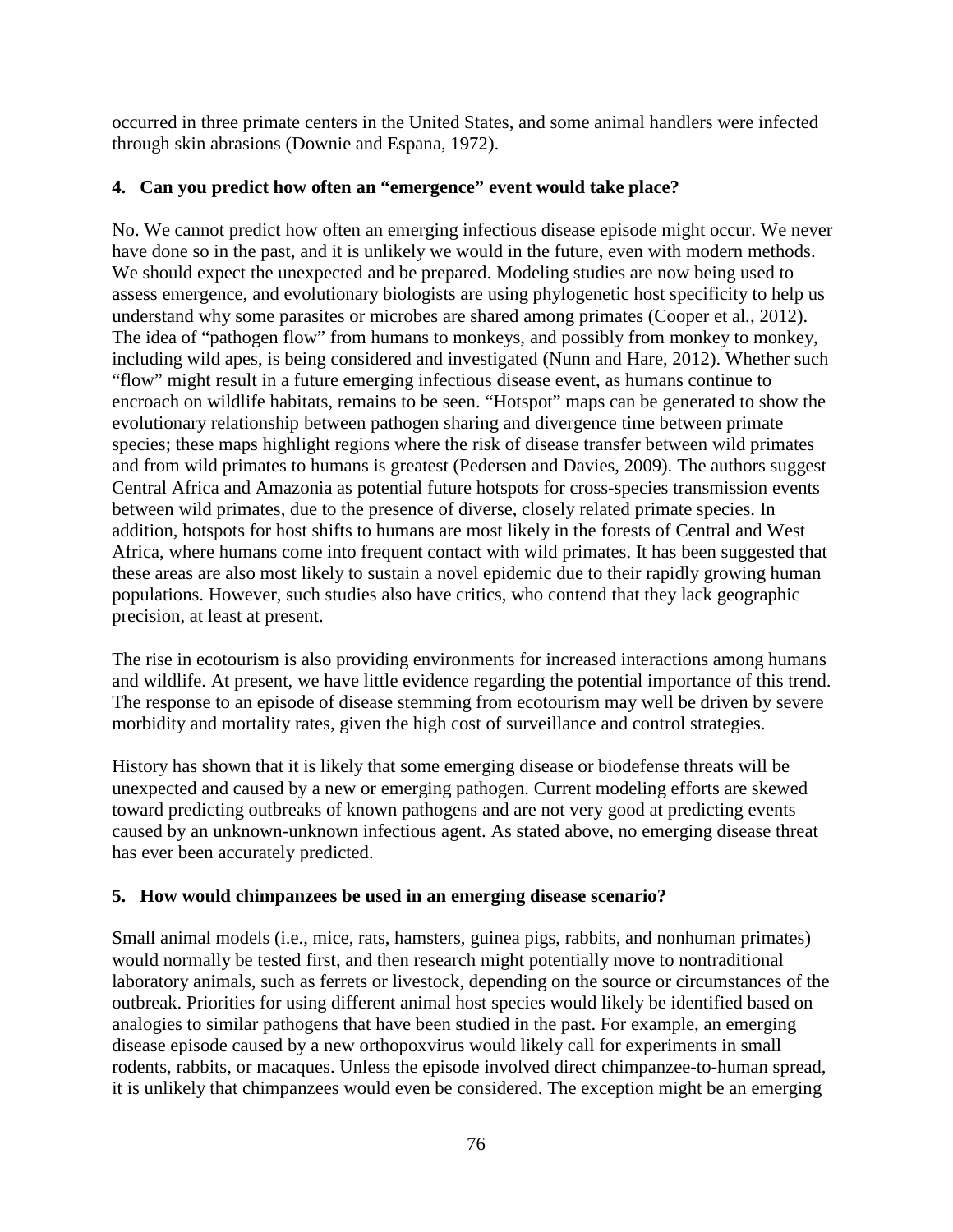occurred in three primate centers in the United States, and some animal handlers were infected through skin abrasions (Downie and Espana, 1972).

### 4. Can you predict how often an "emergence" event would take place?

No. We cannot predict how often an emerging infectious disease episode might occur. We never have done so in the past, and it is unlikely we would in the future, even with modern methods. We should expect the unexpected and be prepared. Modeling studies are now being used to assess emergence, and evolutionary biologists are using phylogenetic host specificity to help us understand why some parasites or microbes are shared among primates (Cooper et al., 2012). The idea of "pathogen flow" from humans to monkeys, and possibly from monkey to monkey, including wild apes, is being considered and investigated (Nunn and Hare, 2012). Whether such "flow" might result in a future emerging infectious disease event, as humans continue to encroach on wildlife habitats, remains to be seen. "Hotspot" maps can be generated to show the evolutionary relationship between pathogen sharing and divergence time between primate species; these maps highlight regions where the risk of disease transfer between wild primates and from wild primates to humans is greatest (Pedersen and Davies, 2009). The authors suggest Central Africa and Amazonia as potential future hotspots for cross-species transmission events between wild primates, due to the presence of diverse, closely related primate species. In addition, hotspots for host shifts to humans are most likely in the forests of Central and West Africa, where humans come into frequent contact with wild primates. It has been suggested that these areas are also most likely to sustain a novel epidemic due to their rapidly growing human populations. However, such studies also have critics, who contend that they lack geographic precision, at least at present.

The rise in ecotourism is also providing environments for increased interactions among humans and wildlife. At present, we have little evidence regarding the potential importance of this trend. The response to an episode of disease stemming from ecotourism may well be driven by severe morbidity and mortality rates, given the high cost of surveillance and control strategies.

History has shown that it is likely that some emerging disease or biodefense threats will be unexpected and caused by a new or emerging pathogen. Current modeling efforts are skewed toward predicting outbreaks of known pathogens and are not very good at predicting events caused by an unknown-unknown infectious agent. As stated above, no emerging disease threat has ever been accurately predicted.

### 5. How would chimpanzees be used in an emerging disease scenario?

Small animal models (i.e., mice, rats, hamsters, guinea pigs, rabbits, and nonhuman primates) would normally be tested first, and then research might potentially move to nontraditional laboratory animals, such as ferrets or livestock, depending on the source or circumstances of the outbreak. Priorities for using different animal host species would likely be identified based on analogies to similar pathogens that have been studied in the past. For example, an emerging disease episode caused by a new orthopoxvirus would likely call for experiments in small rodents, rabbits, or macaques. Unless the episode involved direct chimpanzee-to-human spread, it is unlikely that chimpanzees would even be considered. The exception might be an emerging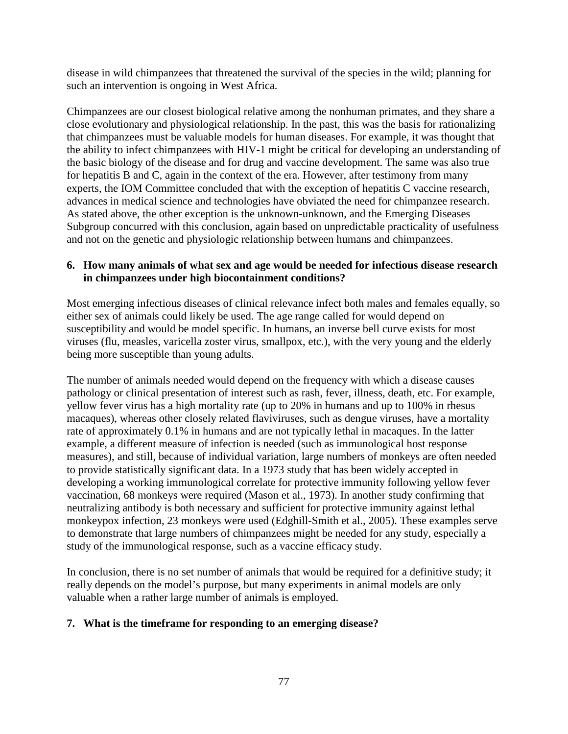disease in wild chimpanzees that threatened the survival of the species in the wild; planning for such an intervention is ongoing in West Africa.

Chimpanzees are our closest biological relative among the nonhuman primates, and they share a close evolutionary and physiological relationship. In the past, this was the basis for rationalizing that chimpanzees must be valuable models for human diseases. For example, it was thought that the ability to infect chimpanzees with HIV-1 might be critical for developing an understanding of the basic biology of the disease and for drug and vaccine development. The same was also true for hepatitis B and C, again in the context of the era. However, after testimony from many experts, the IOM Committee concluded that with the exception of hepatitis C vaccine research, advances in medical science and technologies have obviated the need for chimpanzee research. As stated above, the other exception is the unknown-unknown, and the Emerging Diseases Subgroup concurred with this conclusion, again based on unpredictable practicality of usefulness and not on the genetic and physiologic relationship between humans and chimpanzees.

**6. How many animals of what sex and age would be needed for infectious disease research in chimpanzees under high biocontainment conditions?**

Most emerging infectious diseases of clinical relevance infect both males and females equally, so either sex of animals could likely be used. The age range called for would depend on susceptibility and would be model specific. In humans, an inverse bell curve exists for most viruses (flu, measles, varicella zoster virus, smallpox, etc.), with the very young and the elderly being more susceptible than young adults.

The number of animals needed would depend on the frequency with which a disease causes pathology or clinical presentation of interest such as rash, fever, illness, death, etc. For example, yellow fever virus has a high mortality rate (up to 20% in humans and up to 100% in rhesus macaques), whereas other closely related flaviviruses, such as dengue viruses, have a mortality rate of approximately 0.1% in humans and are not typically lethal in macaques. In the latter example, a different measure of infection is needed (such as immunological host response measures), and still, because of individual variation, large numbers of monkeys are often needed to provide statistically significant data. In a 1973 study that has been widely accepted in developing a working immunological correlate for protective immunity following yellow fever vaccination, 68 monkeys were required (Mason et al., 1973). In another study confirming that neutralizing antibody is both necessary and sufficient for protective immunity against lethal monkeypox infection, 23 monkeys were used (Edghill-Smith et al., 2005). These examples serve to demonstrate that large numbers of chimpanzees might be needed for any study, especially a study of the immunological response, such as a vaccine efficacy study.

In conclusion, there is no set number of animals that would be required for a definitive study; it really depends on the model's purpose, but many experiments in animal models are only valuable when a rather large number of animals is employed.

**7. What is the timeframe for responding to an emerging disease?**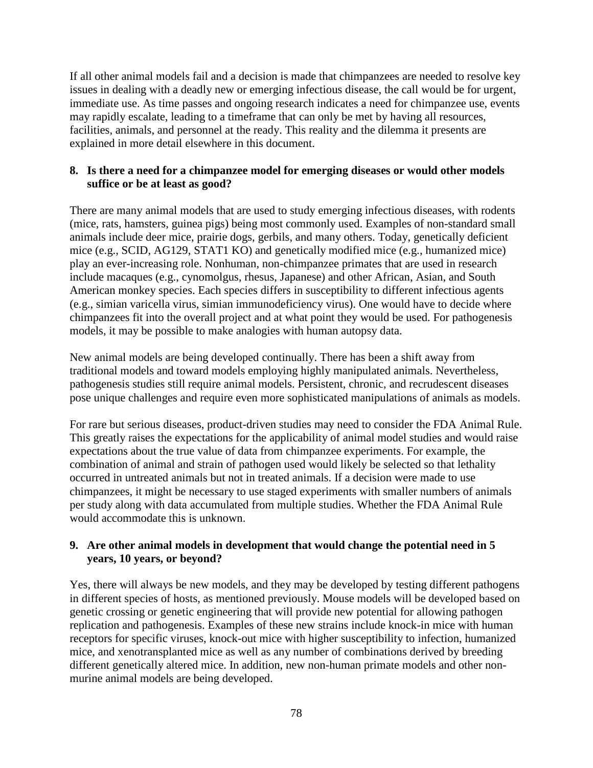If all other animal models fail and a decision is made that chimpanzees are needed to resolve key issues in dealing with a deadly new or emerging infectious disease, the call would be for urgent, immediate use. As time passes and ongoing research indicates a need for chimpanzee use, events may rapidly escalate, leading to a timeframe that can only be met by having all resources, facilities, animals, and personnel at the ready. This reality and the dilemma it presents are explained in more detail elsewhere in this document.

**8. Is there a need for a chimpanzee model for emerging diseases or would other models suffice or be at least as good?**

There are many animal models that are used to study emerging infectious diseases, with rodents (mice, rats, hamsters, guinea pigs) being most commonly used. Examples of non-standard small animals include deer mice, prairie dogs, gerbils, and many others. Today, genetically deficient mice (e.g., SCID, AG129, STAT1 KO) and genetically modified mice (e.g., humanized mice) play an ever-increasing role. Nonhuman, non-chimpanzee primates that are used in research include macaques (e.g., cynomolgus, rhesus, Japanese) and other African, Asian, and South American monkey species. Each species differs in susceptibility to different infectious agents (e.g., simian varicella virus, simian immunodeficiency virus). One would have to decide where chimpanzees fit into the overall project and at what point they would be used. For pathogenesis models, it may be possible to make analogies with human autopsy data.

New animal models are being developed continually. There has been a shift away from traditional models and toward models employing highly manipulated animals. Nevertheless, pathogenesis studies still require animal models. Persistent, chronic, and recrudescent diseases pose unique challenges and require even more sophisticated manipulations of animals as models.

For rare but serious diseases, product-driven studies may need to consider the FDA Animal Rule. This greatly raises the expectations for the applicability of animal model studies and would raise expectations about the true value of data from chimpanzee experiments. For example, the combination of animal and strain of pathogen used would likely be selected so that lethality occurred in untreated animals but not in treated animals. If a decision were made to use chimpanzees, it might be necessary to use staged experiments with smaller numbers of animals per study along with data accumulated from multiple studies. Whether the FDA Animal Rule would accommodate this is unknown.

**9. Are other animal models in development that would change the potential need in 5 years, 10 years, or beyond?**

Yes, there will always be new models, and they may be developed by testing different pathogens in different species of hosts, as mentioned previously. Mouse models will be developed based on genetic crossing or genetic engineering that will provide new potential for allowing pathogen replication and pathogenesis. Examples of these new strains include knock-in mice with human receptors for specific viruses, knock-out mice with higher susceptibility to infection, humanized mice, and xenotransplanted mice as well as any number of combinations derived by breeding different genetically altered mice. In addition, new non-human primate models and other non-murine animal models are being developed.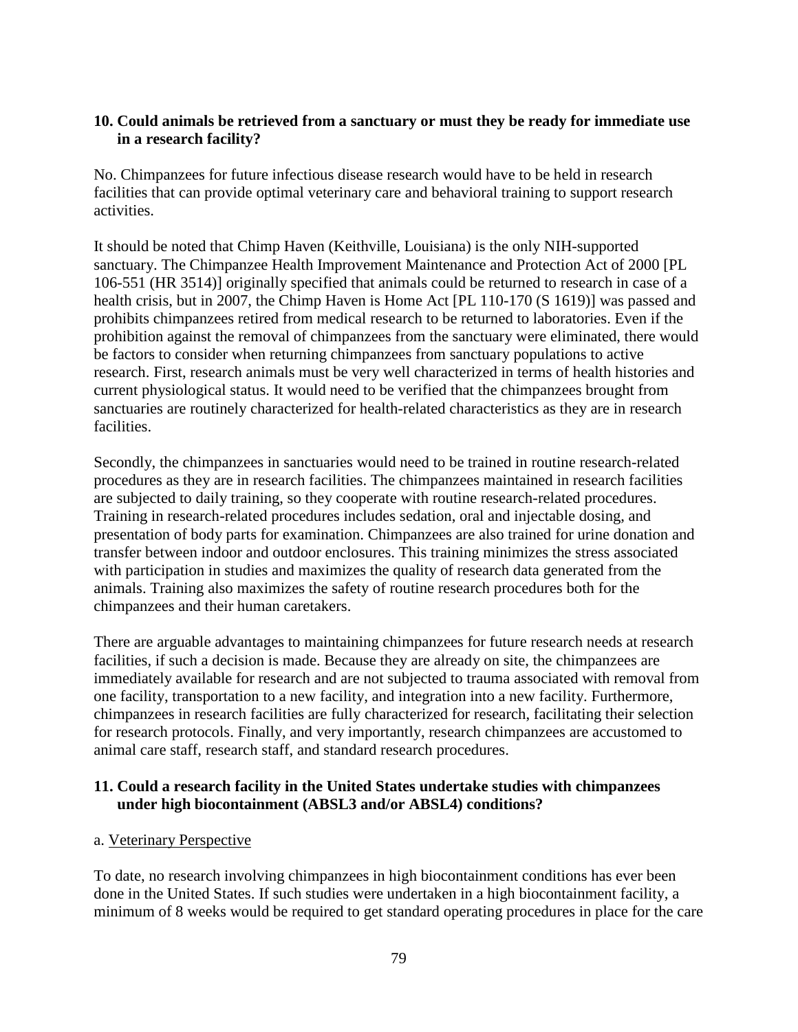**10. Could animals be retrieved from a sanctuary or must they be ready for immediate use in a research facility?**

No. Chimpanzees for future infectious disease research would have to be held in research facilities that can provide optimal veterinary care and behavioral training to support research activities.

It should be noted that Chimp Haven (Keithville, Louisiana) is the only NIH-supported sanctuary. The Chimpanzee Health Improvement Maintenance and Protection Act of 2000 [PL 106-551 (HR 3514)] originally specified that animals could be returned to research in case of a health crisis, but in 2007, the Chimp Haven is Home Act [PL 110-170 (S 1619)] was passed and prohibits chimpanzees retired from medical research to be returned to laboratories. Even if the prohibition against the removal of chimpanzees from the sanctuary were eliminated, there would be factors to consider when returning chimpanzees from sanctuary populations to active research. First, research animals must be very well characterized in terms of health histories and current physiological status. It would need to be verified that the chimpanzees brought from sanctuaries are routinely characterized for health-related characteristics as they are in research facilities.

Secondly, the chimpanzees in sanctuaries would need to be trained in routine research-related procedures as they are in research facilities. The chimpanzees maintained in research facilities are subjected to daily training, so they cooperate with routine research-related procedures. Training in research-related procedures includes sedation, oral and injectable dosing, and presentation of body parts for examination. Chimpanzees are also trained for urine donation and transfer between indoor and outdoor enclosures. This training minimizes the stress associated with participation in studies and maximizes the quality of research data generated from the animals. Training also maximizes the safety of routine research procedures both for the chimpanzees and their human caretakers.

There are arguable advantages to maintaining chimpanzees for future research needs at research facilities, if such a decision is made. Because they are already on site, the chimpanzees are immediately available for research and are not subjected to trauma associated with removal from one facility, transportation to a new facility, and integration into a new facility. Furthermore, chimpanzees in research facilities are fully characterized for research, facilitating their selection for research protocols. Finally, and very importantly, research chimpanzees are accustomed to animal care staff, research staff, and standard research procedures.

**11. Could a research facility in the United States undertake studies with chimpanzees under high biocontainment (ABSL3 and/or ABSL4) conditions?**

a. Veterinary Perspective

To date, no research involving chimpanzees in high biocontainment conditions has ever been done in the United States. If such studies were undertaken in a high biocontainment facility, a minimum of 8 weeks would be required to get standard operating procedures in place for the care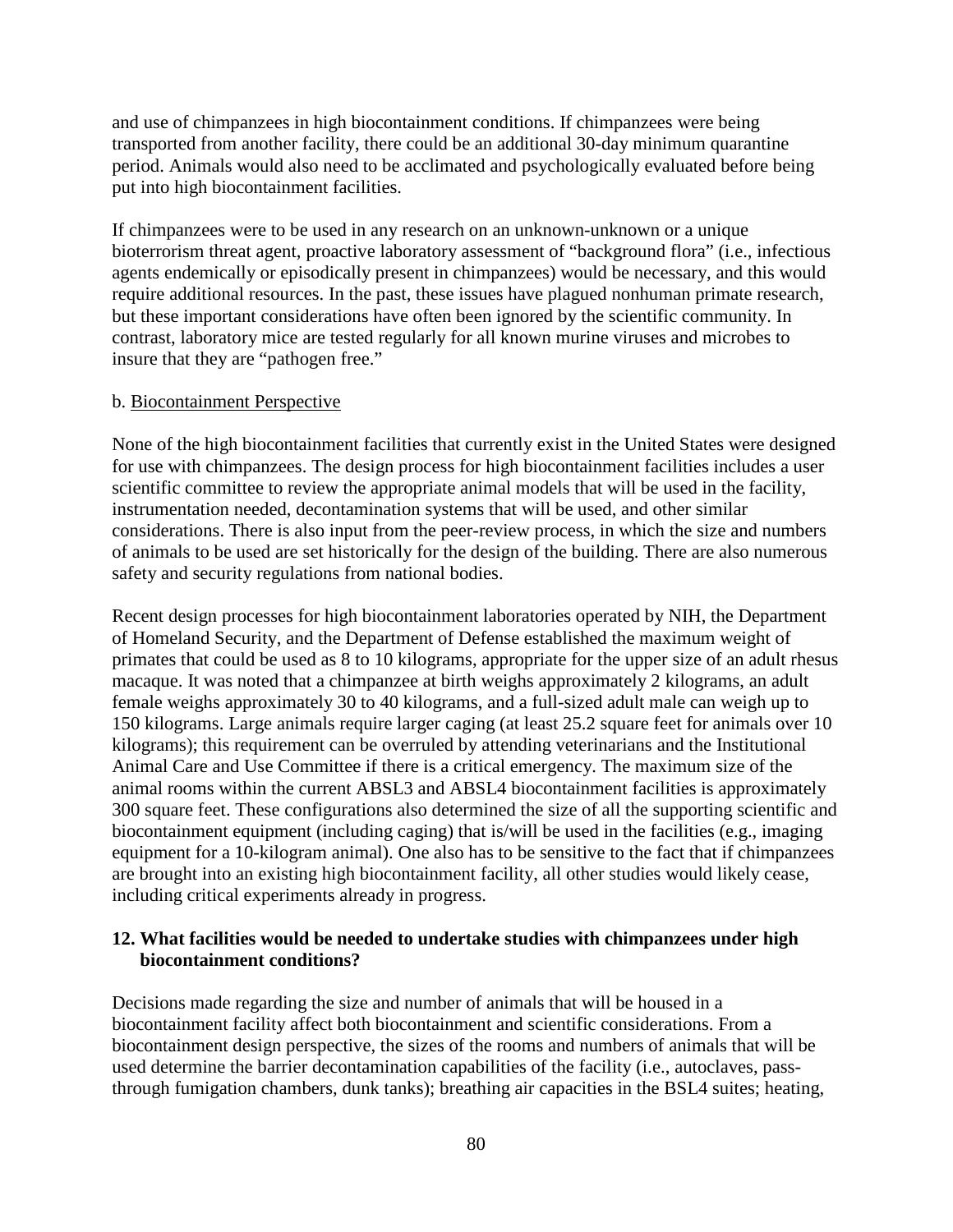and use of chimpanzees in high biocontainment conditions. If chimpanzees were being transported from another facility, there could be an additional 30-day minimum quarantine period. Animals would also need to be acclimated and psychologically evaluated before being put into high biocontainment facilities.

If chimpanzees were to be used in any research on an unknown-unknown or a unique bioterrorism threat agent, proactive laboratory assessment of "background flora" (i.e., infectious agents endemically or episodically present in chimpanzees) would be necessary, and this would require additional resources. In the past, these issues have plagued nonhuman primate research, but these important considerations have often been ignored by the scientific community. In contrast, laboratory mice are tested regularly for all known murine viruses and microbes to insure that they are "pathogen free."

b. Biocontainment Perspective

None of the high biocontainment facilities that currently exist in the United States were designed for use with chimpanzees. The design process for high biocontainment facilities includes a user scientific committee to review the appropriate animal models that will be used in the facility, instrumentation needed, decontamination systems that will be used, and other similar considerations. There is also input from the peer-review process, in which the size and numbers of animals to be used are set historically for the design of the building. There are also numerous safety and security regulations from national bodies.

Recent design processes for high biocontainment laboratories operated by NIH, the Department of Homeland Security, and the Department of Defense established the maximum weight of primates that could be used as 8 to 10 kilograms, appropriate for the upper size of an adult rhesus macaque. It was noted that a chimpanzee at birth weighs approximately 2 kilograms, an adult female weighs approximately 30 to 40 kilograms, and a full-sized adult male can weigh up to 150 kilograms. Large animals require larger caging (at least 25.2 square feet for animals over 10 kilograms); this requirement can be overruled by attending veterinarians and the Institutional Animal Care and Use Committee if there is a critical emergency. The maximum size of the animal rooms within the current ABSL3 and ABSL4 biocontainment facilities is approximately 300 square feet. These configurations also determined the size of all the supporting scientific and biocontainment equipment (including caging) that is/will be used in the facilities (e.g., imaging equipment for a 10-kilogram animal). One also has to be sensitive to the fact that if chimpanzees are brought into an existing high biocontainment facility, all other studies would likely cease, including critical experiments already in progress.

**12. What facilities would be needed to undertake studies with chimpanzees under high biocontainment conditions?**

Decisions made regarding the size and number of animals that will be housed in a biocontainment facility affect both biocontainment and scientific considerations. From a biocontainment design perspective, the sizes of the rooms and numbers of animals that will be used determine the barrier decontamination capabilities of the facility (i.e., autoclaves, pass-through fumigation chambers, dunk tanks); breathing air capacities in the BSL4 suites; heating,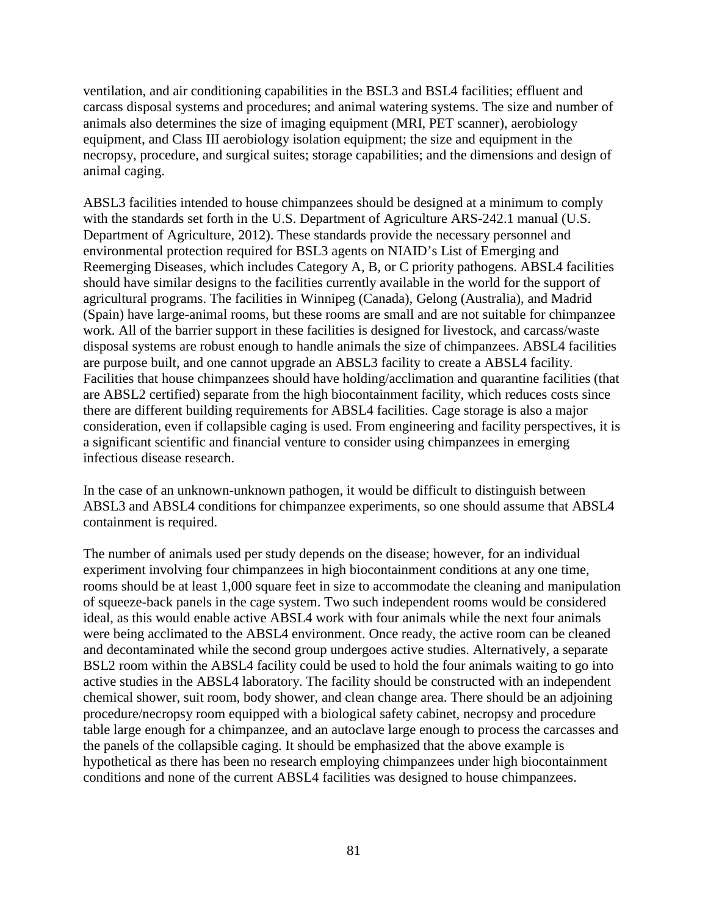ventilation, and air conditioning capabilities in the BSL3 and BSL4 facilities; effluent and carcass disposal systems and procedures; and animal watering systems. The size and number of animals also determines the size of imaging equipment (MRI, PET scanner), aerobiology equipment, and Class III aerobiology isolation equipment; the size and equipment in the necropsy, procedure, and surgical suites; storage capabilities; and the dimensions and design of animal caging.

ABSL3 facilities intended to house chimpanzees should be designed at a minimum to comply with the standards set forth in the U.S. Department of Agriculture ARS-242.1 manual (U.S. Department of Agriculture, 2012). These standards provide the necessary personnel and environmental protection required for BSL3 agents on NIAID's List of Emerging and Reemerging Diseases, which includes Category A, B, or C priority pathogens. ABSL4 facilities should have similar designs to the facilities currently available in the world for the support of agricultural programs. The facilities in Winnipeg (Canada), Gelong (Australia), and Madrid (Spain) have large-animal rooms, but these rooms are small and are not suitable for chimpanzee work. All of the barrier support in these facilities is designed for livestock, and carcass/waste disposal systems are robust enough to handle animals the size of chimpanzees. ABSL4 facilities are purpose built, and one cannot upgrade an ABSL3 facility to create a ABSL4 facility. Facilities that house chimpanzees should have holding/acclimation and quarantine facilities (that are ABSL2 certified) separate from the high biocontainment facility, which reduces costs since there are different building requirements for ABSL4 facilities. Cage storage is also a major consideration, even if collapsible caging is used. From engineering and facility perspectives, it is a significant scientific and financial venture to consider using chimpanzees in emerging infectious disease research.

In the case of an unknown-unknown pathogen, it would be difficult to distinguish between ABSL3 and ABSL4 conditions for chimpanzee experiments, so one should assume that ABSL4 containment is required.

The number of animals used per study depends on the disease; however, for an individual experiment involving four chimpanzees in high biocontainment conditions at any one time, rooms should be at least 1,000 square feet in size to accommodate the cleaning and manipulation of squeeze-back panels in the cage system. Two such independent rooms would be considered ideal, as this would enable active ABSL4 work with four animals while the next four animals were being acclimated to the ABSL4 environment. Once ready, the active room can be cleaned and decontaminated while the second group undergoes active studies. Alternatively, a separate BSL2 room within the ABSL4 facility could be used to hold the four animals waiting to go into active studies in the ABSL4 laboratory. The facility should be constructed with an independent chemical shower, suit room, body shower, and clean change area. There should be an adjoining procedure/necropsy room equipped with a biological safety cabinet, necropsy and procedure table large enough for a chimpanzee, and an autoclave large enough to process the carcasses and the panels of the collapsible caging. It should be emphasized that the above example is hypothetical as there has been no research employing chimpanzees under high biocontainment conditions and none of the current ABSL4 facilities was designed to house chimpanzees.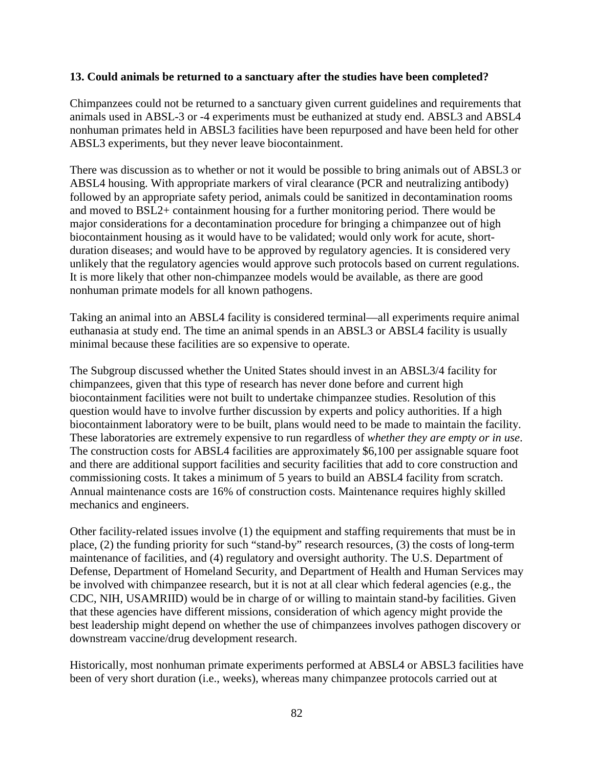**13. Could animals be returned to a sanctuary after the studies have been completed?**

Chimpanzees could not be returned to a sanctuary given current guidelines and requirements that animals used in ABSL-3 or -4 experiments must be euthanized at study end. ABSL3 and ABSL4 nonhuman primates held in ABSL3 facilities have been repurposed and have been held for other ABSL3 experiments, but they never leave biocontainment.

There was discussion as to whether or not it would be possible to bring animals out of ABSL3 or ABSL4 housing. With appropriate markers of viral clearance (PCR and neutralizing antibody) followed by an appropriate safety period, animals could be sanitized in decontamination rooms and moved to BSL2+ containment housing for a further monitoring period. There would be major considerations for a decontamination procedure for bringing a chimpanzee out of high biocontainment housing as it would have to be validated; would only work for acute, short-duration diseases; and would have to be approved by regulatory agencies. It is considered very unlikely that the regulatory agencies would approve such protocols based on current regulations. It is more likely that other non-chimpanzee models would be available, as there are good nonhuman primate models for all known pathogens.

Taking an animal into an ABSL4 facility is considered terminal—all experiments require animal euthanasia at study end. The time an animal spends in an ABSL3 or ABSL4 facility is usually minimal because these facilities are so expensive to operate.

The Subgroup discussed whether the United States should invest in an ABSL3/4 facility for chimpanzees, given that this type of research has never done before and current high biocontainment facilities were not built to undertake chimpanzee studies. Resolution of this question would have to involve further discussion by experts and policy authorities. If a high biocontainment laboratory were to be built, plans would need to be made to maintain the facility. These laboratories are extremely expensive to run regardless of *whether they are empty or in use*. The construction costs for ABSL4 facilities are approximately $6,100 per assignable square foot and there are additional support facilities and security facilities that add to core construction and commissioning costs. It takes a minimum of 5 years to build an ABSL4 facility from scratch. Annual maintenance costs are 16% of construction costs. Maintenance requires highly skilled mechanics and engineers.

Other facility-related issues involve (1) the equipment and staffing requirements that must be in place, (2) the funding priority for such "stand-by" research resources, (3) the costs of long-term maintenance of facilities, and (4) regulatory and oversight authority. The U.S. Department of Defense, Department of Homeland Security, and Department of Health and Human Services may be involved with chimpanzee research, but it is not at all clear which federal agencies (e.g., the CDC, NIH, USAMRIID) would be in charge of or willing to maintain stand-by facilities. Given that these agencies have different missions, consideration of which agency might provide the best leadership might depend on whether the use of chimpanzees involves pathogen discovery or downstream vaccine/drug development research.

Historically, most nonhuman primate experiments performed at ABSL4 or ABSL3 facilities have been of very short duration (i.e., weeks), whereas many chimpanzee protocols carried out at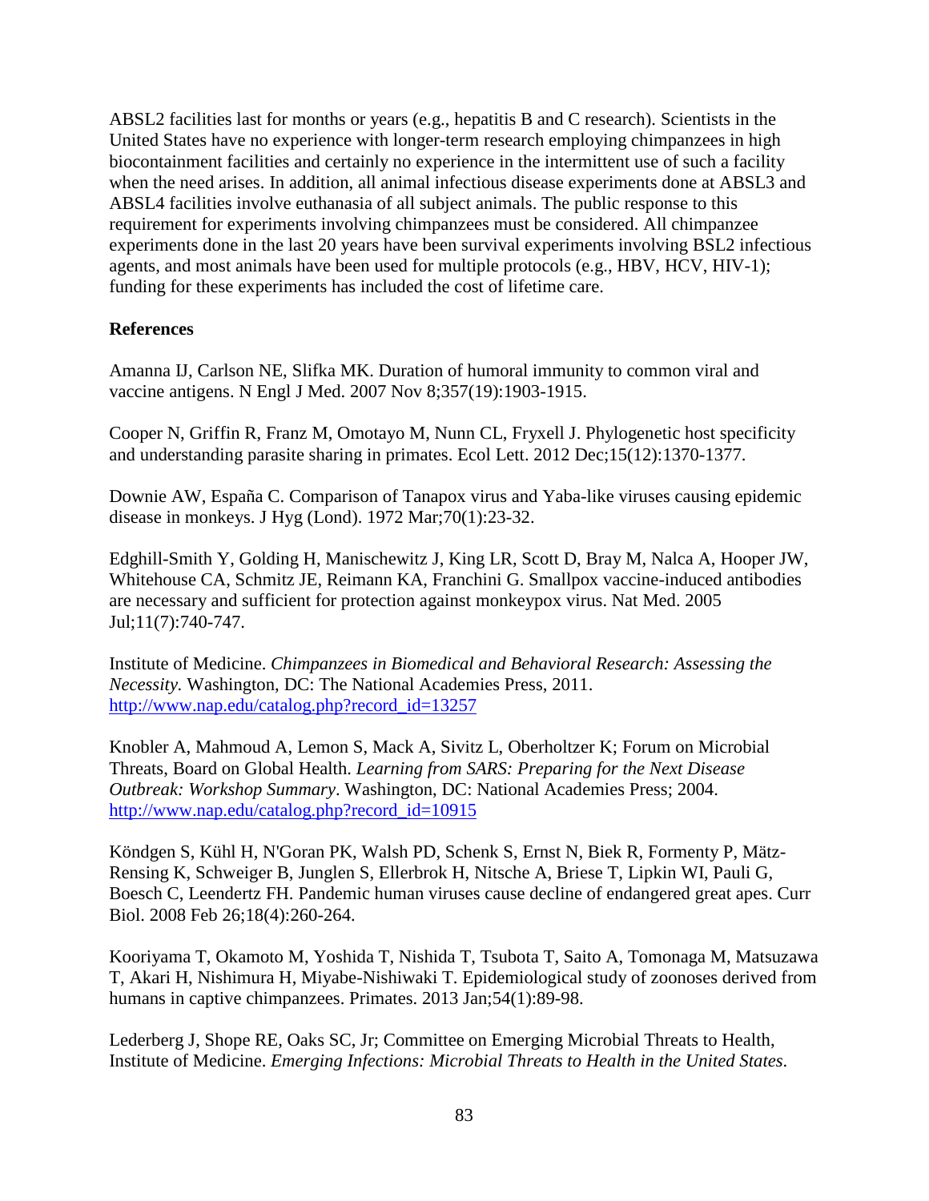ABSL2 facilities last for months or years (e.g., hepatitis B and C research). Scientists in the United States have no experience with longer-term research employing chimpanzees in high biocontainment facilities and certainly no experience in the intermittent use of such a facility when the need arises. In addition, all animal infectious disease experiments done at ABSL3 and ABSL4 facilities involve euthanasia of all subject animals. The public response to this requirement for experiments involving chimpanzees must be considered. All chimpanzee experiments done in the last 20 years have been survival experiments involving BSL2 infectious agents, and most animals have been used for multiple protocols (e.g., HBV, HCV, HIV-1); funding for these experiments has included the cost of lifetime care.

**References**

Amanna IJ, Carlson NE, Slifka MK. Duration of humoral immunity to common viral and vaccine antigens. N Engl J Med. 2007 Nov 8;357(19):1903-1915.

Cooper N, Griffin R, Franz M, Omotayo M, Nunn CL, Fryxell J. Phylogenetic host specificity and understanding parasite sharing in primates. Ecol Lett. 2012 Dec;15(12):1370-1377.

Downie AW, España C. Comparison of Tanapox virus and Yaba-like viruses causing epidemic disease in monkeys. J Hyg (Lond). 1972 Mar;70(1):23-32.

Edghill-Smith Y, Golding H, Manischewitz J, King LR, Scott D, Bray M, Nalca A, Hooper JW, Whitehouse CA, Schmitz JE, Reimann KA, Franchini G. Smallpox vaccine-induced antibodies are necessary and sufficient for protection against monkeypox virus. Nat Med. 2005 Jul;11(7):740-747.

Institute of Medicine. *Chimpanzees in Biomedical and Behavioral Research: Assessing the Necessity.* Washington, DC: The National Academies Press, 2011. http://www.nap.edu/catalog.php?record_id=13257

Knobler A, Mahmoud A, Lemon S, Mack A, Sivitz L, Oberholtzer K; Forum on Microbial Threats, Board on Global Health. *Learning from SARS: Preparing for the Next Disease Outbreak: Workshop Summary*. Washington, DC: National Academies Press; 2004. http://www.nap.edu/catalog.php?record_id=10915

Köndgen S, Kühl H, N'Goran PK, Walsh PD, Schenk S, Ernst N, Biek R, Formenty P, Mätz-Rensing K, Schweiger B, Junglen S, Ellerbrok H, Nitsche A, Briese T, Lipkin WI, Pauli G, Boesch C, Leendertz FH. Pandemic human viruses cause decline of endangered great apes. Curr Biol. 2008 Feb 26;18(4):260-264.

Kooriyama T, Okamoto M, Yoshida T, Nishida T, Tsubota T, Saito A, Tomonaga M, Matsuzawa T, Akari H, Nishimura H, Miyabe-Nishiwaki T. Epidemiological study of zoonoses derived from humans in captive chimpanzees. Primates. 2013 Jan;54(1):89-98.

Lederberg J, Shope RE, Oaks SC, Jr; Committee on Emerging Microbial Threats to Health, Institute of Medicine. *Emerging Infections: Microbial Threats to Health in the United States*.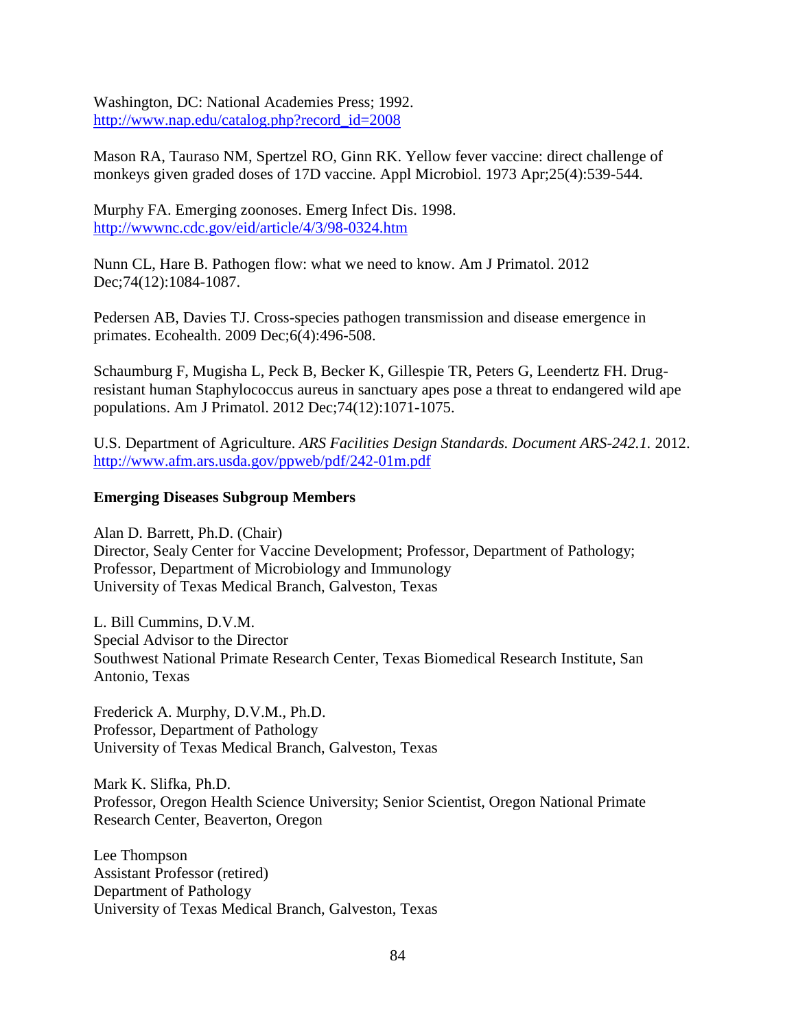Washington, DC: National Academies Press; 1992.
http://www.nap.edu/catalog.php?record_id=2008

Mason RA, Tauraso NM, Spertzel RO, Ginn RK. Yellow fever vaccine: direct challenge of monkeys given graded doses of 17D vaccine. Appl Microbiol. 1973 Apr;25(4):539-544.

Murphy FA. Emerging zoonoses. Emerg Infect Dis. 1998.
http://wwwnc.cdc.gov/eid/article/4/3/98-0324.htm

Nunn CL, Hare B. Pathogen flow: what we need to know. Am J Primatol. 2012 Dec;74(12):1084-1087.

Pedersen AB, Davies TJ. Cross-species pathogen transmission and disease emergence in primates. Ecohealth. 2009 Dec;6(4):496-508.

Schaumburg F, Mugisha L, Peck B, Becker K, Gillespie TR, Peters G, Leendertz FH. Drug-resistant human Staphylococcus aureus in sanctuary apes pose a threat to endangered wild ape populations. Am J Primatol. 2012 Dec;74(12):1071-1075.

U.S. Department of Agriculture. *ARS Facilities Design Standards. Document ARS-242.1.* 2012.
http://www.afm.ars.usda.gov/ppweb/pdf/242-01m.pdf

**Emerging Diseases Subgroup Members**

Alan D. Barrett, Ph.D. (Chair)
Director, Sealy Center for Vaccine Development; Professor, Department of Pathology; Professor, Department of Microbiology and Immunology
University of Texas Medical Branch, Galveston, Texas

L. Bill Cummins, D.V.M.
Special Advisor to the Director
Southwest National Primate Research Center, Texas Biomedical Research Institute, San Antonio, Texas

Frederick A. Murphy, D.V.M., Ph.D.
Professor, Department of Pathology
University of Texas Medical Branch, Galveston, Texas

Mark K. Slifka, Ph.D.
Professor, Oregon Health Science University; Senior Scientist, Oregon National Primate Research Center, Beaverton, Oregon

Lee Thompson
Assistant Professor (retired)
Department of Pathology
University of Texas Medical Branch, Galveston, Texas